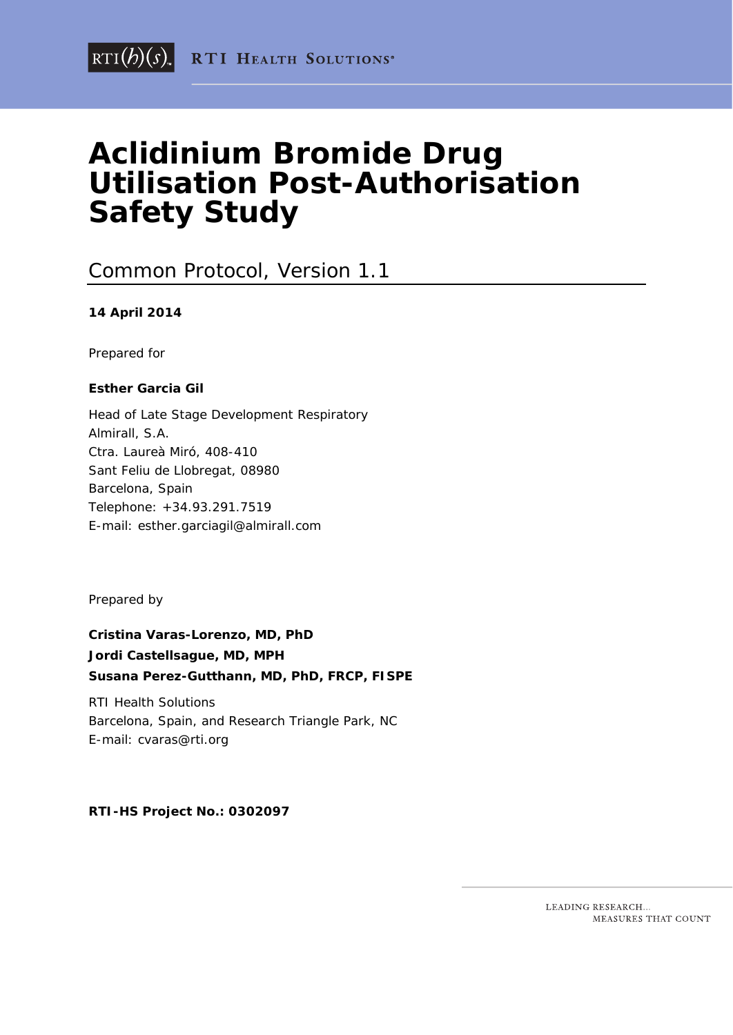RTI Health Solutions

# Aclidinium Bromide Drug Utilisation Post-Authorisation Safety Study

## Common Protocol, Version 1.1

**14 April 2014**

Prepared for

**Esther Garcia Gil**

Head of Late Stage Development Respiratory
Almirall, S.A.
Ctra. Laureà Miró, 408-410
Sant Feliu de Llobregat, 08980
Barcelona, Spain
Telephone: +34.93.291.7519
E-mail: esther.garciagil@almirall.com

Prepared by

**Cristina Varas-Lorenzo, MD, PhD**
**Jordi Castellsague, MD, MPH**
**Susana Perez-Gutthann, MD, PhD, FRCP, FISPE**

RTI Health Solutions
Barcelona, Spain, and Research Triangle Park, NC
E-mail: cvaras@rti.org

**RTI-HS Project No.: 0302097**

LEADING RESEARCH...
MEASURES THAT COUNT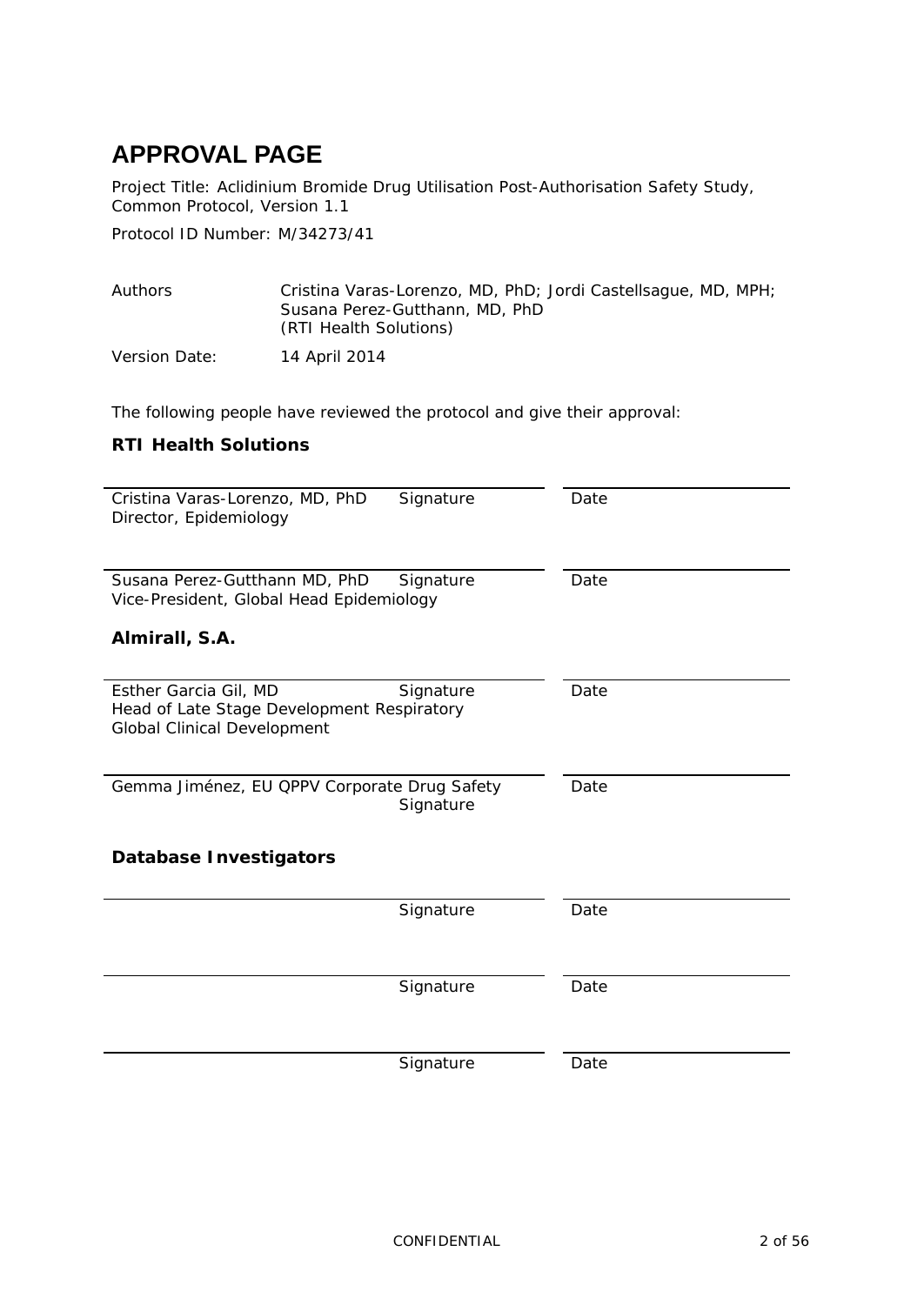# APPROVAL PAGE

Project Title: Aclidinium Bromide Drug Utilisation Post-Authorisation Safety Study, Common Protocol, Version 1.1

Protocol ID Number: M/34273/41

| | |
|---|---|
| Authors | Cristina Varas-Lorenzo, MD, PhD; Jordi Castellsague, MD, MPH; Susana Perez-Gutthann, MD, PhD (RTI Health Solutions) |
| Version Date: | 14 April 2014 |

The following people have reviewed the protocol and give their approval:

**RTI Health Solutions**

| | | |
|---|---|---|
| Cristina Varas-Lorenzo, MD, PhD<br>Director, Epidemiology | Signature | Date |
| Susana Perez-Gutthann MD, PhD<br>Vice-President, Global Head Epidemiology | Signature | Date |

**Almirall, S.A.**

| | | |
|---|---|---|
| Esther Garcia Gil, MD<br>Head of Late Stage Development Respiratory<br>Global Clinical Development | Signature | Date |
| Gemma Jiménez, EU QPPV Corporate Drug Safety | Signature | Date |

**Database Investigators**

| | | |
|---|---|---|
| | Signature | Date |
| | Signature | Date |
| | Signature | Date |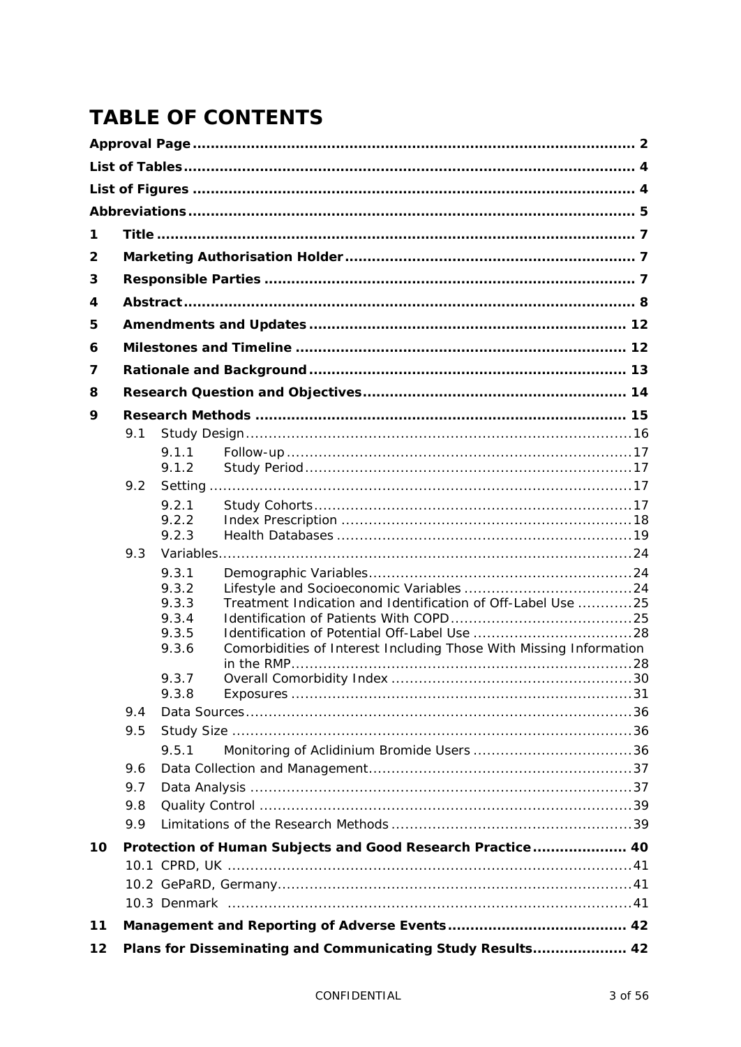# TABLE OF CONTENTS

**Approval Page** .................................................................................................. 2

**List of Tables** .................................................................................................... 4

**List of Figures** .................................................................................................. 4

**Abbreviations** ................................................................................................... 5

**1 Title** .............................................................................................................. 7

**2 Marketing Authorisation Holder** ................................................................. 7

**3 Responsible Parties** ..................................................................................... 7

**4 Abstract** .......................................................................................................... 8

**5 Amendments and Updates** ......................................................................... 12

**6 Milestones and Timeline** ............................................................................ 12

**7 Rationale and Background** ........................................................................ 13

**8 Research Question and Objectives** ............................................................ 14

**9 Research Methods** ...................................................................................... 15

- 9.1 Study Design ........................................................................................ 16
  - 9.1.1 Follow-up ........................................................................................ 17
  - 9.1.2 Study Period .................................................................................... 17
- 9.2 Setting ................................................................................................... 17
  - 9.2.1 Study Cohorts .................................................................................. 17
  - 9.2.2 Index Prescription ............................................................................ 18
  - 9.2.3 Health Databases ............................................................................. 19
- 9.3 Variables ................................................................................................ 24
  - 9.3.1 Demographic Variables ..................................................................... 24
  - 9.3.2 Lifestyle and Socioeconomic Variables ............................................. 24
  - 9.3.3 Treatment Indication and Identification of Off-Label Use ................ 25
  - 9.3.4 Identification of Patients With COPD ............................................... 25
  - 9.3.5 Identification of Potential Off-Label Use .......................................... 28
  - 9.3.6 Comorbidities of Interest Including Those With Missing Information in the RMP ........................................................................................ 28
  - 9.3.7 Overall Comorbidity Index ................................................................ 30
  - 9.3.8 Exposures ......................................................................................... 31
- 9.4 Data Sources ......................................................................................... 36
- 9.5 Study Size ............................................................................................. 36
  - 9.5.1 Monitoring of Aclidinium Bromide Users .......................................... 36
- 9.6 Data Collection and Management ........................................................... 37
- 9.7 Data Analysis ......................................................................................... 37
- 9.8 Quality Control ....................................................................................... 39
- 9.9 Limitations of the Research Methods ..................................................... 39

**10 Protection of Human Subjects and Good Research Practice** ..................... 40

- 10.1 CPRD, UK ............................................................................................ 41
- 10.2 GePaRD, Germany ............................................................................... 41
- 10.3 Denmark .............................................................................................. 41

**11 Management and Reporting of Adverse Events** ........................................ 42

**12 Plans for Disseminating and Communicating Study Results** .................... 42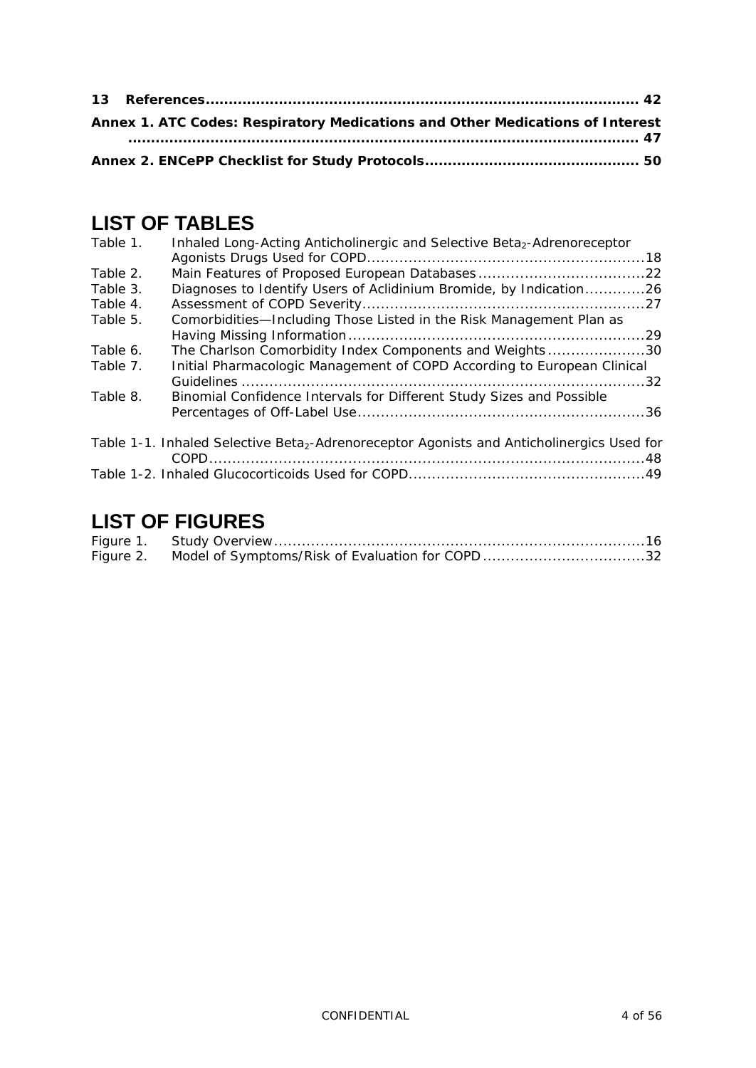**13 References........................................................................................ 42**

**Annex 1. ATC Codes: Respiratory Medications and Other Medications of Interest ....................................................................................................... 47**

**Annex 2. ENCePP Checklist for Study Protocols.......................................... 50**

# LIST OF TABLES

Table 1. Inhaled Long-Acting Anticholinergic and Selective $Beta_2$-Adrenoreceptor Agonists Drugs Used for COPD..........................................................18

Table 2. Main Features of Proposed European Databases....................................22

Table 3. Diagnoses to Identify Users of Aclidinium Bromide, by Indication.............26

Table 4. Assessment of COPD Severity...........................................................27

Table 5. Comorbidities—Including Those Listed in the Risk Management Plan as Having Missing Information...............................................................29

Table 6. The Charlson Comorbidity Index Components and Weights.....................30

Table 7. Initial Pharmacologic Management of COPD According to European Clinical Guidelines ....................................................................................32

Table 8. Binomial Confidence Intervals for Different Study Sizes and Possible Percentages of Off-Label Use.............................................................36

Table 1-1. Inhaled Selective $Beta_2$-Adrenoreceptor Agonists and Anticholinergics Used for COPD.........................................................................................48

Table 1-2. Inhaled Glucocorticoids Used for COPD..................................................49

# LIST OF FIGURES

Figure 1. Study Overview...............................................................................16

Figure 2. Model of Symptoms/Risk of Evaluation for COPD..................................32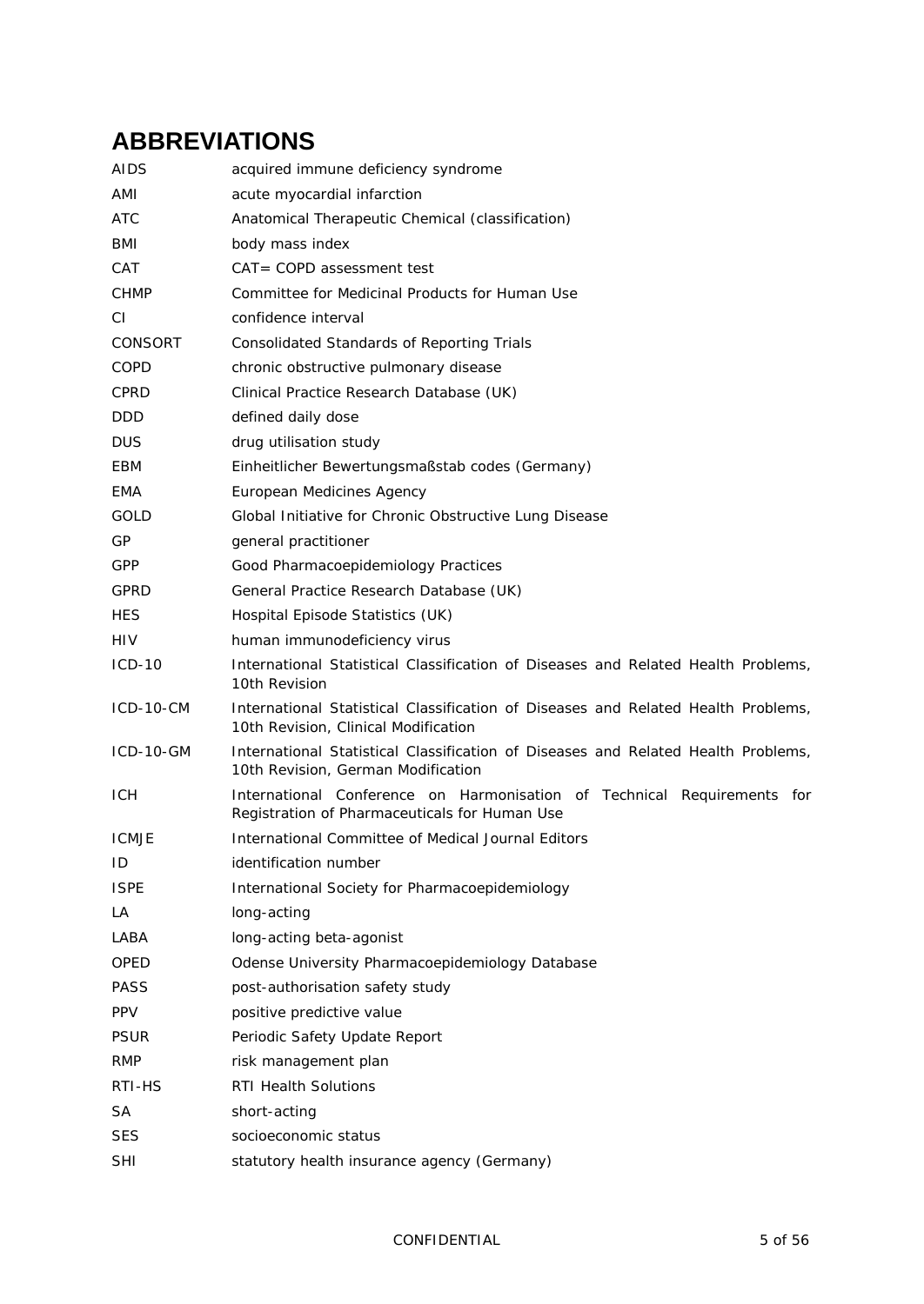# ABBREVIATIONS

| | |
|---|---|
| AIDS | acquired immune deficiency syndrome |
| AMI | acute myocardial infarction |
| ATC | Anatomical Therapeutic Chemical (classification) |
| BMI | body mass index |
| CAT | CAT= COPD assessment test |
| CHMP | Committee for Medicinal Products for Human Use |
| CI | confidence interval |
| CONSORT | Consolidated Standards of Reporting Trials |
| COPD | chronic obstructive pulmonary disease |
| CPRD | Clinical Practice Research Database (UK) |
| DDD | defined daily dose |
| DUS | drug utilisation study |
| EBM | Einheitlicher Bewertungsmaßstab codes (Germany) |
| EMA | European Medicines Agency |
| GOLD | Global Initiative for Chronic Obstructive Lung Disease |
| GP | general practitioner |
| GPP | Good Pharmacoepidemiology Practices |
| GPRD | General Practice Research Database (UK) |
| HES | Hospital Episode Statistics (UK) |
| HIV | human immunodeficiency virus |
| ICD-10 | International Statistical Classification of Diseases and Related Health Problems, 10th Revision |
| ICD-10-CM | International Statistical Classification of Diseases and Related Health Problems, 10th Revision, Clinical Modification |
| ICD-10-GM | International Statistical Classification of Diseases and Related Health Problems, 10th Revision, German Modification |
| ICH | International Conference on Harmonisation of Technical Requirements for Registration of Pharmaceuticals for Human Use |
| ICMJE | International Committee of Medical Journal Editors |
| ID | identification number |
| ISPE | International Society for Pharmacoepidemiology |
| LA | long-acting |
| LABA | long-acting beta-agonist |
| OPED | Odense University Pharmacoepidemiology Database |
| PASS | post-authorisation safety study |
| PPV | positive predictive value |
| PSUR | Periodic Safety Update Report |
| RMP | risk management plan |
| RTI-HS | RTI Health Solutions |
| SA | short-acting |
| SES | socioeconomic status |
| SHI | statutory health insurance agency (Germany) |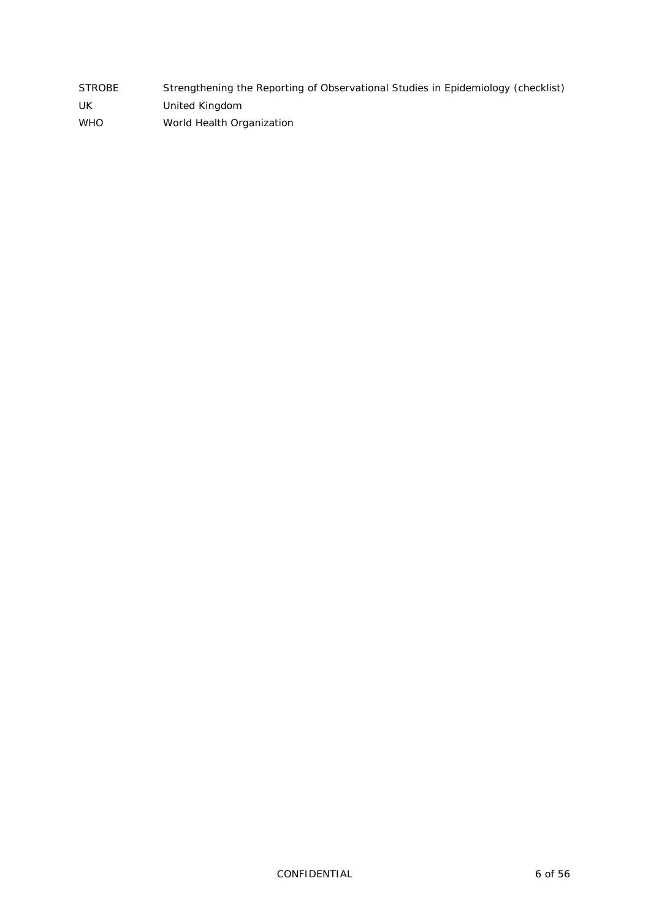| | |
|---|---|
| STROBE | Strengthening the Reporting of Observational Studies in Epidemiology (checklist) |
| UK | United Kingdom |
| WHO | World Health Organization |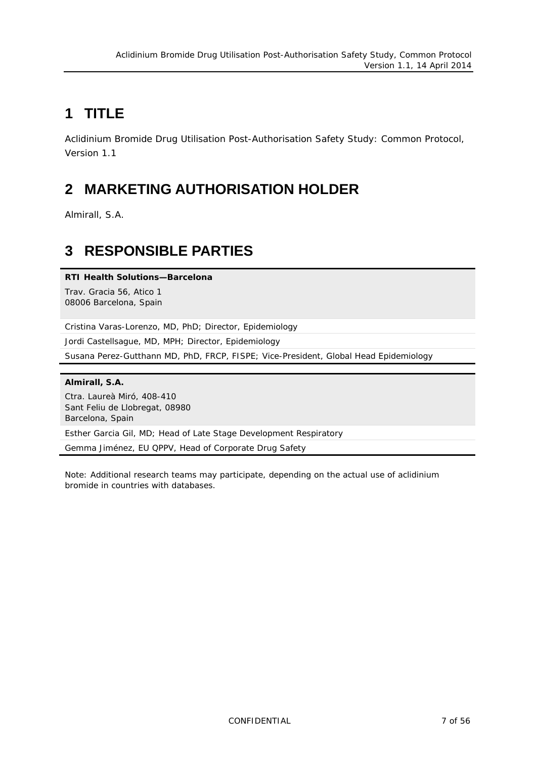# 1 TITLE

Aclidinium Bromide Drug Utilisation Post-Authorisation Safety Study: Common Protocol, Version 1.1

# 2 MARKETING AUTHORISATION HOLDER

Almirall, S.A.

# 3 RESPONSIBLE PARTIES

| **RTI Health Solutions—Barcelona**<br>Trav. Gracia 56, Atico 1<br>08006 Barcelona, Spain |
|---|
| Cristina Varas-Lorenzo, MD, PhD; Director, Epidemiology |
| Jordi Castellsague, MD, MPH; Director, Epidemiology |
| Susana Perez-Gutthann MD, PhD, FRCP, FISPE; Vice-President, Global Head Epidemiology |

| **Almirall, S.A.**<br>Ctra. Laureà Miró, 408-410<br>Sant Feliu de Llobregat, 08980<br>Barcelona, Spain |
|---|
| Esther Garcia Gil, MD; Head of Late Stage Development Respiratory |
| Gemma Jiménez, EU QPPV, Head of Corporate Drug Safety |

Note: Additional research teams may participate, depending on the actual use of aclidinium bromide in countries with databases.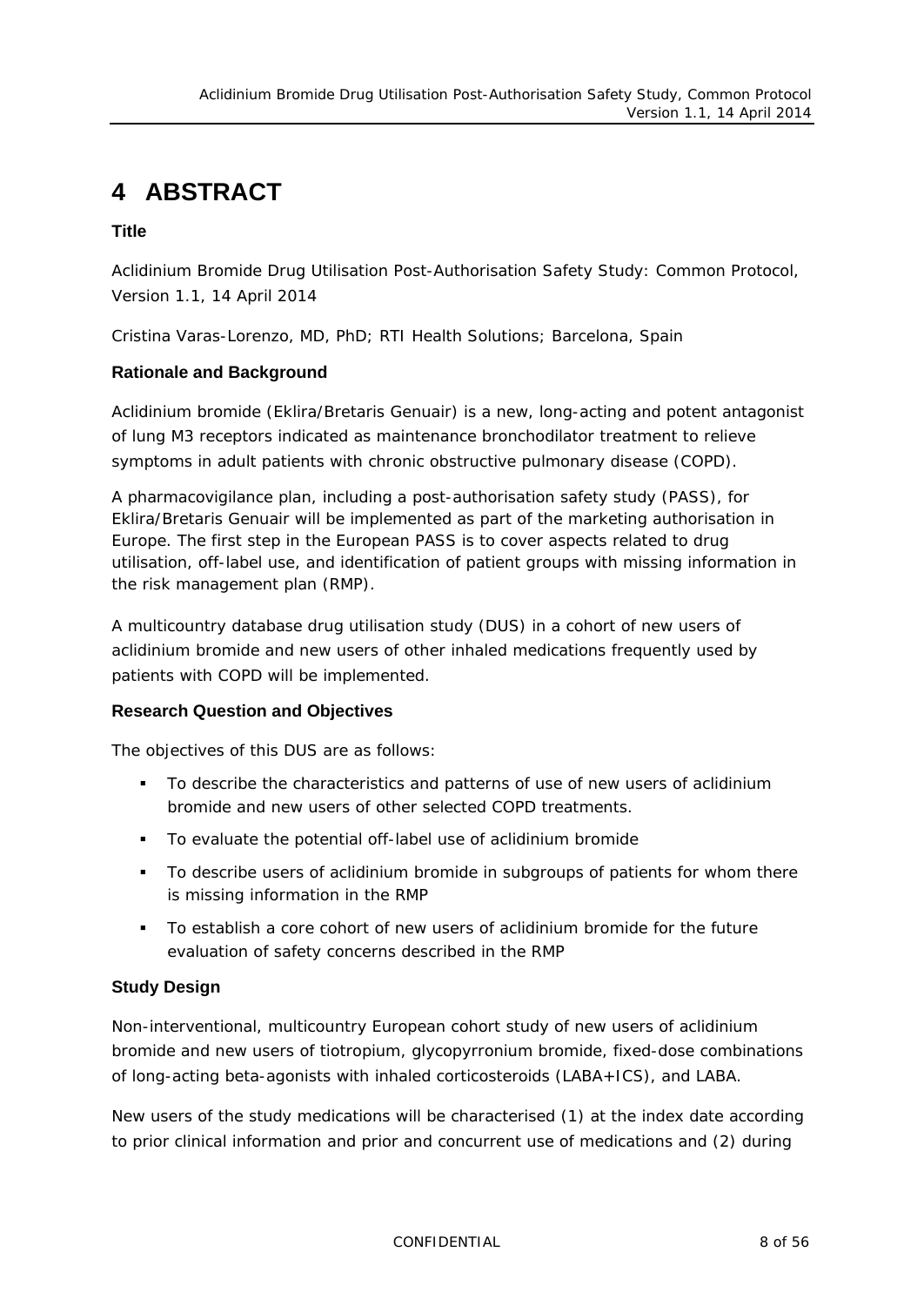# 4 ABSTRACT

### Title

Aclidinium Bromide Drug Utilisation Post-Authorisation Safety Study: Common Protocol, Version 1.1, 14 April 2014

Cristina Varas-Lorenzo, MD, PhD; RTI Health Solutions; Barcelona, Spain

### Rationale and Background

Aclidinium bromide (Eklira/Bretaris Genuair) is a new, long-acting and potent antagonist of lung M3 receptors indicated as maintenance bronchodilator treatment to relieve symptoms in adult patients with chronic obstructive pulmonary disease (COPD).

A pharmacovigilance plan, including a post-authorisation safety study (PASS), for Eklira/Bretaris Genuair will be implemented as part of the marketing authorisation in Europe. The first step in the European PASS is to cover aspects related to drug utilisation, off-label use, and identification of patient groups with missing information in the risk management plan (RMP).

A multicountry database drug utilisation study (DUS) in a cohort of new users of aclidinium bromide and new users of other inhaled medications frequently used by patients with COPD will be implemented.

### Research Question and Objectives

The objectives of this DUS are as follows:

- To describe the characteristics and patterns of use of new users of aclidinium bromide and new users of other selected COPD treatments.
- To evaluate the potential off-label use of aclidinium bromide
- To describe users of aclidinium bromide in subgroups of patients for whom there is missing information in the RMP
- To establish a core cohort of new users of aclidinium bromide for the future evaluation of safety concerns described in the RMP

### Study Design

Non-interventional, multicountry European cohort study of new users of aclidinium bromide and new users of tiotropium, glycopyrronium bromide, fixed-dose combinations of long-acting beta-agonists with inhaled corticosteroids (LABA+ICS), and LABA.

New users of the study medications will be characterised (1) at the index date according to prior clinical information and prior and concurrent use of medications and (2) during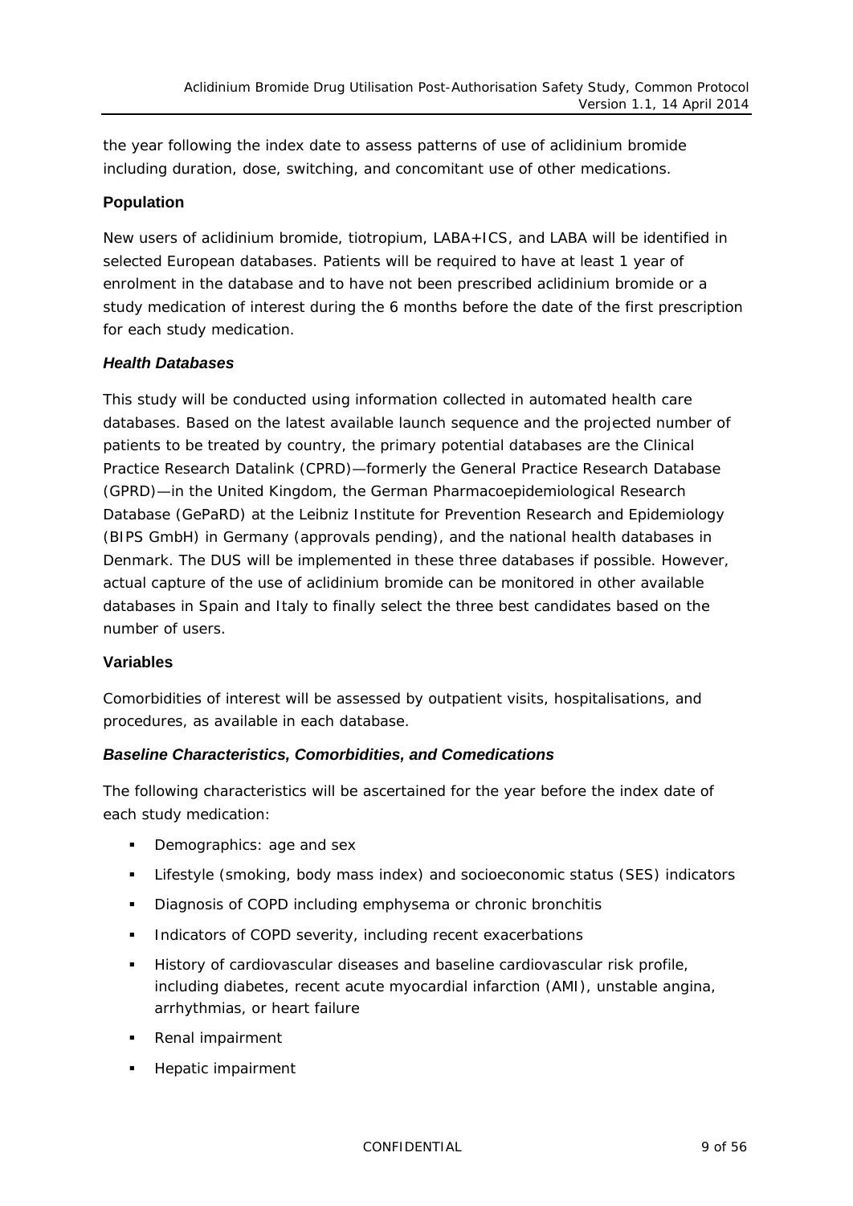the year following the index date to assess patterns of use of aclidinium bromide including duration, dose, switching, and concomitant use of other medications.

**Population**

New users of aclidinium bromide, tiotropium, LABA+ICS, and LABA will be identified in selected European databases. Patients will be required to have at least 1 year of enrolment in the database and to have not been prescribed aclidinium bromide or a study medication of interest during the 6 months before the date of the first prescription for each study medication.

***Health Databases***

This study will be conducted using information collected in automated health care databases. Based on the latest available launch sequence and the projected number of patients to be treated by country, the primary potential databases are the Clinical Practice Research Datalink (CPRD)—formerly the General Practice Research Database (GPRD)—in the United Kingdom, the German Pharmacoepidemiological Research Database (GePaRD) at the Leibniz Institute for Prevention Research and Epidemiology (BIPS GmbH) in Germany (approvals pending), and the national health databases in Denmark. The DUS will be implemented in these three databases if possible. However, actual capture of the use of aclidinium bromide can be monitored in other available databases in Spain and Italy to finally select the three best candidates based on the number of users.

**Variables**

Comorbidities of interest will be assessed by outpatient visits, hospitalisations, and procedures, as available in each database.

***Baseline Characteristics, Comorbidities, and Comedications***

The following characteristics will be ascertained for the year before the index date of each study medication:

- Demographics: age and sex
- Lifestyle (smoking, body mass index) and socioeconomic status (SES) indicators
- Diagnosis of COPD including emphysema or chronic bronchitis
- Indicators of COPD severity, including recent exacerbations
- History of cardiovascular diseases and baseline cardiovascular risk profile, including diabetes, recent acute myocardial infarction (AMI), unstable angina, arrhythmias, or heart failure
- Renal impairment
- Hepatic impairment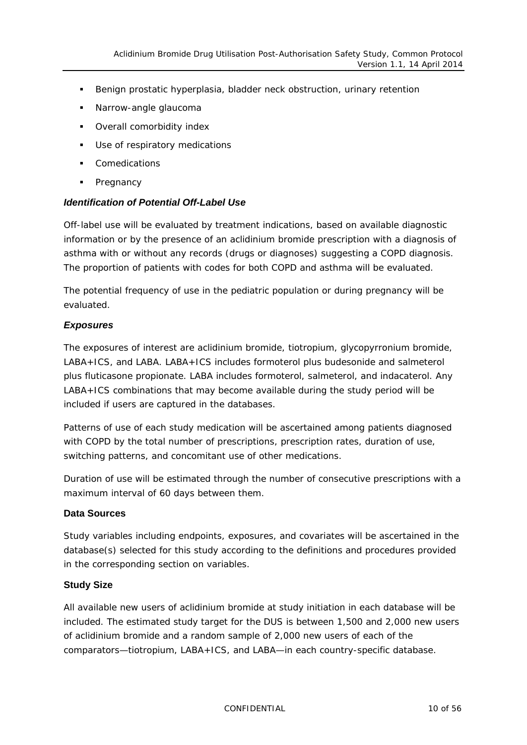- Benign prostatic hyperplasia, bladder neck obstruction, urinary retention
- Narrow-angle glaucoma
- Overall comorbidity index
- Use of respiratory medications
- Comedications
- Pregnancy

***Identification of Potential Off-Label Use***

Off-label use will be evaluated by treatment indications, based on available diagnostic information or by the presence of an aclidinium bromide prescription with a diagnosis of asthma with or without any records (drugs or diagnoses) suggesting a COPD diagnosis. The proportion of patients with codes for both COPD and asthma will be evaluated.

The potential frequency of use in the pediatric population or during pregnancy will be evaluated.

***Exposures***

The exposures of interest are aclidinium bromide, tiotropium, glycopyrronium bromide, LABA+ICS, and LABA. LABA+ICS includes formoterol plus budesonide and salmeterol plus fluticasone propionate. LABA includes formoterol, salmeterol, and indacaterol. Any LABA+ICS combinations that may become available during the study period will be included if users are captured in the databases.

Patterns of use of each study medication will be ascertained among patients diagnosed with COPD by the total number of prescriptions, prescription rates, duration of use, switching patterns, and concomitant use of other medications.

Duration of use will be estimated through the number of consecutive prescriptions with a maximum interval of 60 days between them.

**Data Sources**

Study variables including endpoints, exposures, and covariates will be ascertained in the database(s) selected for this study according to the definitions and procedures provided in the corresponding section on variables.

**Study Size**

All available new users of aclidinium bromide at study initiation in each database will be included. The estimated study target for the DUS is between 1,500 and 2,000 new users of aclidinium bromide and a random sample of 2,000 new users of each of the comparators—tiotropium, LABA+ICS, and LABA—in each country-specific database.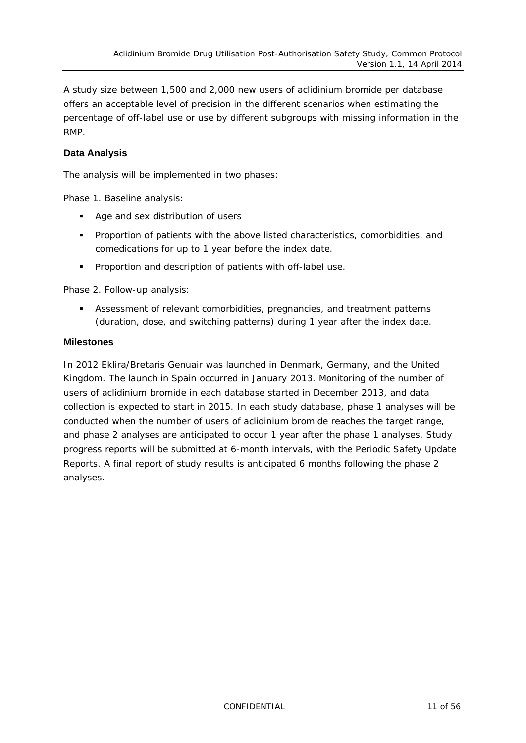A study size between 1,500 and 2,000 new users of aclidinium bromide per database offers an acceptable level of precision in the different scenarios when estimating the percentage of off-label use or use by different subgroups with missing information in the RMP.

### Data Analysis

The analysis will be implemented in two phases:

Phase 1. Baseline analysis:

- Age and sex distribution of users
- Proportion of patients with the above listed characteristics, comorbidities, and comedications for up to 1 year before the index date.
- Proportion and description of patients with off-label use.

Phase 2. Follow-up analysis:

- Assessment of relevant comorbidities, pregnancies, and treatment patterns (duration, dose, and switching patterns) during 1 year after the index date.

### Milestones

In 2012 Eklira/Bretaris Genuair was launched in Denmark, Germany, and the United Kingdom. The launch in Spain occurred in January 2013. Monitoring of the number of users of aclidinium bromide in each database started in December 2013, and data collection is expected to start in 2015. In each study database, phase 1 analyses will be conducted when the number of users of aclidinium bromide reaches the target range, and phase 2 analyses are anticipated to occur 1 year after the phase 1 analyses. Study progress reports will be submitted at 6-month intervals, with the Periodic Safety Update Reports. A final report of study results is anticipated 6 months following the phase 2 analyses.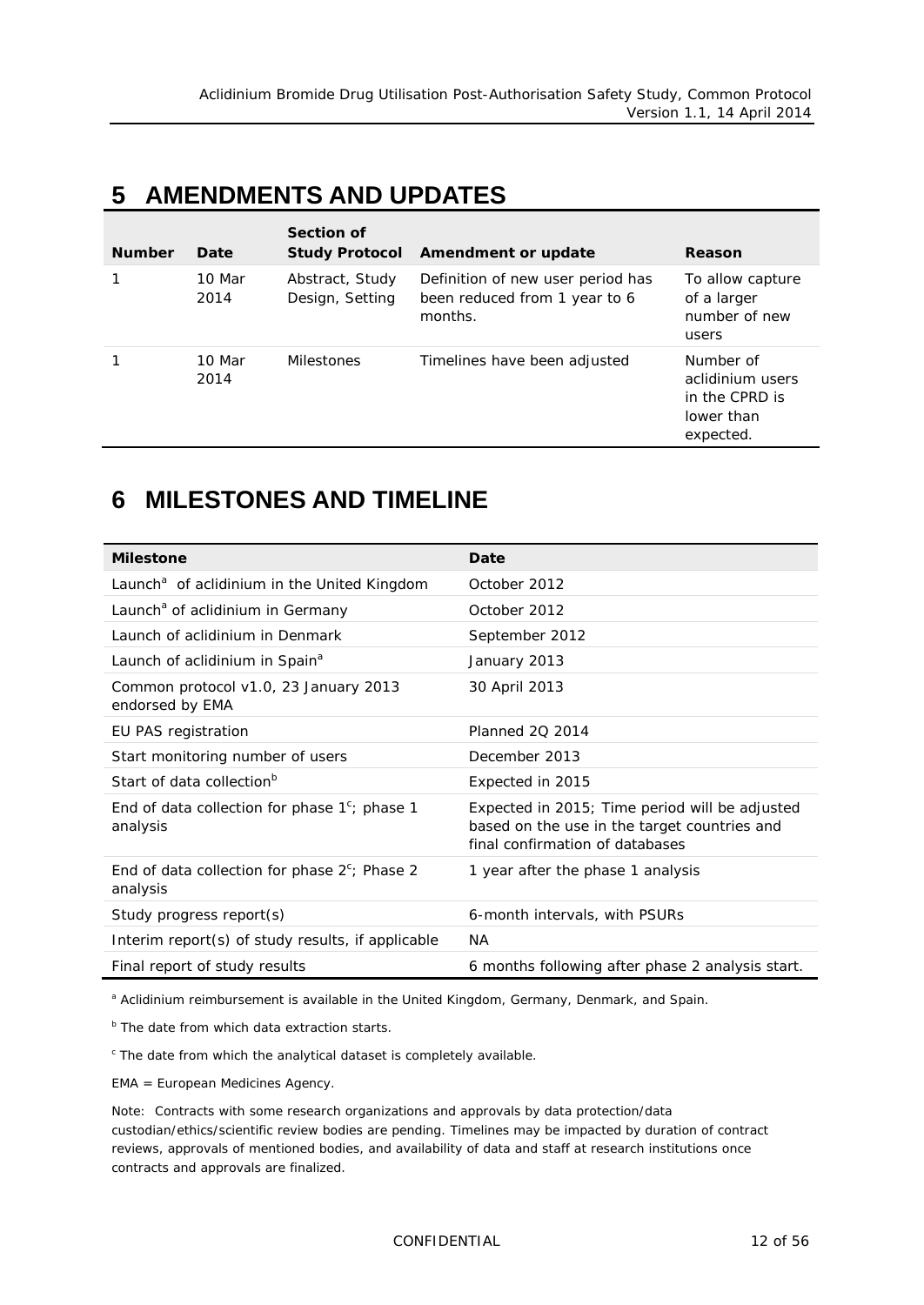# 5 AMENDMENTS AND UPDATES

| Number | Date | Section of Study Protocol | Amendment or update | Reason |
|---|---|---|---|---|
| 1 | 10 Mar 2014 | Abstract, Study Design, Setting | Definition of new user period has been reduced from 1 year to 6 months. | To allow capture of a larger number of new users |
| 1 | 10 Mar 2014 | Milestones | Timelines have been adjusted | Number of aclidinium users in the CPRD is lower than expected. |

# 6 MILESTONES AND TIMELINE

| Milestone | Date |
|---|---|
| Launch[a] of aclidinium in the United Kingdom | October 2012 |
| Launch[a] of aclidinium in Germany | October 2012 |
| Launch of aclidinium in Denmark | September 2012 |
| Launch of aclidinium in Spain[a] | January 2013 |
| Common protocol v1.0, 23 January 2013 endorsed by EMA | 30 April 2013 |
| EU PAS registration | Planned 2Q 2014 |
| Start monitoring number of users | December 2013 |
| Start of data collection[b] | Expected in 2015 |
| End of data collection for phase 1[c]; phase 1 analysis | Expected in 2015; Time period will be adjusted based on the use in the target countries and final confirmation of databases |
| End of data collection for phase 2[c]; Phase 2 analysis | 1 year after the phase 1 analysis |
| Study progress report(s) | 6-month intervals, with PSURs |
| Interim report(s) of study results, if applicable | NA |
| Final report of study results | 6 months following after phase 2 analysis start. |

[a] Aclidinium reimbursement is available in the United Kingdom, Germany, Denmark, and Spain.

[b] The date from which data extraction starts.

[c] The date from which the analytical dataset is completely available.

EMA = European Medicines Agency.

Note: Contracts with some research organizations and approvals by data protection/data custodian/ethics/scientific review bodies are pending. Timelines may be impacted by duration of contract reviews, approvals of mentioned bodies, and availability of data and staff at research institutions once contracts and approvals are finalized.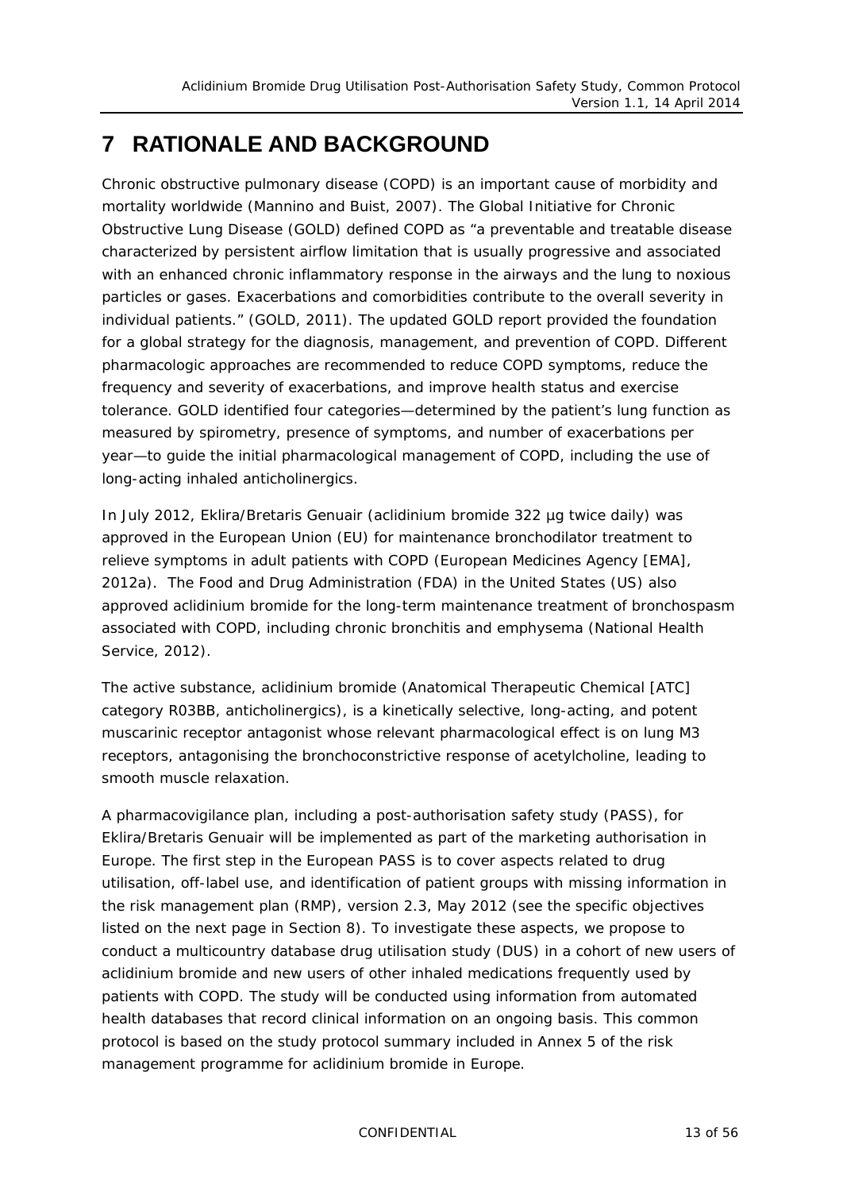# 7 RATIONALE AND BACKGROUND

Chronic obstructive pulmonary disease (COPD) is an important cause of morbidity and mortality worldwide (Mannino and Buist, 2007). The Global Initiative for Chronic Obstructive Lung Disease (GOLD) defined COPD as "a preventable and treatable disease characterized by persistent airflow limitation that is usually progressive and associated with an enhanced chronic inflammatory response in the airways and the lung to noxious particles or gases. Exacerbations and comorbidities contribute to the overall severity in individual patients." (GOLD, 2011). The updated GOLD report provided the foundation for a global strategy for the diagnosis, management, and prevention of COPD. Different pharmacologic approaches are recommended to reduce COPD symptoms, reduce the frequency and severity of exacerbations, and improve health status and exercise tolerance. GOLD identified four categories—determined by the patient's lung function as measured by spirometry, presence of symptoms, and number of exacerbations per year—to guide the initial pharmacological management of COPD, including the use of long-acting inhaled anticholinergics.

In July 2012, Eklira/Bretaris Genuair (aclidinium bromide 322 µg twice daily) was approved in the European Union (EU) for maintenance bronchodilator treatment to relieve symptoms in adult patients with COPD (European Medicines Agency [EMA], 2012a). The Food and Drug Administration (FDA) in the United States (US) also approved aclidinium bromide for the long-term maintenance treatment of bronchospasm associated with COPD, including chronic bronchitis and emphysema (National Health Service, 2012).

The active substance, aclidinium bromide (Anatomical Therapeutic Chemical [ATC] category R03BB, anticholinergics), is a kinetically selective, long-acting, and potent muscarinic receptor antagonist whose relevant pharmacological effect is on lung M3 receptors, antagonising the bronchoconstrictive response of acetylcholine, leading to smooth muscle relaxation.

A pharmacovigilance plan, including a post-authorisation safety study (PASS), for Eklira/Bretaris Genuair will be implemented as part of the marketing authorisation in Europe. The first step in the European PASS is to cover aspects related to drug utilisation, off-label use, and identification of patient groups with missing information in the risk management plan (RMP), version 2.3, May 2012 (see the specific objectives listed on the next page in Section 8). To investigate these aspects, we propose to conduct a multicountry database drug utilisation study (DUS) in a cohort of new users of aclidinium bromide and new users of other inhaled medications frequently used by patients with COPD. The study will be conducted using information from automated health databases that record clinical information on an ongoing basis. This common protocol is based on the study protocol summary included in Annex 5 of the risk management programme for aclidinium bromide in Europe.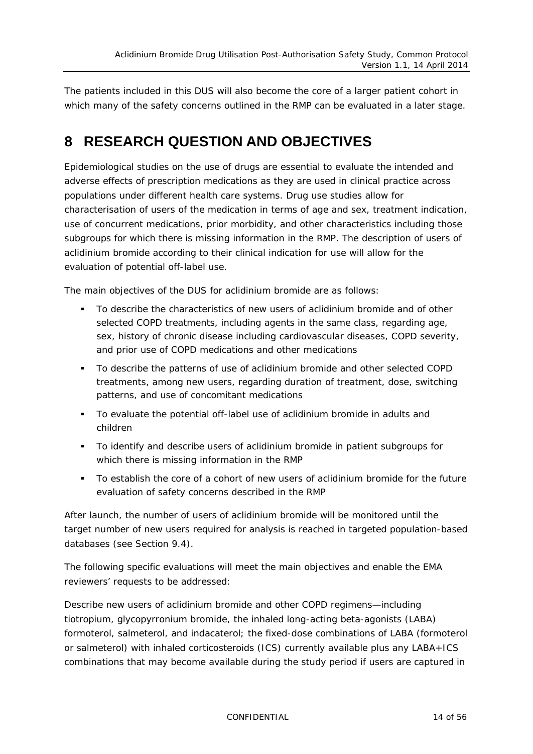The patients included in this DUS will also become the core of a larger patient cohort in which many of the safety concerns outlined in the RMP can be evaluated in a later stage.

# 8 RESEARCH QUESTION AND OBJECTIVES

Epidemiological studies on the use of drugs are essential to evaluate the intended and adverse effects of prescription medications as they are used in clinical practice across populations under different health care systems. Drug use studies allow for characterisation of users of the medication in terms of age and sex, treatment indication, use of concurrent medications, prior morbidity, and other characteristics including those subgroups for which there is missing information in the RMP. The description of users of aclidinium bromide according to their clinical indication for use will allow for the evaluation of potential off-label use.

The main objectives of the DUS for aclidinium bromide are as follows:

- To describe the characteristics of new users of aclidinium bromide and of other selected COPD treatments, including agents in the same class, regarding age, sex, history of chronic disease including cardiovascular diseases, COPD severity, and prior use of COPD medications and other medications
- To describe the patterns of use of aclidinium bromide and other selected COPD treatments, among new users, regarding duration of treatment, dose, switching patterns, and use of concomitant medications
- To evaluate the potential off-label use of aclidinium bromide in adults and children
- To identify and describe users of aclidinium bromide in patient subgroups for which there is missing information in the RMP
- To establish the core of a cohort of new users of aclidinium bromide for the future evaluation of safety concerns described in the RMP

After launch, the number of users of aclidinium bromide will be monitored until the target number of new users required for analysis is reached in targeted population-based databases (see Section 9.4).

The following specific evaluations will meet the main objectives and enable the EMA reviewers' requests to be addressed:

Describe new users of aclidinium bromide and other COPD regimens—including tiotropium, glycopyrronium bromide, the inhaled long-acting beta-agonists (LABA) formoterol, salmeterol, and indacaterol; the fixed-dose combinations of LABA (formoterol or salmeterol) with inhaled corticosteroids (ICS) currently available plus any LABA+ICS combinations that may become available during the study period if users are captured in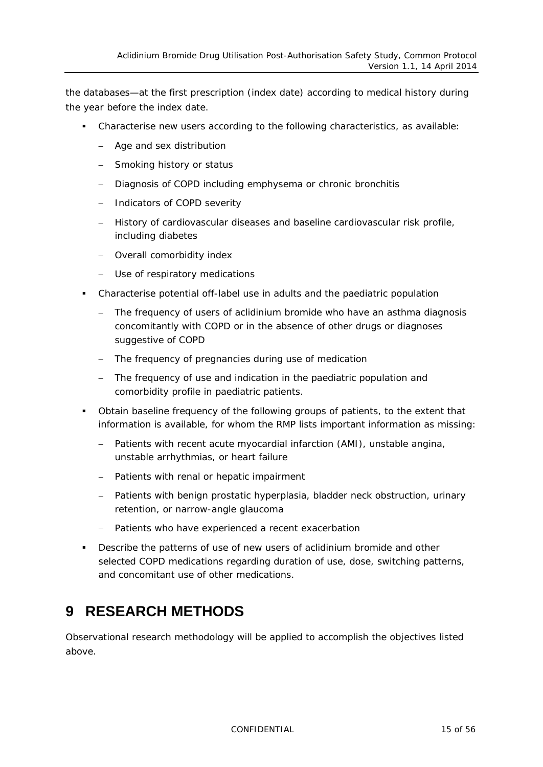the databases—at the first prescription (index date) according to medical history during the year before the index date.

- Characterise new users according to the following characteristics, as available:
  - Age and sex distribution
  - Smoking history or status
  - Diagnosis of COPD including emphysema or chronic bronchitis
  - Indicators of COPD severity
  - History of cardiovascular diseases and baseline cardiovascular risk profile, including diabetes
  - Overall comorbidity index
  - Use of respiratory medications
- Characterise potential off-label use in adults and the paediatric population
  - The frequency of users of aclidinium bromide who have an asthma diagnosis concomitantly with COPD or in the absence of other drugs or diagnoses suggestive of COPD
  - The frequency of pregnancies during use of medication
  - The frequency of use and indication in the paediatric population and comorbidity profile in paediatric patients.
- Obtain baseline frequency of the following groups of patients, to the extent that information is available, for whom the RMP lists important information as missing:
  - Patients with recent acute myocardial infarction (AMI), unstable angina, unstable arrhythmias, or heart failure
  - Patients with renal or hepatic impairment
  - Patients with benign prostatic hyperplasia, bladder neck obstruction, urinary retention, or narrow-angle glaucoma
  - Patients who have experienced a recent exacerbation
- Describe the patterns of use of new users of aclidinium bromide and other selected COPD medications regarding duration of use, dose, switching patterns, and concomitant use of other medications.

# 9 RESEARCH METHODS

Observational research methodology will be applied to accomplish the objectives listed above.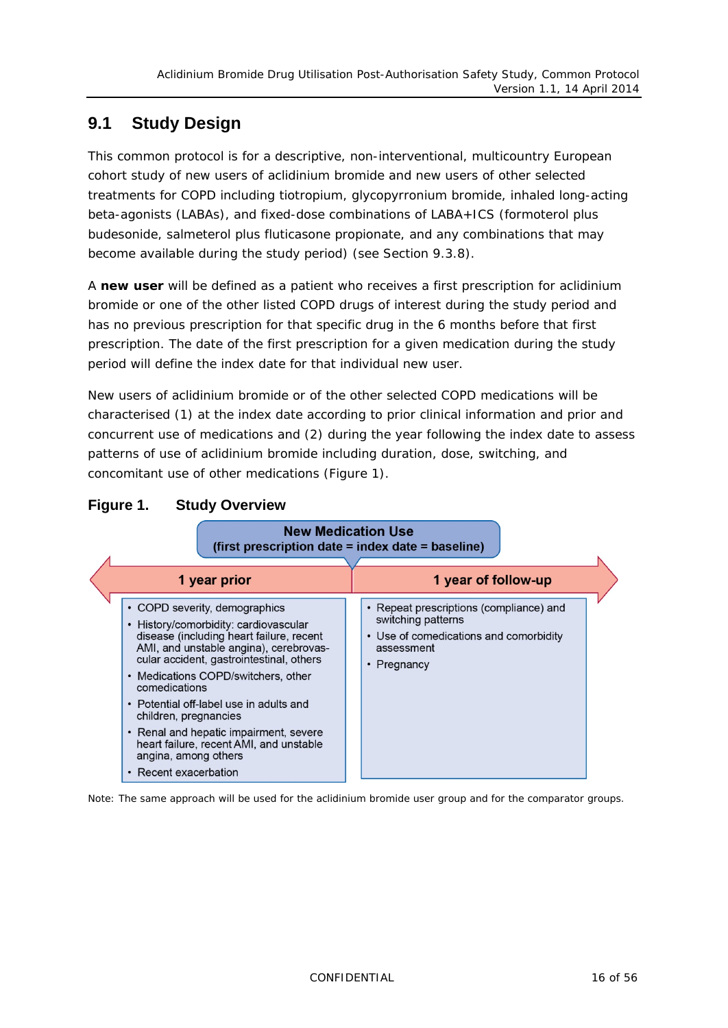## 9.1 Study Design

This common protocol is for a descriptive, non-interventional, multicountry European cohort study of new users of aclidinium bromide and new users of other selected treatments for COPD including tiotropium, glycopyrronium bromide, inhaled long-acting beta-agonists (LABAs), and fixed-dose combinations of LABA+ICS (formoterol plus budesonide, salmeterol plus fluticasone propionate, and any combinations that may become available during the study period) (see Section 9.3.8).

A **new user** will be defined as a patient who receives a first prescription for aclidinium bromide or one of the other listed COPD drugs of interest during the study period and has no previous prescription for that specific drug in the 6 months before that first prescription. The date of the first prescription for a given medication during the study period will define the index date for that individual new user.

New users of aclidinium bromide or of the other selected COPD medications will be characterised (1) at the index date according to prior clinical information and prior and concurrent use of medications and (2) during the year following the index date to assess patterns of use of aclidinium bromide including duration, dose, switching, and concomitant use of other medications (Figure 1).

**Figure 1. Study Overview**

**New Medication Use**
**(first prescription date = index date = baseline)**

| 1 year prior | 1 year of follow-up |
|---|---|
| • COPD severity, demographics<br>• History/comorbidity: cardiovascular disease (including heart failure, recent AMI, and unstable angina), cerebrovascular accident, gastrointestinal, others<br>• Medications COPD/switchers, other comedications<br>• Potential off-label use in adults and children, pregnancies<br>• Renal and hepatic impairment, severe heart failure, recent AMI, and unstable angina, among others<br>• Recent exacerbation | • Repeat prescriptions (compliance) and switching patterns<br>• Use of comedications and comorbidity assessment<br>• Pregnancy |

Note: The same approach will be used for the aclidinium bromide user group and for the comparator groups.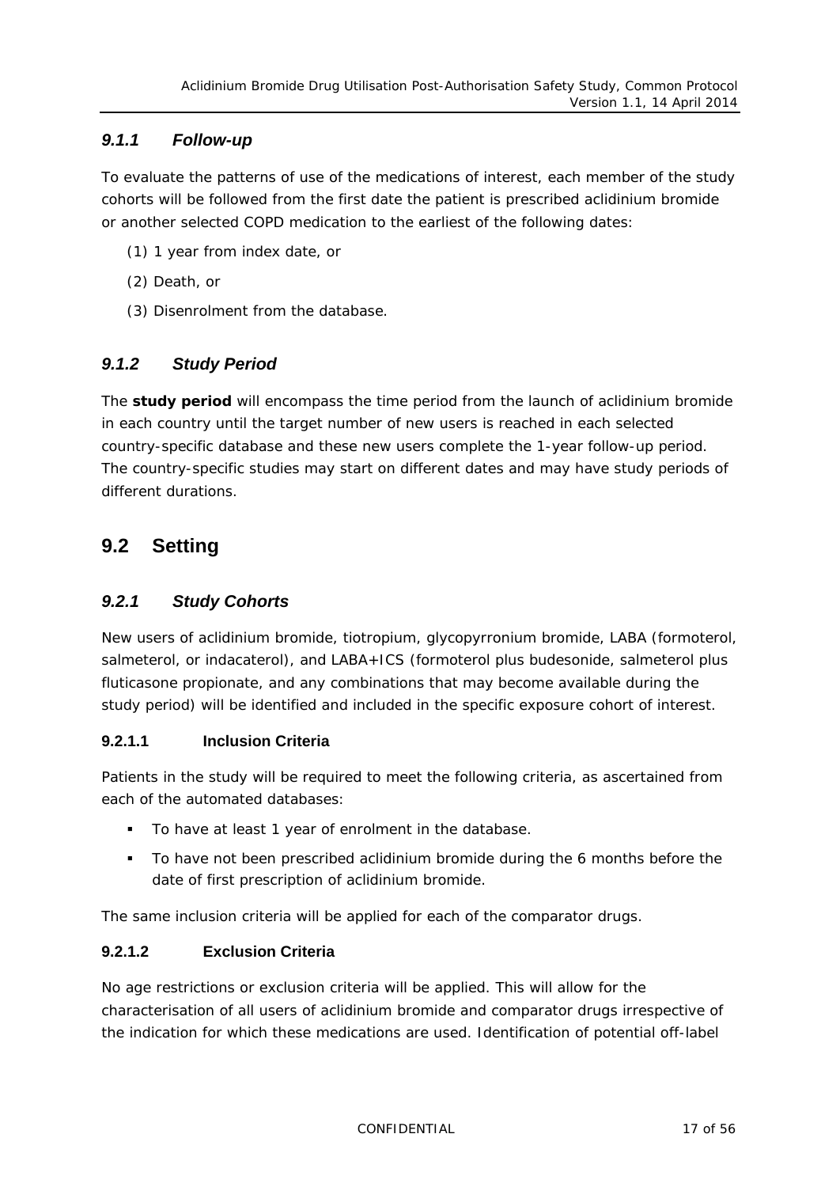### *9.1.1 Follow-up*

To evaluate the patterns of use of the medications of interest, each member of the study cohorts will be followed from the first date the patient is prescribed aclidinium bromide or another selected COPD medication to the earliest of the following dates:

(1) 1 year from index date, or

(2) Death, or

(3) Disenrolment from the database.

### *9.1.2 Study Period*

The **study period** will encompass the time period from the launch of aclidinium bromide in each country until the target number of new users is reached in each selected country-specific database and these new users complete the 1-year follow-up period. The country-specific studies may start on different dates and may have study periods of different durations.

## 9.2 Setting

### *9.2.1 Study Cohorts*

New users of aclidinium bromide, tiotropium, glycopyrronium bromide, LABA (formoterol, salmeterol, or indacaterol), and LABA+ICS (formoterol plus budesonide, salmeterol plus fluticasone propionate, and any combinations that may become available during the study period) will be identified and included in the specific exposure cohort of interest.

#### 9.2.1.1 Inclusion Criteria

Patients in the study will be required to meet the following criteria, as ascertained from each of the automated databases:

- To have at least 1 year of enrolment in the database.
- To have not been prescribed aclidinium bromide during the 6 months before the date of first prescription of aclidinium bromide.

The same inclusion criteria will be applied for each of the comparator drugs.

#### 9.2.1.2 Exclusion Criteria

No age restrictions or exclusion criteria will be applied. This will allow for the characterisation of all users of aclidinium bromide and comparator drugs irrespective of the indication for which these medications are used. Identification of potential off-label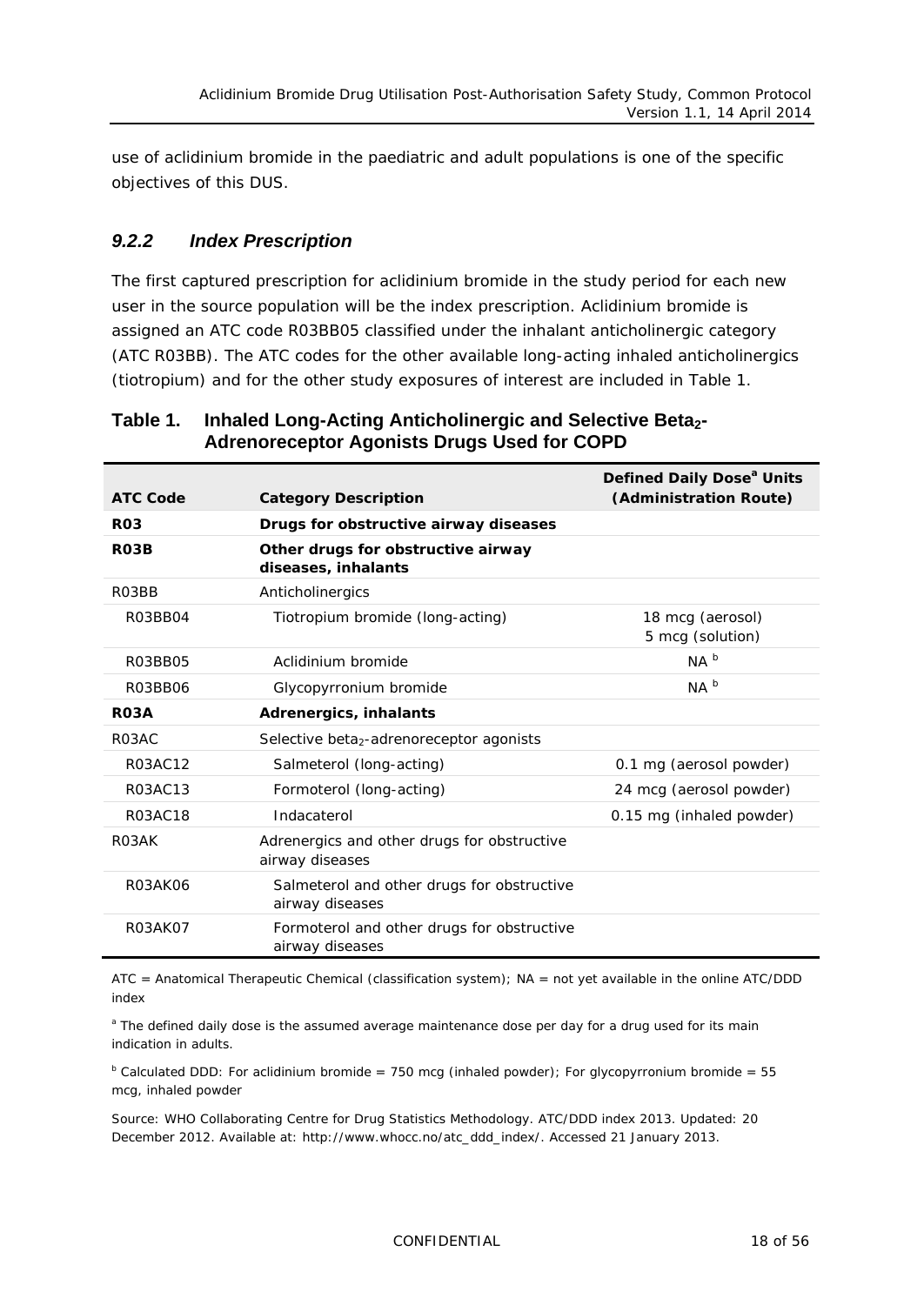use of aclidinium bromide in the paediatric and adult populations is one of the specific objectives of this DUS.

### *9.2.2 Index Prescription*

The first captured prescription for aclidinium bromide in the study period for each new user in the source population will be the index prescription. Aclidinium bromide is assigned an ATC code R03BB05 classified under the inhalant anticholinergic category (ATC R03BB). The ATC codes for the other available long-acting inhaled anticholinergics (tiotropium) and for the other study exposures of interest are included in Table 1.

**Table 1. Inhaled Long-Acting Anticholinergic and Selective Beta$_2$-Adrenoreceptor Agonists Drugs Used for COPD**

| ATC Code | Category Description | Defined Daily Dose[a] Units (Administration Route) |
|---|---|---|
| **R03** | **Drugs for obstructive airway diseases** | |
| **R03B** | **Other drugs for obstructive airway diseases, inhalants** | |
| R03BB | Anticholinergics | |
| R03BB04 | Tiotropium bromide (long-acting) | 18 mcg (aerosol)<br>5 mcg (solution) |
| R03BB05 | Aclidinium bromide | NA [b] |
| R03BB06 | Glycopyrronium bromide | NA [b] |
| **R03A** | **Adrenergics, inhalants** | |
| R03AC | Selective beta$_2$-adrenoreceptor agonists | |
| R03AC12 | Salmeterol (long-acting) | 0.1 mg (aerosol powder) |
| R03AC13 | Formoterol (long-acting) | 24 mcg (aerosol powder) |
| R03AC18 | Indacaterol | 0.15 mg (inhaled powder) |
| R03AK | Adrenergics and other drugs for obstructive airway diseases | |
| R03AK06 | Salmeterol and other drugs for obstructive airway diseases | |
| R03AK07 | Formoterol and other drugs for obstructive airway diseases | |

ATC = Anatomical Therapeutic Chemical (classification system); NA = not yet available in the online ATC/DDD index

[a] The defined daily dose is the assumed average maintenance dose per day for a drug used for its main indication in adults.

[b] Calculated DDD: For aclidinium bromide = 750 mcg (inhaled powder); For glycopyrronium bromide = 55 mcg, inhaled powder

Source: WHO Collaborating Centre for Drug Statistics Methodology. ATC/DDD index 2013. Updated: 20 December 2012. Available at: http://www.whocc.no/atc_ddd_index/. Accessed 21 January 2013.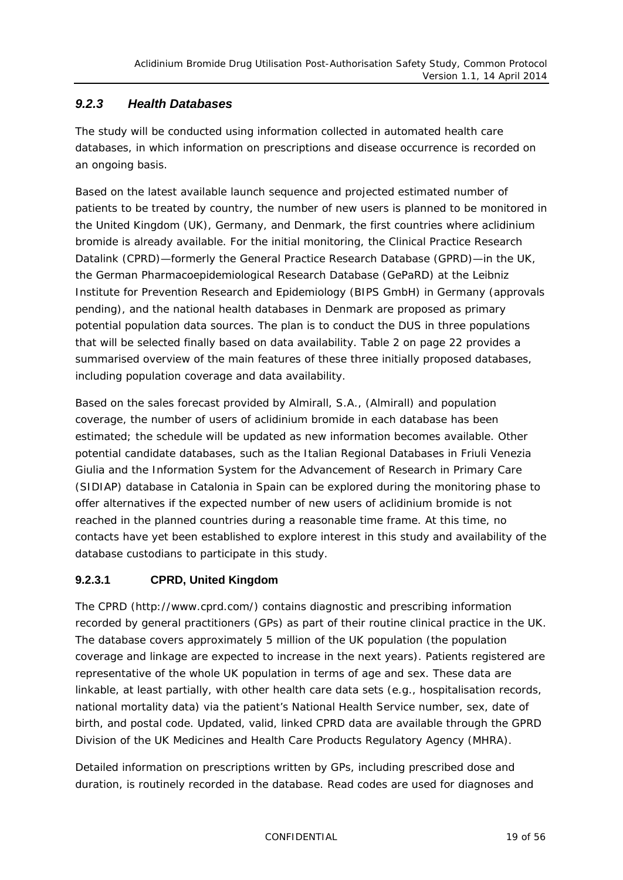### *9.2.3 Health Databases*

The study will be conducted using information collected in automated health care databases, in which information on prescriptions and disease occurrence is recorded on an ongoing basis.

Based on the latest available launch sequence and projected estimated number of patients to be treated by country, the number of new users is planned to be monitored in the United Kingdom (UK), Germany, and Denmark, the first countries where aclidinium bromide is already available. For the initial monitoring, the Clinical Practice Research Datalink (CPRD)—formerly the General Practice Research Database (GPRD)—in the UK, the German Pharmacoepidemiological Research Database (GePaRD) at the Leibniz Institute for Prevention Research and Epidemiology (BIPS GmbH) in Germany (approvals pending), and the national health databases in Denmark are proposed as primary potential population data sources. The plan is to conduct the DUS in three populations that will be selected finally based on data availability. Table 2 on page 22 provides a summarised overview of the main features of these three initially proposed databases, including population coverage and data availability.

Based on the sales forecast provided by Almirall, S.A., (Almirall) and population coverage, the number of users of aclidinium bromide in each database has been estimated; the schedule will be updated as new information becomes available. Other potential candidate databases, such as the Italian Regional Databases in Friuli Venezia Giulia and the Information System for the Advancement of Research in Primary Care (SIDIAP) database in Catalonia in Spain can be explored during the monitoring phase to offer alternatives if the expected number of new users of aclidinium bromide is not reached in the planned countries during a reasonable time frame. At this time, no contacts have yet been established to explore interest in this study and availability of the database custodians to participate in this study.

#### 9.2.3.1 CPRD, United Kingdom

The CPRD (http://www.cprd.com/) contains diagnostic and prescribing information recorded by general practitioners (GPs) as part of their routine clinical practice in the UK. The database covers approximately 5 million of the UK population (the population coverage and linkage are expected to increase in the next years). Patients registered are representative of the whole UK population in terms of age and sex. These data are linkable, at least partially, with other health care data sets (e.g., hospitalisation records, national mortality data) via the patient's National Health Service number, sex, date of birth, and postal code. Updated, valid, linked CPRD data are available through the GPRD Division of the UK Medicines and Health Care Products Regulatory Agency (MHRA).

Detailed information on prescriptions written by GPs, including prescribed dose and duration, is routinely recorded in the database. Read codes are used for diagnoses and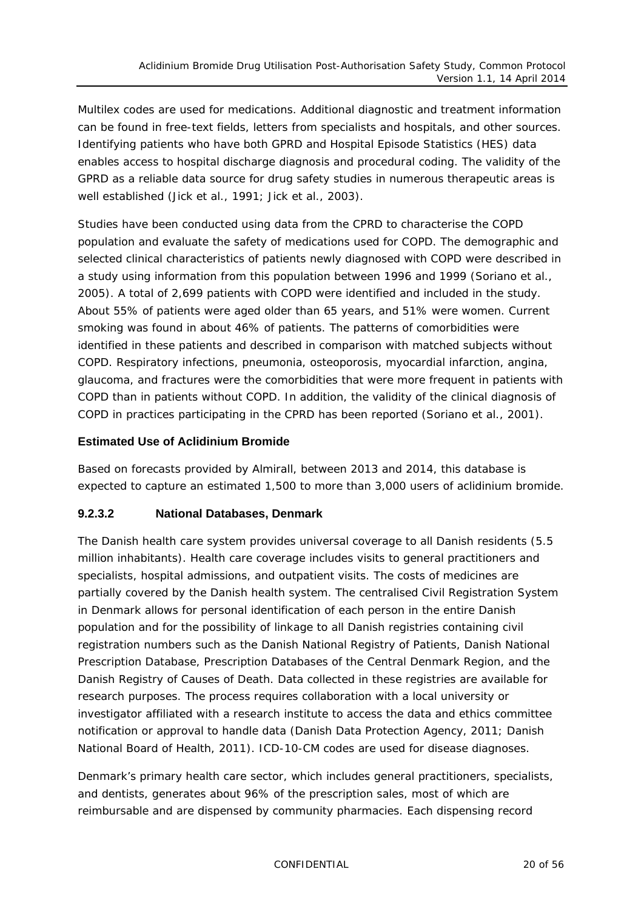Multilex codes are used for medications. Additional diagnostic and treatment information can be found in free-text fields, letters from specialists and hospitals, and other sources. Identifying patients who have both GPRD and Hospital Episode Statistics (HES) data enables access to hospital discharge diagnosis and procedural coding. The validity of the GPRD as a reliable data source for drug safety studies in numerous therapeutic areas is well established (Jick et al., 1991; Jick et al., 2003).

Studies have been conducted using data from the CPRD to characterise the COPD population and evaluate the safety of medications used for COPD. The demographic and selected clinical characteristics of patients newly diagnosed with COPD were described in a study using information from this population between 1996 and 1999 (Soriano et al., 2005). A total of 2,699 patients with COPD were identified and included in the study. About 55% of patients were aged older than 65 years, and 51% were women. Current smoking was found in about 46% of patients. The patterns of comorbidities were identified in these patients and described in comparison with matched subjects without COPD. Respiratory infections, pneumonia, osteoporosis, myocardial infarction, angina, glaucoma, and fractures were the comorbidities that were more frequent in patients with COPD than in patients without COPD. In addition, the validity of the clinical diagnosis of COPD in practices participating in the CPRD has been reported (Soriano et al., 2001).

**Estimated Use of Aclidinium Bromide**

Based on forecasts provided by Almirall, between 2013 and 2014, this database is expected to capture an estimated 1,500 to more than 3,000 users of aclidinium bromide.

#### 9.2.3.2 National Databases, Denmark

The Danish health care system provides universal coverage to all Danish residents (5.5 million inhabitants). Health care coverage includes visits to general practitioners and specialists, hospital admissions, and outpatient visits. The costs of medicines are partially covered by the Danish health system. The centralised Civil Registration System in Denmark allows for personal identification of each person in the entire Danish population and for the possibility of linkage to all Danish registries containing civil registration numbers such as the Danish National Registry of Patients, Danish National Prescription Database, Prescription Databases of the Central Denmark Region, and the Danish Registry of Causes of Death. Data collected in these registries are available for research purposes. The process requires collaboration with a local university or investigator affiliated with a research institute to access the data and ethics committee notification or approval to handle data (Danish Data Protection Agency, 2011; Danish National Board of Health, 2011). ICD-10-CM codes are used for disease diagnoses.

Denmark's primary health care sector, which includes general practitioners, specialists, and dentists, generates about 96% of the prescription sales, most of which are reimbursable and are dispensed by community pharmacies. Each dispensing record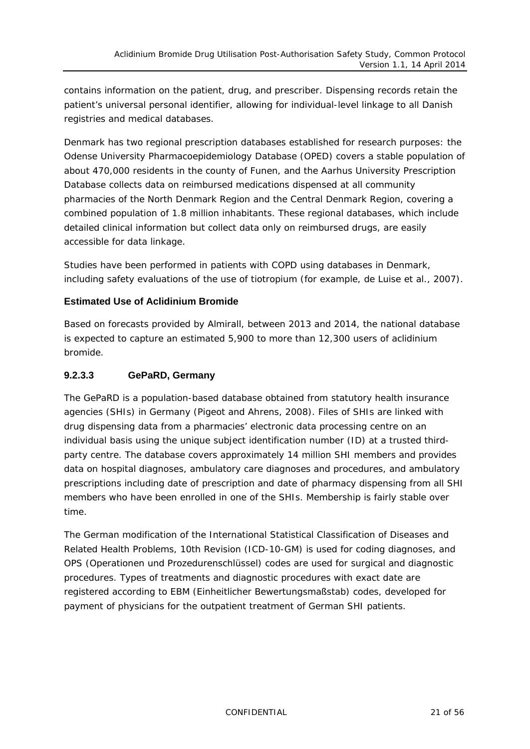contains information on the patient, drug, and prescriber. Dispensing records retain the patient's universal personal identifier, allowing for individual-level linkage to all Danish registries and medical databases.

Denmark has two regional prescription databases established for research purposes: the Odense University Pharmacoepidemiology Database (OPED) covers a stable population of about 470,000 residents in the county of Funen, and the Aarhus University Prescription Database collects data on reimbursed medications dispensed at all community pharmacies of the North Denmark Region and the Central Denmark Region, covering a combined population of 1.8 million inhabitants. These regional databases, which include detailed clinical information but collect data only on reimbursed drugs, are easily accessible for data linkage.

Studies have been performed in patients with COPD using databases in Denmark, including safety evaluations of the use of tiotropium (for example, de Luise et al., 2007).

**Estimated Use of Aclidinium Bromide**

Based on forecasts provided by Almirall, between 2013 and 2014, the national database is expected to capture an estimated 5,900 to more than 12,300 users of aclidinium bromide.

#### 9.2.3.3 GePaRD, Germany

The GePaRD is a population-based database obtained from statutory health insurance agencies (SHIs) in Germany (Pigeot and Ahrens, 2008). Files of SHIs are linked with drug dispensing data from a pharmacies' electronic data processing centre on an individual basis using the unique subject identification number (ID) at a trusted third-party centre. The database covers approximately 14 million SHI members and provides data on hospital diagnoses, ambulatory care diagnoses and procedures, and ambulatory prescriptions including date of prescription and date of pharmacy dispensing from all SHI members who have been enrolled in one of the SHIs. Membership is fairly stable over time.

The German modification of the International Statistical Classification of Diseases and Related Health Problems, 10th Revision (ICD-10-GM) is used for coding diagnoses, and OPS (Operationen und Prozedurenschlüssel) codes are used for surgical and diagnostic procedures. Types of treatments and diagnostic procedures with exact date are registered according to EBM (Einheitlicher Bewertungsmaßstab) codes, developed for payment of physicians for the outpatient treatment of German SHI patients.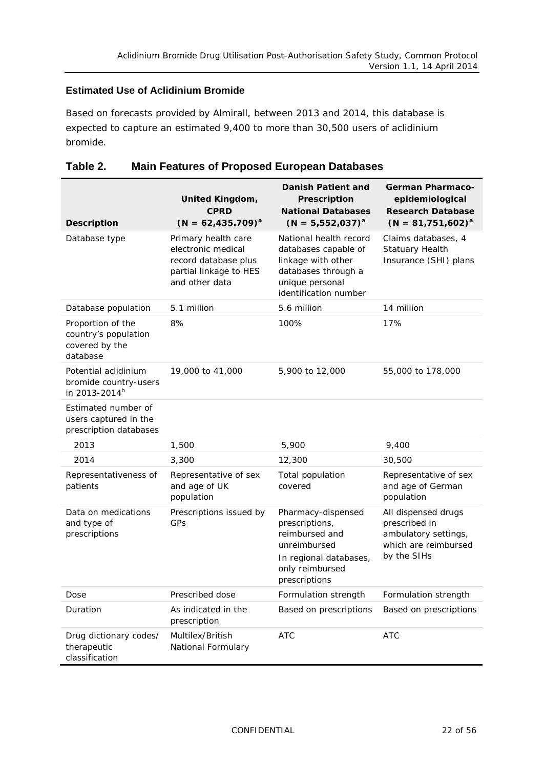**Estimated Use of Aclidinium Bromide**

Based on forecasts provided by Almirall, between 2013 and 2014, this database is expected to capture an estimated 9,400 to more than 30,500 users of aclidinium bromide.

## Table 2. Main Features of Proposed European Databases

| Description | United Kingdom, CPRD (N = 62,435.709)[a] | Danish Patient and Prescription National Databases (N = 5,552,037)[a] | German Pharmaco-epidemiological Research Database (N = 81,751,602)[a] |
|---|---|---|---|
| Database type | Primary health care electronic medical record database plus partial linkage to HES and other data | National health record databases capable of linkage with other databases through a unique personal identification number | Claims databases, 4 Statuary Health Insurance (SHI) plans |
| Database population | 5.1 million | 5.6 million | 14 million |
| Proportion of the country's population covered by the database | 8% | 100% | 17% |
| Potential aclidinium bromide country-users in 2013-2014[b] | 19,000 to 41,000 | 5,900 to 12,000 | 55,000 to 178,000 |
| Estimated number of users captured in the prescription databases | | | |
| 2013 | 1,500 | 5,900 | 9,400 |
| 2014 | 3,300 | 12,300 | 30,500 |
| Representativeness of patients | Representative of sex and age of UK population | Total population covered | Representative of sex and age of German population |
| Data on medications and type of prescriptions | Prescriptions issued by GPs | Pharmacy-dispensed prescriptions, reimbursed and unreimbursed<br>In regional databases, only reimbursed prescriptions | All dispensed drugs prescribed in ambulatory settings, which are reimbursed by the SIHs |
| Dose | Prescribed dose | Formulation strength | Formulation strength |
| Duration | As indicated in the prescription | Based on prescriptions | Based on prescriptions |
| Drug dictionary codes/ therapeutic classification | Multilex/British National Formulary | ATC | ATC |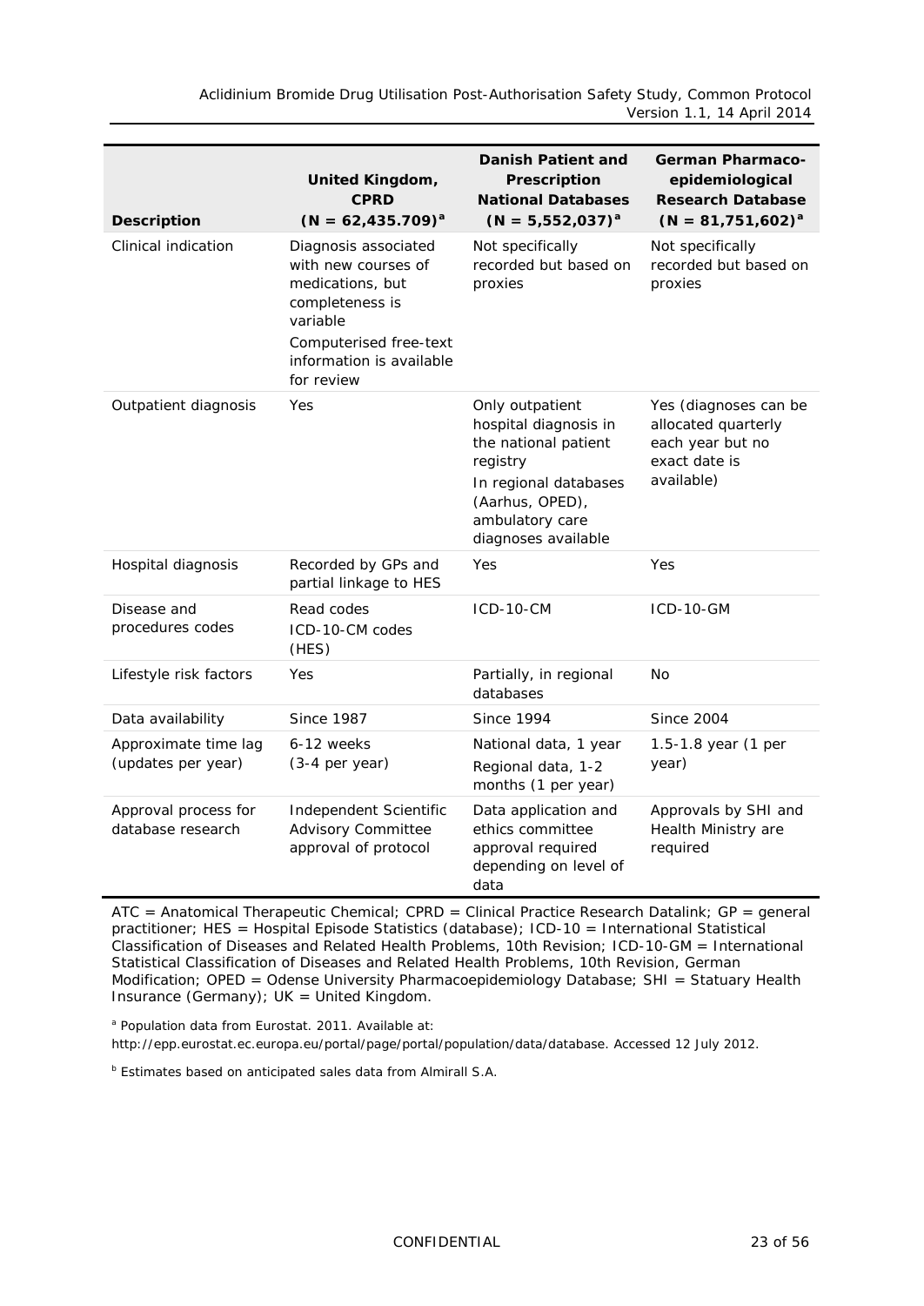| Description | United Kingdom, CPRD (N = 62,435.709)[a] | Danish Patient and Prescription National Databases (N = 5,552,037)[a] | German Pharmaco-epidemiological Research Database (N = 81,751,602)[a] |
|---|---|---|---|
| Clinical indication | Diagnosis associated with new courses of medications, but completeness is variable<br>Computerised free-text information is available for review | Not specifically recorded but based on proxies | Not specifically recorded but based on proxies |
| Outpatient diagnosis | Yes | Only outpatient hospital diagnosis in the national patient registry<br>In regional databases (Aarhus, OPED), ambulatory care diagnoses available | Yes (diagnoses can be allocated quarterly each year but no exact date is available) |
| Hospital diagnosis | Recorded by GPs and partial linkage to HES | Yes | Yes |
| Disease and procedures codes | Read codes<br>ICD-10-CM codes (HES) | ICD-10-CM | ICD-10-GM |
| Lifestyle risk factors | Yes | Partially, in regional databases | No |
| Data availability | Since 1987 | Since 1994 | Since 2004 |
| Approximate time lag (updates per year) | 6-12 weeks<br>(3-4 per year) | National data, 1 year<br>Regional data, 1-2 months (1 per year) | 1.5-1.8 year (1 per year) |
| Approval process for database research | Independent Scientific Advisory Committee approval of protocol | Data application and ethics committee approval required depending on level of data | Approvals by SHI and Health Ministry are required |

ATC = Anatomical Therapeutic Chemical; CPRD = Clinical Practice Research Datalink; GP = general practitioner; HES = Hospital Episode Statistics (database); ICD-10 = International Statistical Classification of Diseases and Related Health Problems, 10th Revision; ICD-10-GM = International Statistical Classification of Diseases and Related Health Problems, 10th Revision, German Modification; OPED = Odense University Pharmacoepidemiology Database; SHI = Statuary Health Insurance (Germany); UK = United Kingdom.

[a] Population data from Eurostat. 2011. Available at: http://epp.eurostat.ec.europa.eu/portal/page/portal/population/data/database. Accessed 12 July 2012.

[b] Estimates based on anticipated sales data from Almirall S.A.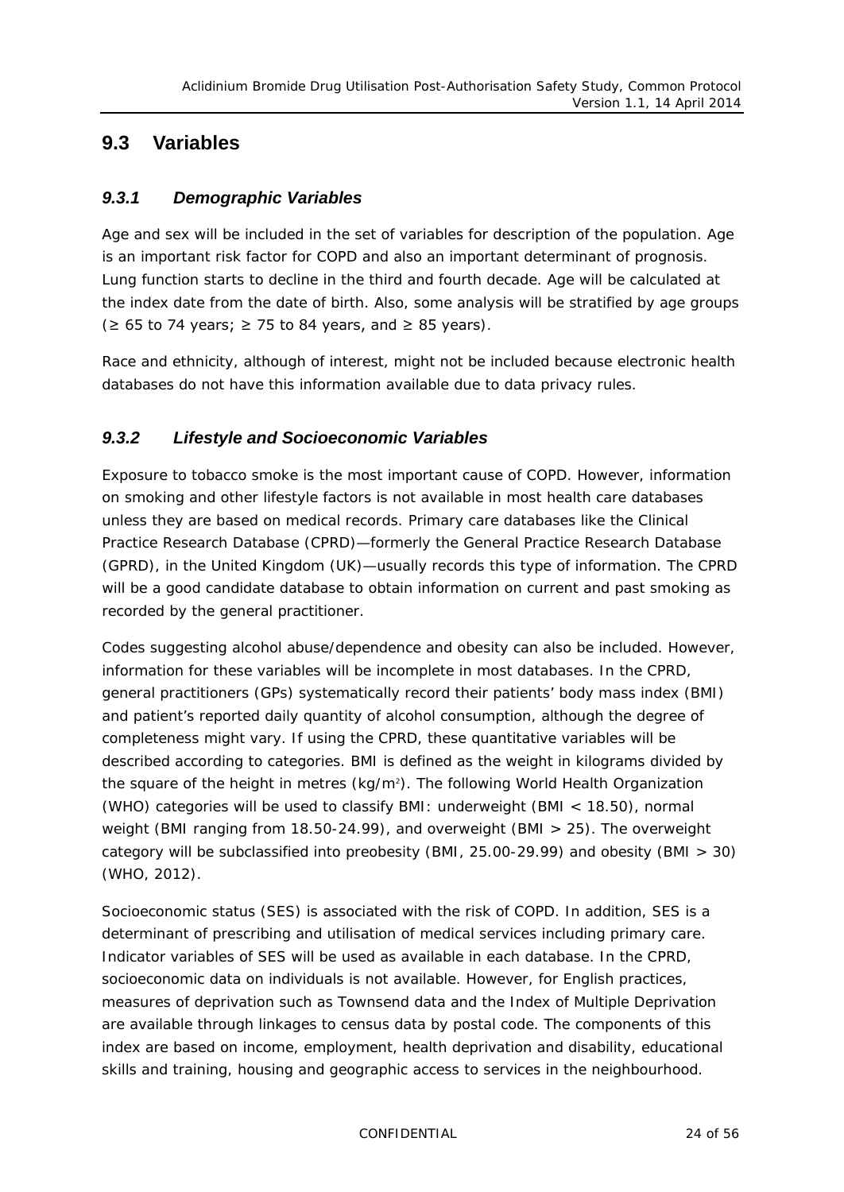## 9.3 Variables

### *9.3.1 Demographic Variables*

Age and sex will be included in the set of variables for description of the population. Age is an important risk factor for COPD and also an important determinant of prognosis. Lung function starts to decline in the third and fourth decade. Age will be calculated at the index date from the date of birth. Also, some analysis will be stratified by age groups (≥ 65 to 74 years; ≥ 75 to 84 years, and ≥ 85 years).

Race and ethnicity, although of interest, might not be included because electronic health databases do not have this information available due to data privacy rules.

### *9.3.2 Lifestyle and Socioeconomic Variables*

Exposure to tobacco smoke is the most important cause of COPD. However, information on smoking and other lifestyle factors is not available in most health care databases unless they are based on medical records. Primary care databases like the Clinical Practice Research Database (CPRD)—formerly the General Practice Research Database (GPRD), in the United Kingdom (UK)—usually records this type of information. The CPRD will be a good candidate database to obtain information on current and past smoking as recorded by the general practitioner.

Codes suggesting alcohol abuse/dependence and obesity can also be included. However, information for these variables will be incomplete in most databases. In the CPRD, general practitioners (GPs) systematically record their patients' body mass index (BMI) and patient's reported daily quantity of alcohol consumption, although the degree of completeness might vary. If using the CPRD, these quantitative variables will be described according to categories. BMI is defined as the weight in kilograms divided by the square of the height in metres ($kg/m^2$). The following World Health Organization (WHO) categories will be used to classify BMI: underweight (BMI < 18.50), normal weight (BMI ranging from 18.50-24.99), and overweight (BMI > 25). The overweight category will be subclassified into preobesity (BMI, 25.00-29.99) and obesity (BMI > 30) (WHO, 2012).

Socioeconomic status (SES) is associated with the risk of COPD. In addition, SES is a determinant of prescribing and utilisation of medical services including primary care. Indicator variables of SES will be used as available in each database. In the CPRD, socioeconomic data on individuals is not available. However, for English practices, measures of deprivation such as Townsend data and the Index of Multiple Deprivation are available through linkages to census data by postal code. The components of this index are based on income, employment, health deprivation and disability, educational skills and training, housing and geographic access to services in the neighbourhood.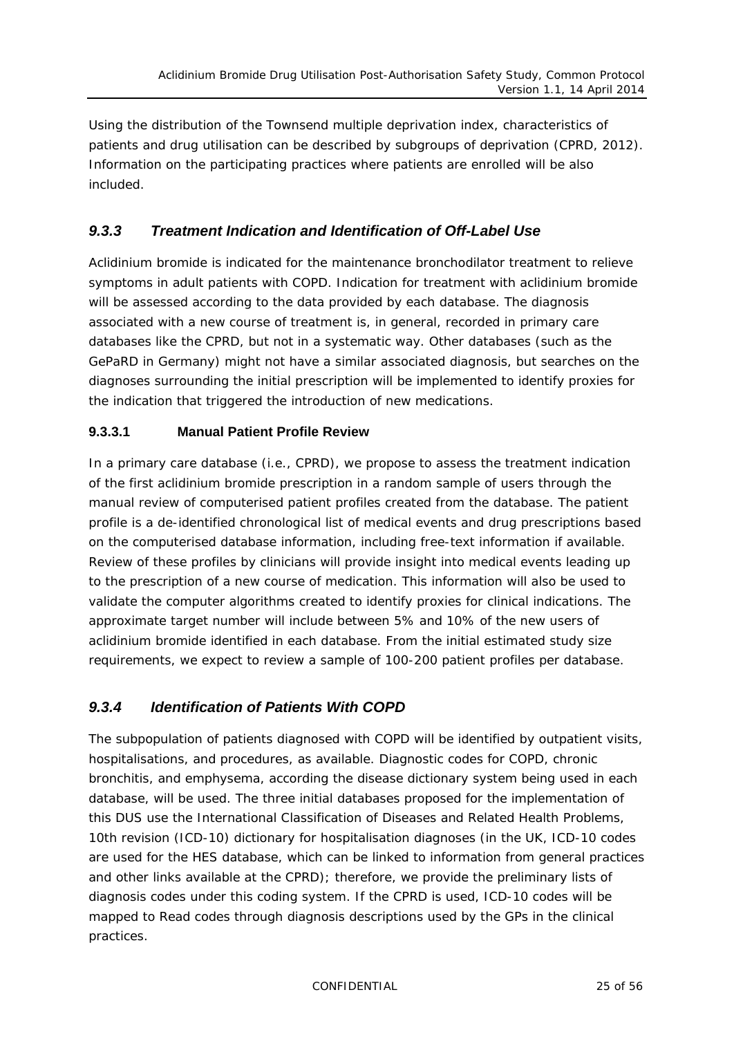Using the distribution of the Townsend multiple deprivation index, characteristics of patients and drug utilisation can be described by subgroups of deprivation (CPRD, 2012). Information on the participating practices where patients are enrolled will be also included.

### *9.3.3 Treatment Indication and Identification of Off-Label Use*

Aclidinium bromide is indicated for the maintenance bronchodilator treatment to relieve symptoms in adult patients with COPD. Indication for treatment with aclidinium bromide will be assessed according to the data provided by each database. The diagnosis associated with a new course of treatment is, in general, recorded in primary care databases like the CPRD, but not in a systematic way. Other databases (such as the GePaRD in Germany) might not have a similar associated diagnosis, but searches on the diagnoses surrounding the initial prescription will be implemented to identify proxies for the indication that triggered the introduction of new medications.

#### 9.3.3.1 Manual Patient Profile Review

In a primary care database (i.e., CPRD), we propose to assess the treatment indication of the first aclidinium bromide prescription in a random sample of users through the manual review of computerised patient profiles created from the database. The patient profile is a de-identified chronological list of medical events and drug prescriptions based on the computerised database information, including free-text information if available. Review of these profiles by clinicians will provide insight into medical events leading up to the prescription of a new course of medication. This information will also be used to validate the computer algorithms created to identify proxies for clinical indications. The approximate target number will include between 5% and 10% of the new users of aclidinium bromide identified in each database. From the initial estimated study size requirements, we expect to review a sample of 100-200 patient profiles per database.

### *9.3.4 Identification of Patients With COPD*

The subpopulation of patients diagnosed with COPD will be identified by outpatient visits, hospitalisations, and procedures, as available. Diagnostic codes for COPD, chronic bronchitis, and emphysema, according the disease dictionary system being used in each database, will be used. The three initial databases proposed for the implementation of this DUS use the International Classification of Diseases and Related Health Problems, 10th revision (ICD-10) dictionary for hospitalisation diagnoses (in the UK, ICD-10 codes are used for the HES database, which can be linked to information from general practices and other links available at the CPRD); therefore, we provide the preliminary lists of diagnosis codes under this coding system. If the CPRD is used, ICD-10 codes will be mapped to Read codes through diagnosis descriptions used by the GPs in the clinical practices.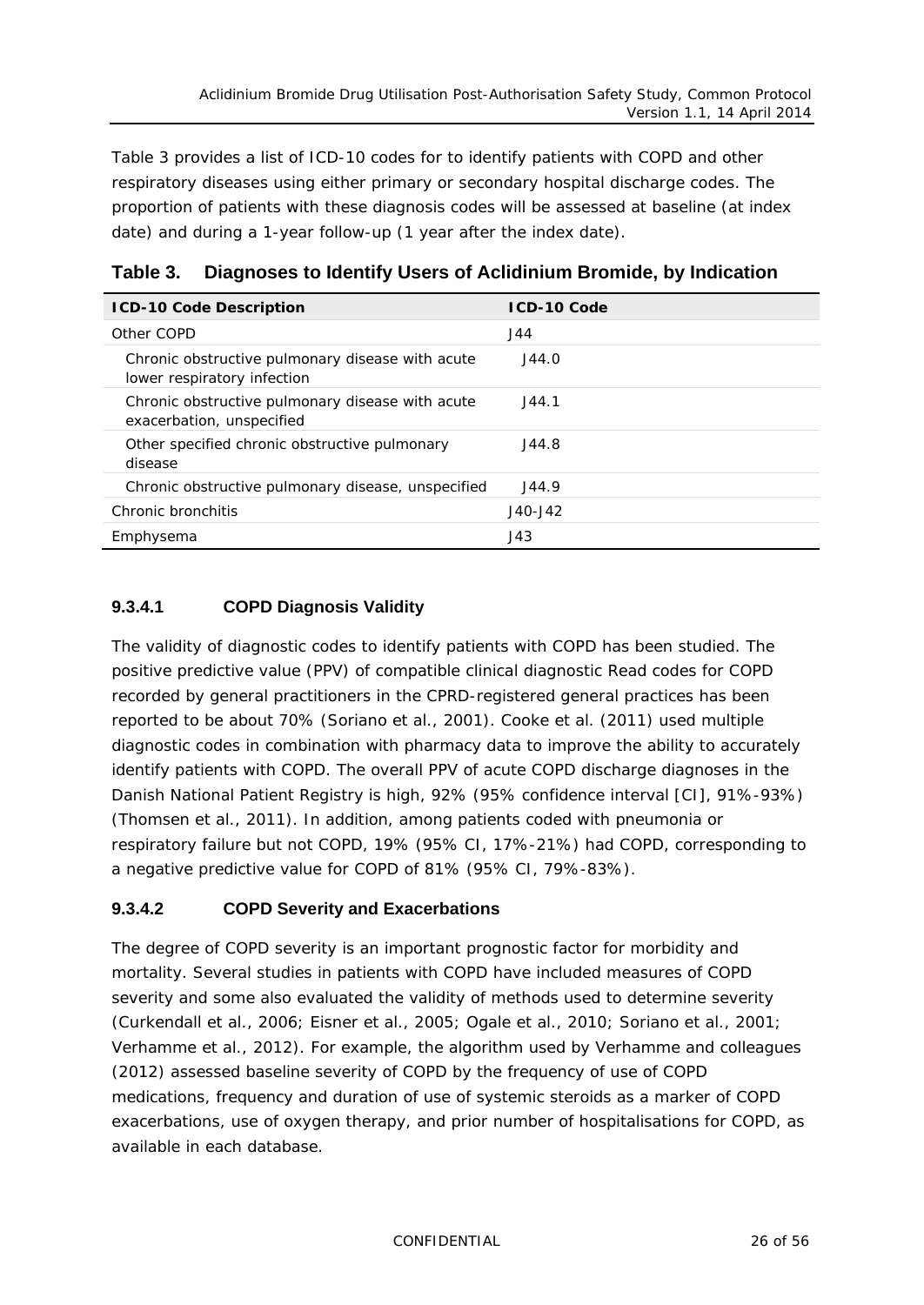Table 3 provides a list of ICD-10 codes for to identify patients with COPD and other respiratory diseases using either primary or secondary hospital discharge codes. The proportion of patients with these diagnosis codes will be assessed at baseline (at index date) and during a 1-year follow-up (1 year after the index date).

**Table 3. Diagnoses to Identify Users of Aclidinium Bromide, by Indication**

| ICD-10 Code Description | ICD-10 Code |
|---|---|
| Other COPD | J44 |
| Chronic obstructive pulmonary disease with acute lower respiratory infection | J44.0 |
| Chronic obstructive pulmonary disease with acute exacerbation, unspecified | J44.1 |
| Other specified chronic obstructive pulmonary disease | J44.8 |
| Chronic obstructive pulmonary disease, unspecified | J44.9 |
| Chronic bronchitis | J40-J42 |
| Emphysema | J43 |

#### 9.3.4.1 COPD Diagnosis Validity

The validity of diagnostic codes to identify patients with COPD has been studied. The positive predictive value (PPV) of compatible clinical diagnostic Read codes for COPD recorded by general practitioners in the CPRD-registered general practices has been reported to be about 70% (Soriano et al., 2001). Cooke et al. (2011) used multiple diagnostic codes in combination with pharmacy data to improve the ability to accurately identify patients with COPD. The overall PPV of acute COPD discharge diagnoses in the Danish National Patient Registry is high, 92% (95% confidence interval [CI], 91%-93%) (Thomsen et al., 2011). In addition, among patients coded with pneumonia or respiratory failure but not COPD, 19% (95% CI, 17%-21%) had COPD, corresponding to a negative predictive value for COPD of 81% (95% CI, 79%-83%).

#### 9.3.4.2 COPD Severity and Exacerbations

The degree of COPD severity is an important prognostic factor for morbidity and mortality. Several studies in patients with COPD have included measures of COPD severity and some also evaluated the validity of methods used to determine severity (Curkendall et al., 2006; Eisner et al., 2005; Ogale et al., 2010; Soriano et al., 2001; Verhamme et al., 2012). For example, the algorithm used by Verhamme and colleagues (2012) assessed baseline severity of COPD by the frequency of use of COPD medications, frequency and duration of use of systemic steroids as a marker of COPD exacerbations, use of oxygen therapy, and prior number of hospitalisations for COPD, as available in each database.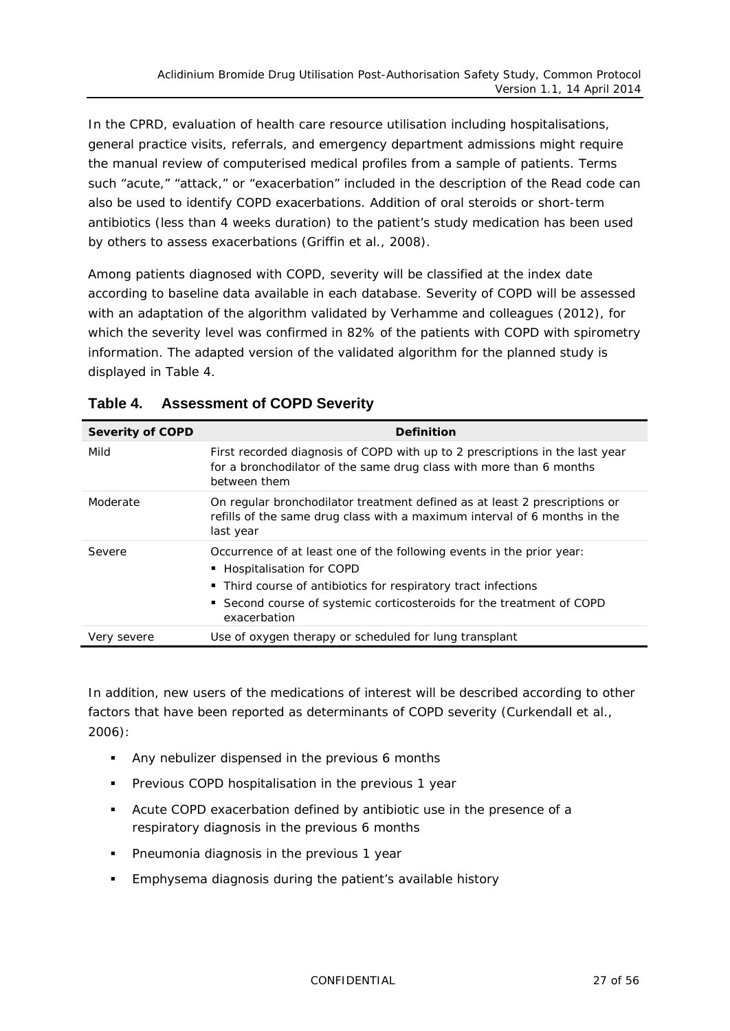In the CPRD, evaluation of health care resource utilisation including hospitalisations, general practice visits, referrals, and emergency department admissions might require the manual review of computerised medical profiles from a sample of patients. Terms such "acute," "attack," or "exacerbation" included in the description of the Read code can also be used to identify COPD exacerbations. Addition of oral steroids or short-term antibiotics (less than 4 weeks duration) to the patient's study medication has been used by others to assess exacerbations (Griffin et al., 2008).

Among patients diagnosed with COPD, severity will be classified at the index date according to baseline data available in each database. Severity of COPD will be assessed with an adaptation of the algorithm validated by Verhamme and colleagues (2012), for which the severity level was confirmed in 82% of the patients with COPD with spirometry information. The adapted version of the validated algorithm for the planned study is displayed in Table 4.

**Table 4. Assessment of COPD Severity**

| Severity of COPD | Definition |
|---|---|
| Mild | First recorded diagnosis of COPD with up to 2 prescriptions in the last year for a bronchodilator of the same drug class with more than 6 months between them |
| Moderate | On regular bronchodilator treatment defined as at least 2 prescriptions or refills of the same drug class with a maximum interval of 6 months in the last year |
| Severe | Occurrence of at least one of the following events in the prior year:<br>▪ Hospitalisation for COPD<br>▪ Third course of antibiotics for respiratory tract infections<br>▪ Second course of systemic corticosteroids for the treatment of COPD exacerbation |
| Very severe | Use of oxygen therapy or scheduled for lung transplant |

In addition, new users of the medications of interest will be described according to other factors that have been reported as determinants of COPD severity (Curkendall et al., 2006):

- Any nebulizer dispensed in the previous 6 months
- Previous COPD hospitalisation in the previous 1 year
- Acute COPD exacerbation defined by antibiotic use in the presence of a respiratory diagnosis in the previous 6 months
- Pneumonia diagnosis in the previous 1 year
- Emphysema diagnosis during the patient's available history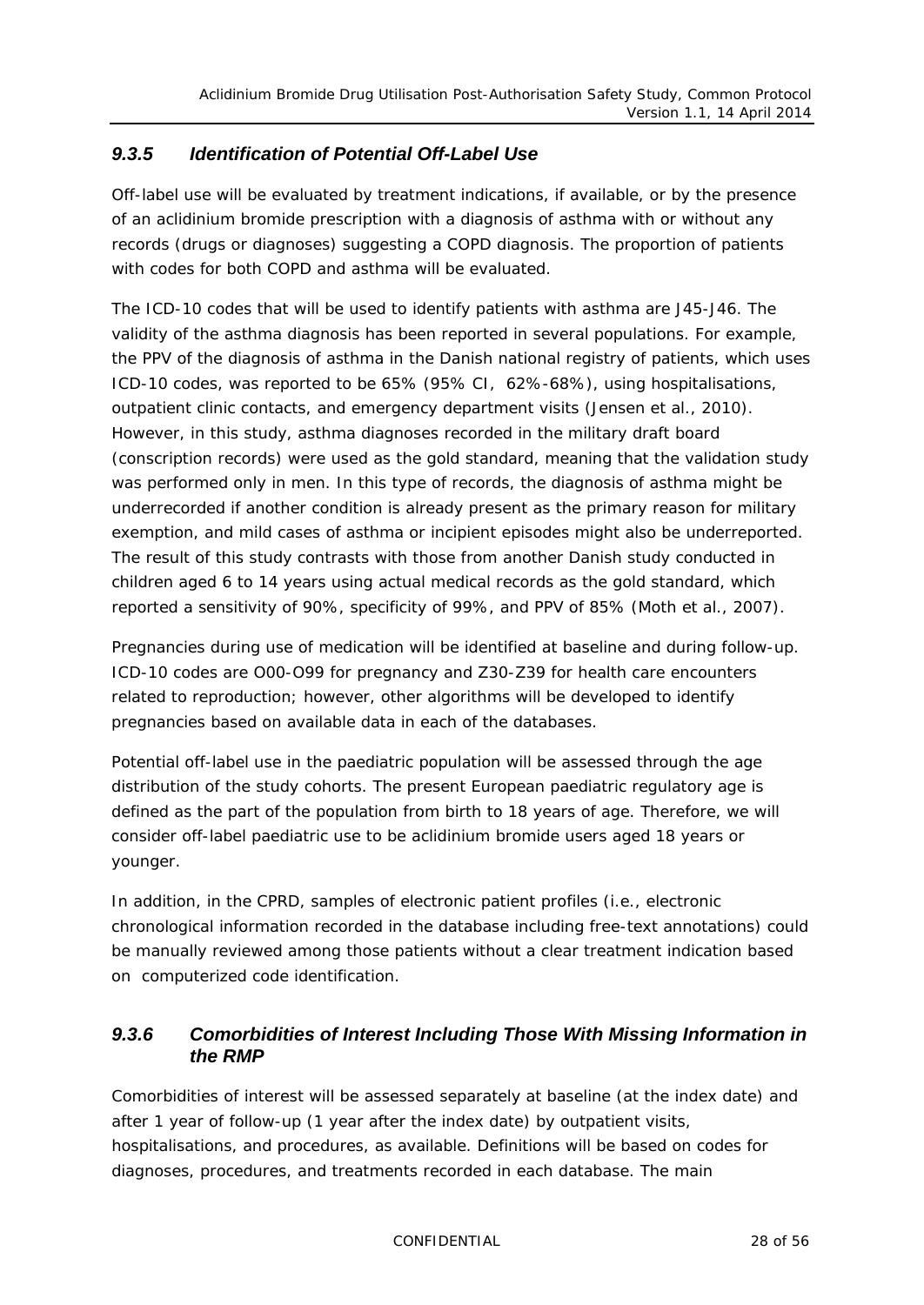### *9.3.5 Identification of Potential Off-Label Use*

Off-label use will be evaluated by treatment indications, if available, or by the presence of an aclidinium bromide prescription with a diagnosis of asthma with or without any records (drugs or diagnoses) suggesting a COPD diagnosis. The proportion of patients with codes for both COPD and asthma will be evaluated.

The ICD-10 codes that will be used to identify patients with asthma are J45-J46. The validity of the asthma diagnosis has been reported in several populations. For example, the PPV of the diagnosis of asthma in the Danish national registry of patients, which uses ICD-10 codes, was reported to be 65% (95% CI, 62%-68%), using hospitalisations, outpatient clinic contacts, and emergency department visits (Jensen et al., 2010). However, in this study, asthma diagnoses recorded in the military draft board (conscription records) were used as the gold standard, meaning that the validation study was performed only in men. In this type of records, the diagnosis of asthma might be underrecorded if another condition is already present as the primary reason for military exemption, and mild cases of asthma or incipient episodes might also be underreported. The result of this study contrasts with those from another Danish study conducted in children aged 6 to 14 years using actual medical records as the gold standard, which reported a sensitivity of 90%, specificity of 99%, and PPV of 85% (Moth et al., 2007).

Pregnancies during use of medication will be identified at baseline and during follow-up. ICD-10 codes are O00-O99 for pregnancy and Z30-Z39 for health care encounters related to reproduction; however, other algorithms will be developed to identify pregnancies based on available data in each of the databases.

Potential off-label use in the paediatric population will be assessed through the age distribution of the study cohorts. The present European paediatric regulatory age is defined as the part of the population from birth to 18 years of age. Therefore, we will consider off-label paediatric use to be aclidinium bromide users aged 18 years or younger.

In addition, in the CPRD, samples of electronic patient profiles (i.e., electronic chronological information recorded in the database including free-text annotations) could be manually reviewed among those patients without a clear treatment indication based on computerized code identification.

### *9.3.6 Comorbidities of Interest Including Those With Missing Information in the RMP*

Comorbidities of interest will be assessed separately at baseline (at the index date) and after 1 year of follow-up (1 year after the index date) by outpatient visits, hospitalisations, and procedures, as available. Definitions will be based on codes for diagnoses, procedures, and treatments recorded in each database. The main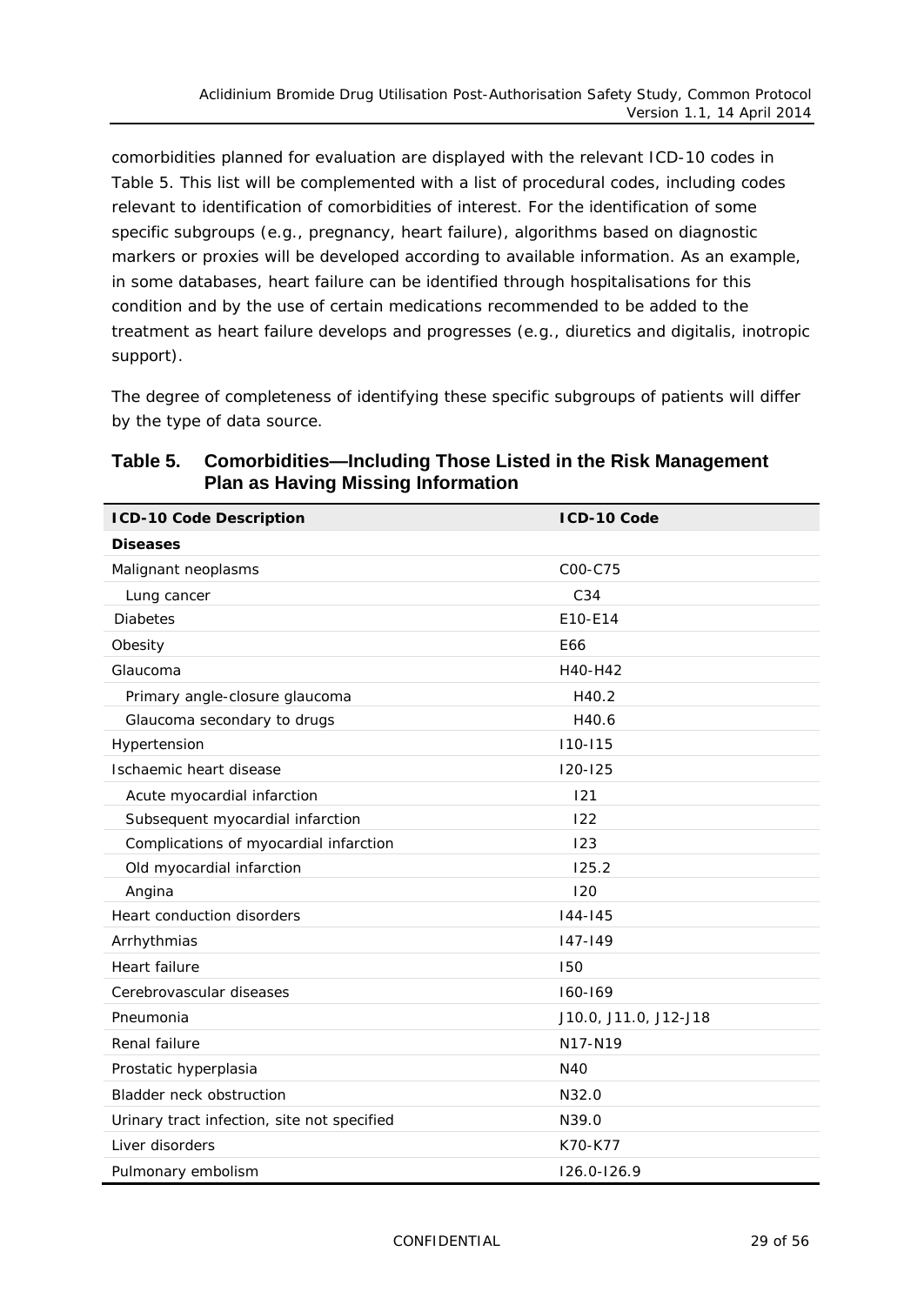comorbidities planned for evaluation are displayed with the relevant ICD-10 codes in Table 5. This list will be complemented with a list of procedural codes, including codes relevant to identification of comorbidities of interest. For the identification of some specific subgroups (e.g., pregnancy, heart failure), algorithms based on diagnostic markers or proxies will be developed according to available information. As an example, in some databases, heart failure can be identified through hospitalisations for this condition and by the use of certain medications recommended to be added to the treatment as heart failure develops and progresses (e.g., diuretics and digitalis, inotropic support).

The degree of completeness of identifying these specific subgroups of patients will differ by the type of data source.

**Table 5. Comorbidities—Including Those Listed in the Risk Management Plan as Having Missing Information**

| ICD-10 Code Description | ICD-10 Code |
|---|---|
| **Diseases** | |
| Malignant neoplasms | C00-C75 |
| Lung cancer | C34 |
| Diabetes | E10-E14 |
| Obesity | E66 |
| Glaucoma | H40-H42 |
| Primary angle-closure glaucoma | H40.2 |
| Glaucoma secondary to drugs | H40.6 |
| Hypertension | I10-I15 |
| Ischaemic heart disease | I20-I25 |
| Acute myocardial infarction | I21 |
| Subsequent myocardial infarction | I22 |
| Complications of myocardial infarction | I23 |
| Old myocardial infarction | I25.2 |
| Angina | I20 |
| Heart conduction disorders | I44-I45 |
| Arrhythmias | I47-I49 |
| Heart failure | I50 |
| Cerebrovascular diseases | I60-I69 |
| Pneumonia | J10.0, J11.0, J12-J18 |
| Renal failure | N17-N19 |
| Prostatic hyperplasia | N40 |
| Bladder neck obstruction | N32.0 |
| Urinary tract infection, site not specified | N39.0 |
| Liver disorders | K70-K77 |
| Pulmonary embolism | I26.0-I26.9 |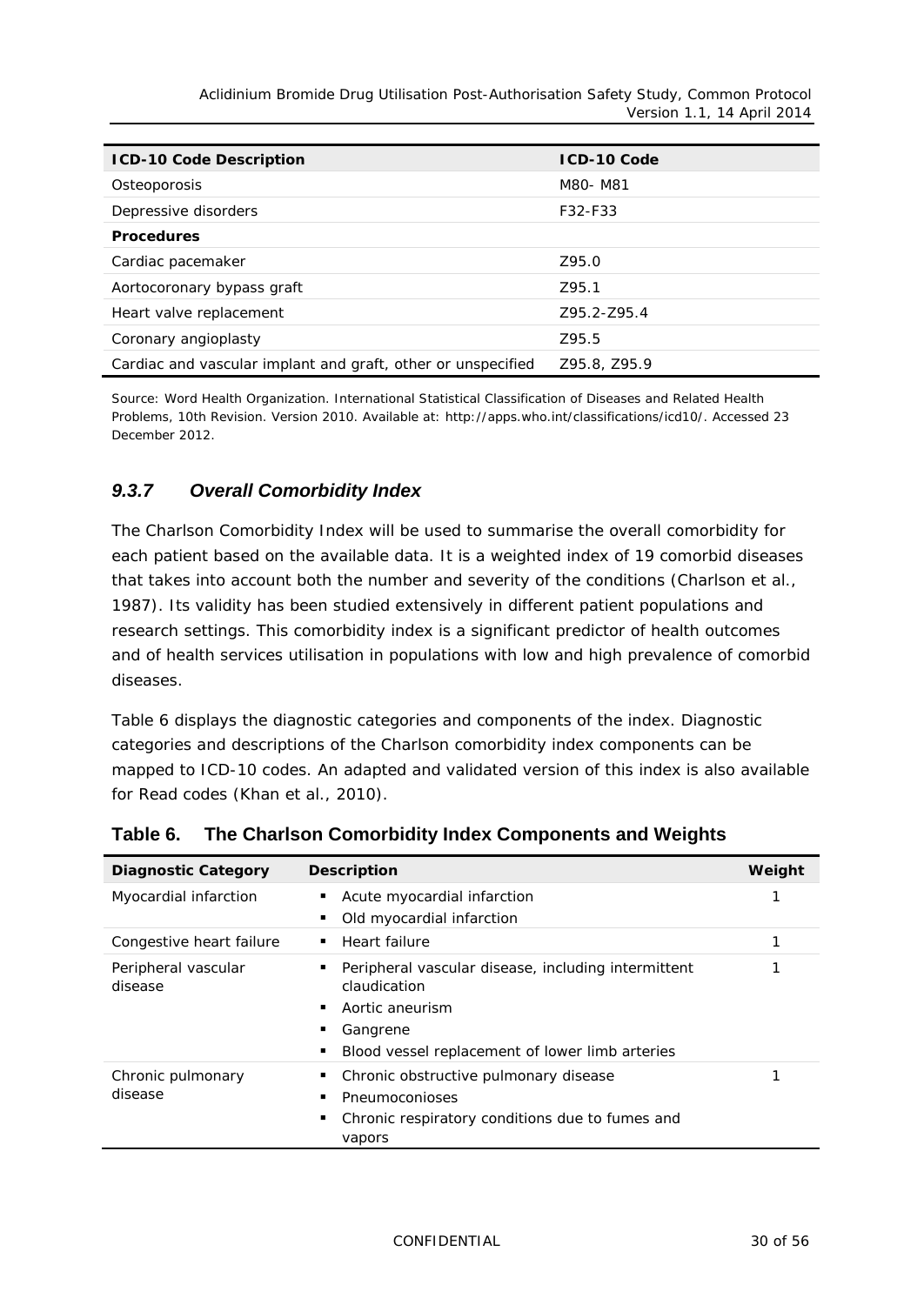| ICD-10 Code Description | ICD-10 Code |
|---|---|
| Osteoporosis | M80- M81 |
| Depressive disorders | F32-F33 |
| **Procedures** | |
| Cardiac pacemaker | Z95.0 |
| Aortocoronary bypass graft | Z95.1 |
| Heart valve replacement | Z95.2-Z95.4 |
| Coronary angioplasty | Z95.5 |
| Cardiac and vascular implant and graft, other or unspecified | Z95.8, Z95.9 |

Source: Word Health Organization. International Statistical Classification of Diseases and Related Health Problems, 10th Revision. Version 2010. Available at: http://apps.who.int/classifications/icd10/. Accessed 23 December 2012.

### *9.3.7 Overall Comorbidity Index*

The Charlson Comorbidity Index will be used to summarise the overall comorbidity for each patient based on the available data. It is a weighted index of 19 comorbid diseases that takes into account both the number and severity of the conditions (Charlson et al., 1987). Its validity has been studied extensively in different patient populations and research settings. This comorbidity index is a significant predictor of health outcomes and of health services utilisation in populations with low and high prevalence of comorbid diseases.

Table 6 displays the diagnostic categories and components of the index. Diagnostic categories and descriptions of the Charlson comorbidity index components can be mapped to ICD-10 codes. An adapted and validated version of this index is also available for Read codes (Khan et al., 2010).

**Table 6. The Charlson Comorbidity Index Components and Weights**

| Diagnostic Category | Description | Weight |
|---|---|---|
| Myocardial infarction | ▪ Acute myocardial infarction<br>▪ Old myocardial infarction | 1 |
| Congestive heart failure | ▪ Heart failure | 1 |
| Peripheral vascular disease | ▪ Peripheral vascular disease, including intermittent claudication<br>▪ Aortic aneurism<br>▪ Gangrene<br>▪ Blood vessel replacement of lower limb arteries | 1 |
| Chronic pulmonary disease | ▪ Chronic obstructive pulmonary disease<br>▪ Pneumoconioses<br>▪ Chronic respiratory conditions due to fumes and vapors | 1 |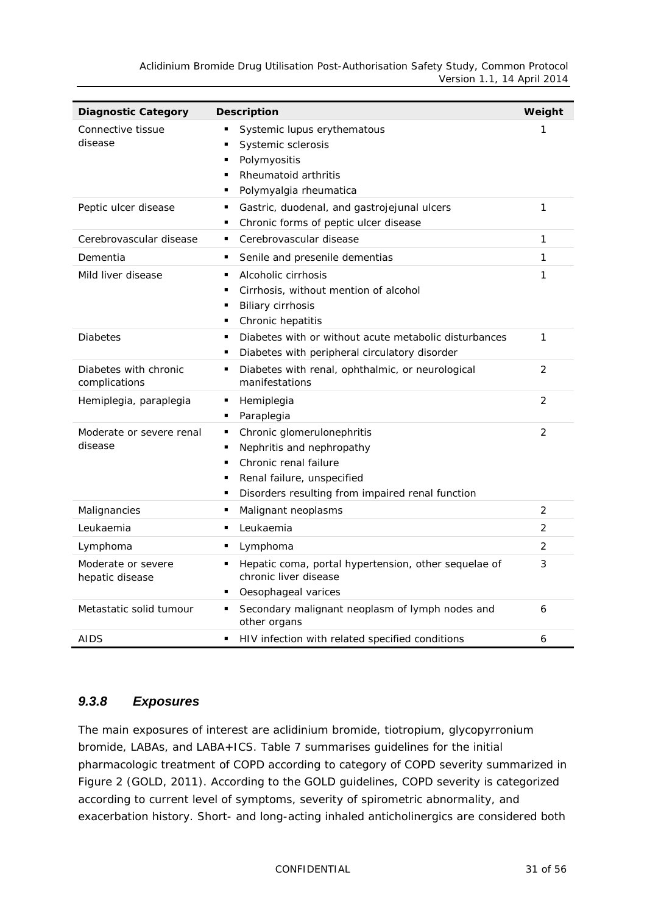| Diagnostic Category | Description | Weight |
|---|---|---|
| Connective tissue disease | ▪ Systemic lupus erythematous<br>▪ Systemic sclerosis<br>▪ Polymyositis<br>▪ Rheumatoid arthritis<br>▪ Polymyalgia rheumatica | 1 |
| Peptic ulcer disease | ▪ Gastric, duodenal, and gastrojejunal ulcers<br>▪ Chronic forms of peptic ulcer disease | 1 |
| Cerebrovascular disease | ▪ Cerebrovascular disease | 1 |
| Dementia | ▪ Senile and presenile dementias | 1 |
| Mild liver disease | ▪ Alcoholic cirrhosis<br>▪ Cirrhosis, without mention of alcohol<br>▪ Biliary cirrhosis<br>▪ Chronic hepatitis | 1 |
| Diabetes | ▪ Diabetes with or without acute metabolic disturbances<br>▪ Diabetes with peripheral circulatory disorder | 1 |
| Diabetes with chronic complications | ▪ Diabetes with renal, ophthalmic, or neurological manifestations | 2 |
| Hemiplegia, paraplegia | ▪ Hemiplegia<br>▪ Paraplegia | 2 |
| Moderate or severe renal disease | ▪ Chronic glomerulonephritis<br>▪ Nephritis and nephropathy<br>▪ Chronic renal failure<br>▪ Renal failure, unspecified<br>▪ Disorders resulting from impaired renal function | 2 |
| Malignancies | ▪ Malignant neoplasms | 2 |
| Leukaemia | ▪ Leukaemia | 2 |
| Lymphoma | ▪ Lymphoma | 2 |
| Moderate or severe hepatic disease | ▪ Hepatic coma, portal hypertension, other sequelae of chronic liver disease<br>▪ Oesophageal varices | 3 |
| Metastatic solid tumour | ▪ Secondary malignant neoplasm of lymph nodes and other organs | 6 |
| AIDS | ▪ HIV infection with related specified conditions | 6 |

### *9.3.8 Exposures*

The main exposures of interest are aclidinium bromide, tiotropium, glycopyrronium bromide, LABAs, and LABA+ICS. Table 7 summarises guidelines for the initial pharmacologic treatment of COPD according to category of COPD severity summarized in Figure 2 (GOLD, 2011). According to the GOLD guidelines, COPD severity is categorized according to current level of symptoms, severity of spirometric abnormality, and exacerbation history. Short- and long-acting inhaled anticholinergics are considered both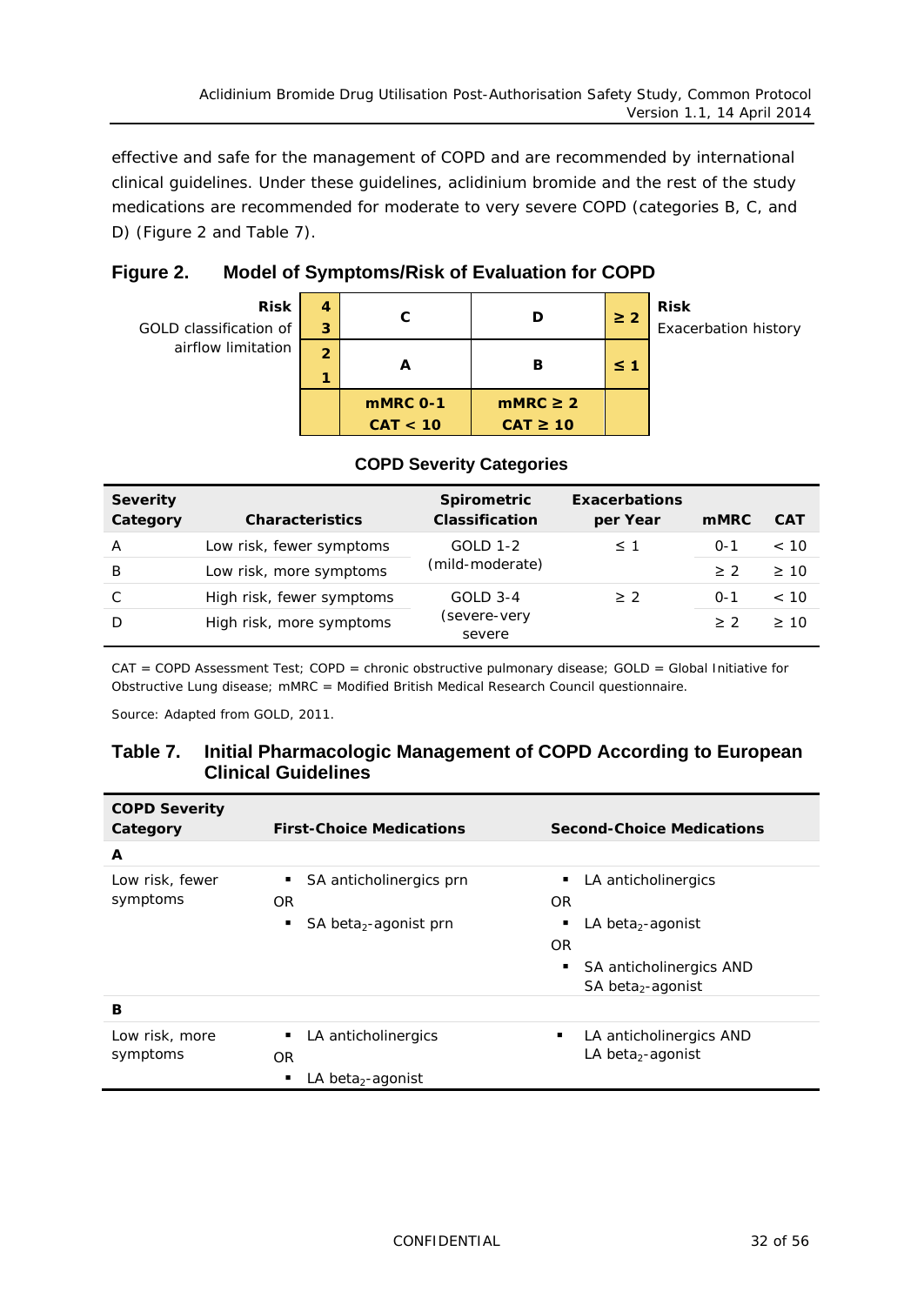effective and safe for the management of COPD and are recommended by international clinical guidelines. Under these guidelines, aclidinium bromide and the rest of the study medications are recommended for moderate to very severe COPD (categories B, C, and D) (Figure 2 and Table 7).

## Figure 2. Model of Symptoms/Risk of Evaluation for COPD

| Risk GOLD classification of airflow limitation | | | | Risk Exacerbation history |
|---|---|---|---|---|
| | 4 3 | C | D | ≥ 2 |
| | 2 1 | A | B | ≤ 1 |
| | | mMRC 0-1 CAT < 10 | mMRC ≥ 2 CAT ≥ 10 | |

**COPD Severity Categories**

| Severity Category | Characteristics | Spirometric Classification | Exacerbations per Year | mMRC | CAT |
|---|---|---|---|---|---|
| A | Low risk, fewer symptoms | GOLD 1-2 (mild-moderate) | ≤ 1 | 0-1 | < 10 |
| B | Low risk, more symptoms | | | ≥ 2 | ≥ 10 |
| C | High risk, fewer symptoms | GOLD 3-4 (severe-very severe | ≥ 2 | 0-1 | < 10 |
| D | High risk, more symptoms | | | ≥ 2 | ≥ 10 |

CAT = COPD Assessment Test; COPD = chronic obstructive pulmonary disease; GOLD = Global Initiative for Obstructive Lung disease; mMRC = Modified British Medical Research Council questionnaire.

Source: Adapted from GOLD, 2011.

## Table 7. Initial Pharmacologic Management of COPD According to European Clinical Guidelines

| COPD Severity Category | First-Choice Medications | Second-Choice Medications |
|---|---|---|
| **A** | | |
| Low risk, fewer symptoms | ▪ SA anticholinergics prn<br>OR<br>▪ SA $beta_2$-agonist prn | ▪ LA anticholinergics<br>OR<br>▪ LA $beta_2$-agonist<br>OR<br>▪ SA anticholinergics AND SA $beta_2$-agonist |
| **B** | | |
| Low risk, more symptoms | ▪ LA anticholinergics<br>OR<br>▪ LA $beta_2$-agonist | ▪ LA anticholinergics AND LA $beta_2$-agonist |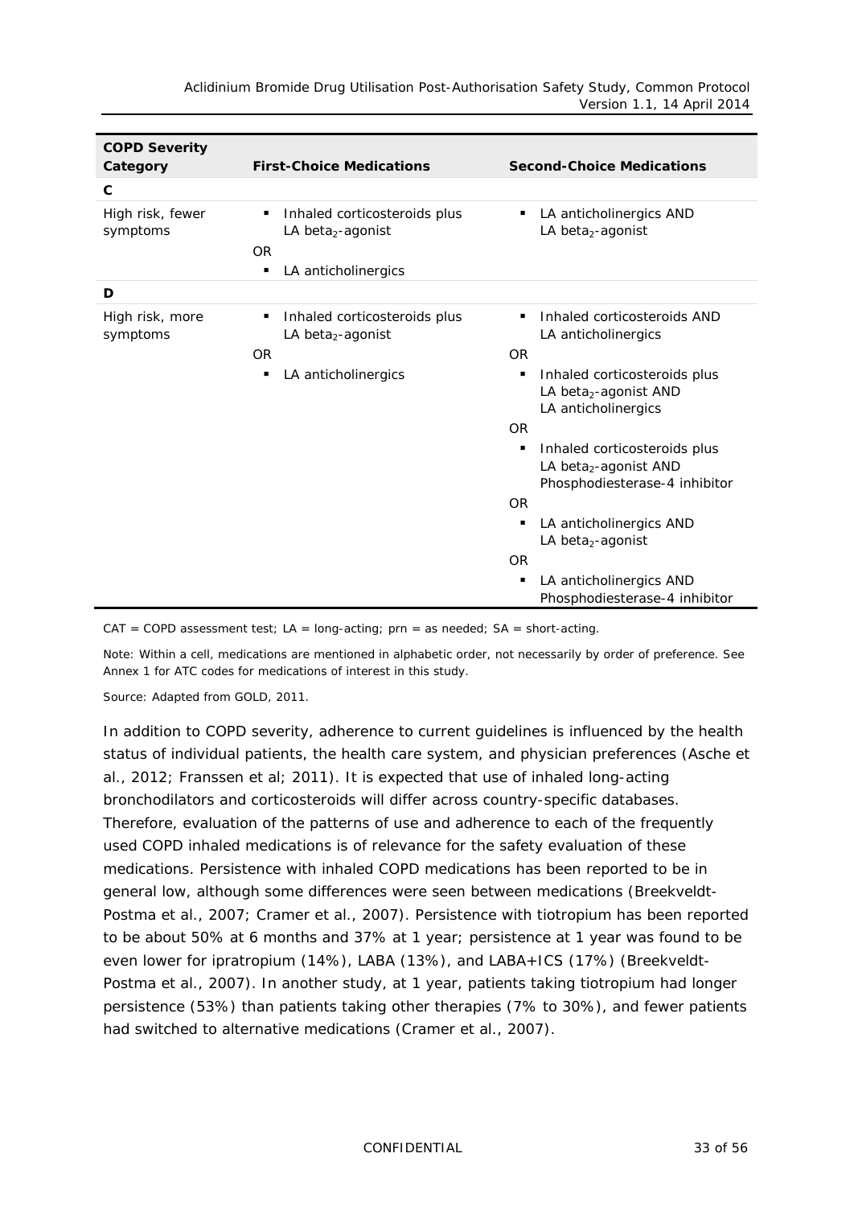| COPD Severity Category | First-Choice Medications | Second-Choice Medications |
|---|---|---|
| **C** | | |
| High risk, fewer symptoms | ▪ Inhaled corticosteroids plus LA $beta_2$-agonist<br>OR<br>▪ LA anticholinergics | ▪ LA anticholinergics AND LA $beta_2$-agonist |
| **D** | | |
| High risk, more symptoms | ▪ Inhaled corticosteroids plus LA $beta_2$-agonist<br>OR<br>▪ LA anticholinergics | ▪ Inhaled corticosteroids AND LA anticholinergics<br>OR<br>▪ Inhaled corticosteroids plus LA $beta_2$-agonist AND LA anticholinergics<br>OR<br>▪ Inhaled corticosteroids plus LA $beta_2$-agonist AND Phosphodiesterase-4 inhibitor<br>OR<br>▪ LA anticholinergics AND LA $beta_2$-agonist<br>OR<br>▪ LA anticholinergics AND Phosphodiesterase-4 inhibitor |

CAT = COPD assessment test; LA = long-acting; prn = as needed; SA = short-acting.

Note: Within a cell, medications are mentioned in alphabetic order, not necessarily by order of preference. See Annex 1 for ATC codes for medications of interest in this study.

Source: Adapted from GOLD, 2011.

In addition to COPD severity, adherence to current guidelines is influenced by the health status of individual patients, the health care system, and physician preferences (Asche et al., 2012; Franssen et al; 2011). It is expected that use of inhaled long-acting bronchodilators and corticosteroids will differ across country-specific databases. Therefore, evaluation of the patterns of use and adherence to each of the frequently used COPD inhaled medications is of relevance for the safety evaluation of these medications. Persistence with inhaled COPD medications has been reported to be in general low, although some differences were seen between medications (Breekveldt-Postma et al., 2007; Cramer et al., 2007). Persistence with tiotropium has been reported to be about 50% at 6 months and 37% at 1 year; persistence at 1 year was found to be even lower for ipratropium (14%), LABA (13%), and LABA+ICS (17%) (Breekveldt-Postma et al., 2007). In another study, at 1 year, patients taking tiotropium had longer persistence (53%) than patients taking other therapies (7% to 30%), and fewer patients had switched to alternative medications (Cramer et al., 2007).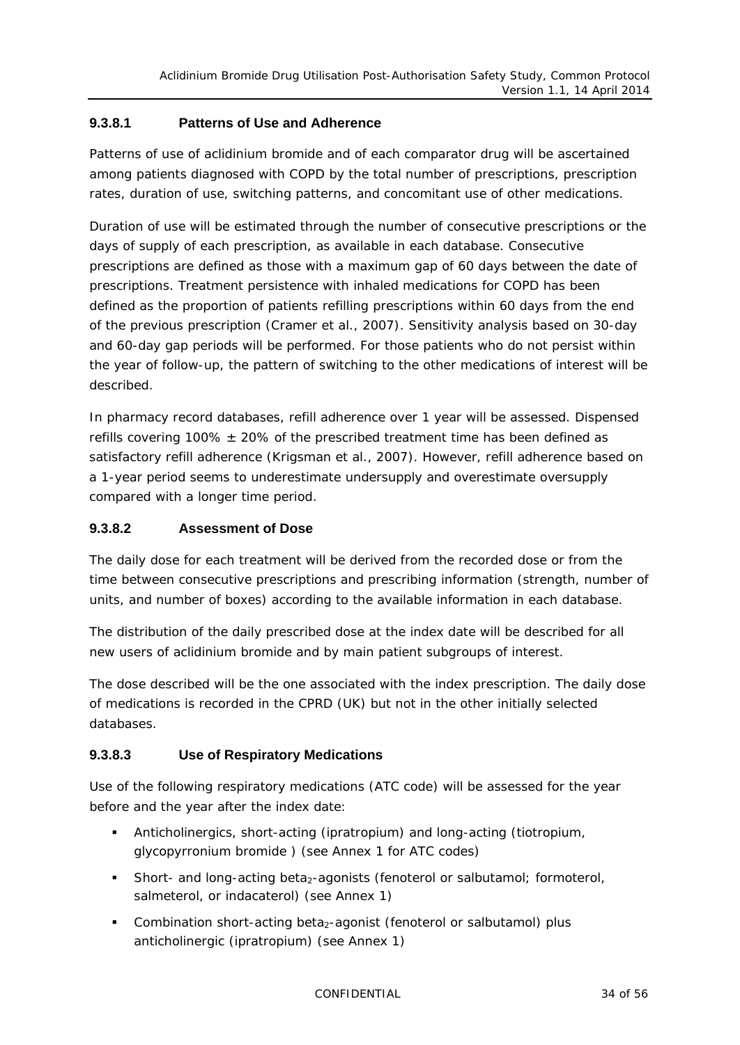#### 9.3.8.1 Patterns of Use and Adherence

Patterns of use of aclidinium bromide and of each comparator drug will be ascertained among patients diagnosed with COPD by the total number of prescriptions, prescription rates, duration of use, switching patterns, and concomitant use of other medications.

Duration of use will be estimated through the number of consecutive prescriptions or the days of supply of each prescription, as available in each database. Consecutive prescriptions are defined as those with a maximum gap of 60 days between the date of prescriptions. Treatment persistence with inhaled medications for COPD has been defined as the proportion of patients refilling prescriptions within 60 days from the end of the previous prescription (Cramer et al., 2007). Sensitivity analysis based on 30-day and 60-day gap periods will be performed. For those patients who do not persist within the year of follow-up, the pattern of switching to the other medications of interest will be described.

In pharmacy record databases, refill adherence over 1 year will be assessed. Dispensed refills covering 100% ± 20% of the prescribed treatment time has been defined as satisfactory refill adherence (Krigsman et al., 2007). However, refill adherence based on a 1-year period seems to underestimate undersupply and overestimate oversupply compared with a longer time period.

#### 9.3.8.2 Assessment of Dose

The daily dose for each treatment will be derived from the recorded dose or from the time between consecutive prescriptions and prescribing information (strength, number of units, and number of boxes) according to the available information in each database.

The distribution of the daily prescribed dose at the index date will be described for all new users of aclidinium bromide and by main patient subgroups of interest.

The dose described will be the one associated with the index prescription. The daily dose of medications is recorded in the CPRD (UK) but not in the other initially selected databases.

#### 9.3.8.3 Use of Respiratory Medications

Use of the following respiratory medications (ATC code) will be assessed for the year before and the year after the index date:

- Anticholinergics, short-acting (ipratropium) and long-acting (tiotropium, glycopyrronium bromide ) (see Annex 1 for ATC codes)
- Short- and long-acting beta$_2$-agonists (fenoterol or salbutamol; formoterol, salmeterol, or indacaterol) (see Annex 1)
- Combination short-acting beta$_2$-agonist (fenoterol or salbutamol) plus anticholinergic (ipratropium) (see Annex 1)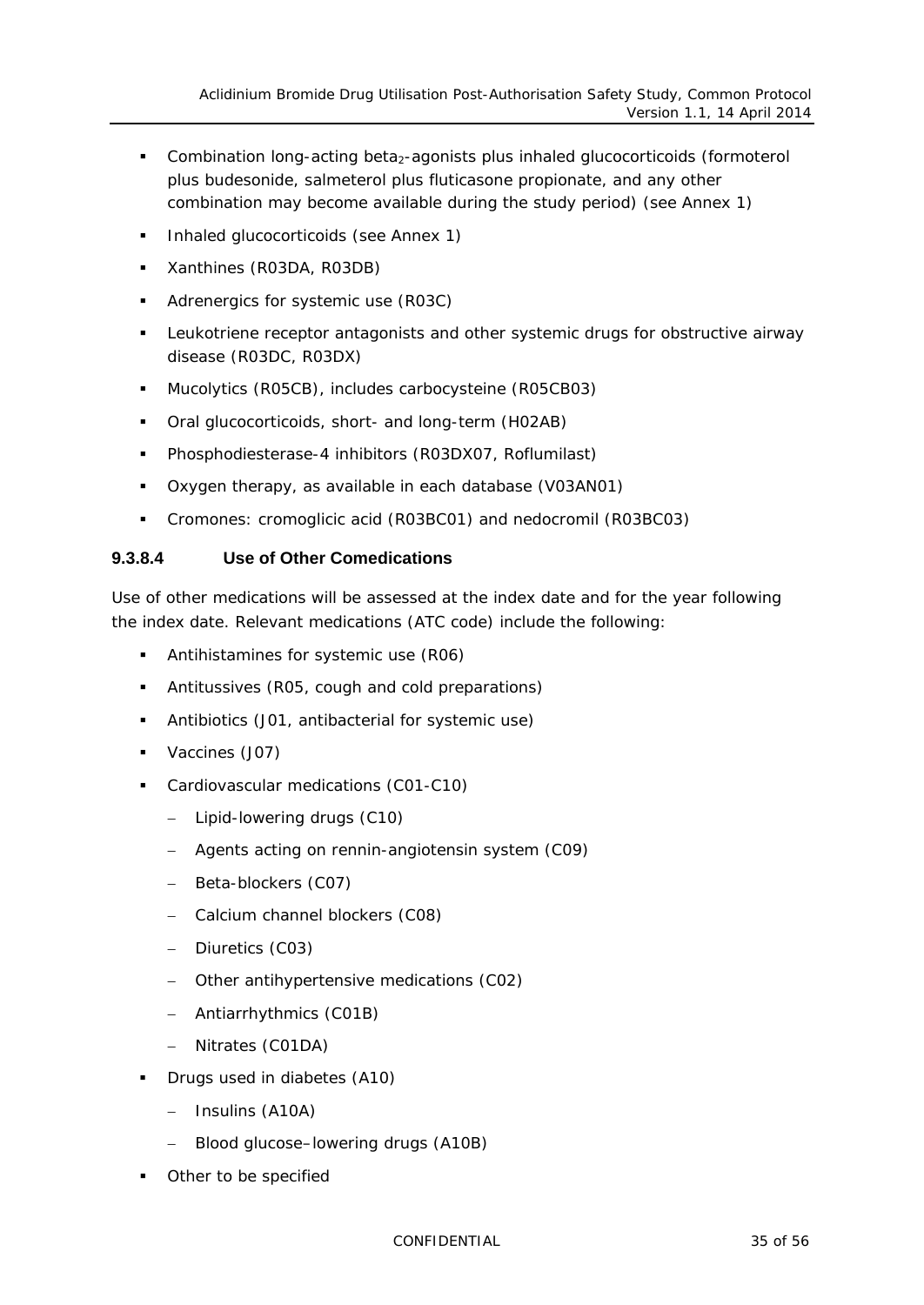- Combination long-acting beta$_2$-agonists plus inhaled glucocorticoids (formoterol plus budesonide, salmeterol plus fluticasone propionate, and any other combination may become available during the study period) (see Annex 1)
- Inhaled glucocorticoids (see Annex 1)
- Xanthines (R03DA, R03DB)
- Adrenergics for systemic use (R03C)
- Leukotriene receptor antagonists and other systemic drugs for obstructive airway disease (R03DC, R03DX)
- Mucolytics (R05CB), includes carbocysteine (R05CB03)
- Oral glucocorticoids, short- and long-term (H02AB)
- Phosphodiesterase-4 inhibitors (R03DX07, Roflumilast)
- Oxygen therapy, as available in each database (V03AN01)
- Cromones: cromoglicic acid (R03BC01) and nedocromil (R03BC03)

#### 9.3.8.4 Use of Other Comedications

Use of other medications will be assessed at the index date and for the year following the index date. Relevant medications (ATC code) include the following:

- Antihistamines for systemic use (R06)
- Antitussives (R05, cough and cold preparations)
- Antibiotics (J01, antibacterial for systemic use)
- Vaccines (J07)
- Cardiovascular medications (C01-C10)
  - Lipid-lowering drugs (C10)
  - Agents acting on rennin-angiotensin system (C09)
  - Beta-blockers (C07)
  - Calcium channel blockers (C08)
  - Diuretics (C03)
  - Other antihypertensive medications (C02)
  - Antiarrhythmics (C01B)
  - Nitrates (C01DA)
- Drugs used in diabetes (A10)
  - Insulins (A10A)
  - Blood glucose–lowering drugs (A10B)
- Other to be specified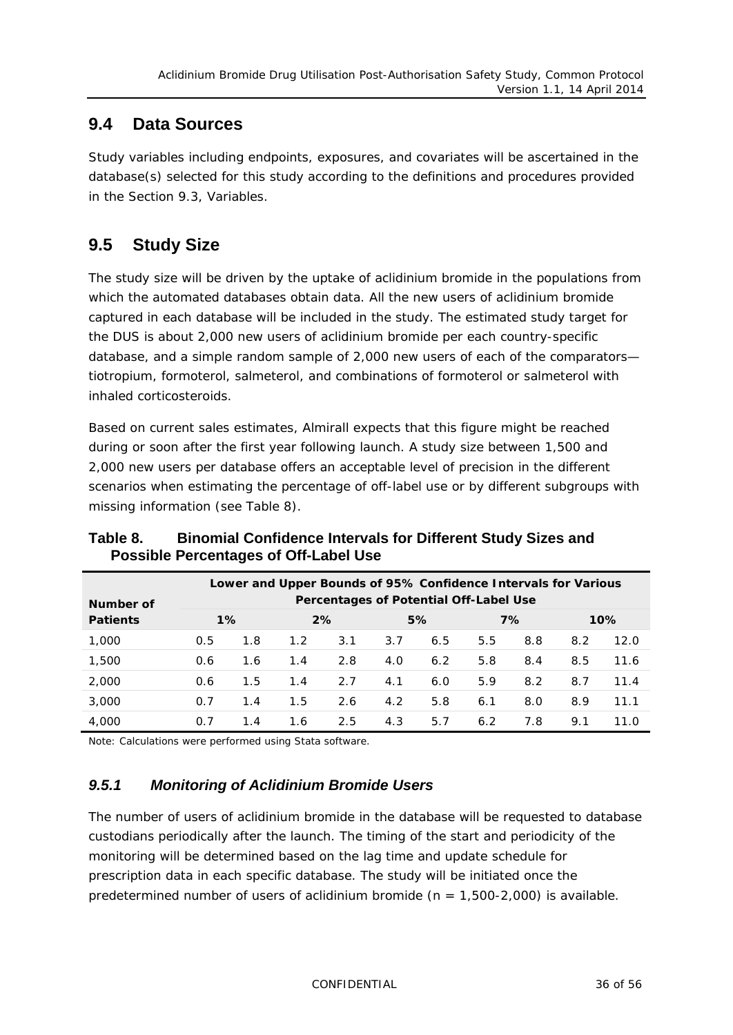## 9.4 Data Sources

Study variables including endpoints, exposures, and covariates will be ascertained in the database(s) selected for this study according to the definitions and procedures provided in the Section 9.3, Variables.

## 9.5 Study Size

The study size will be driven by the uptake of aclidinium bromide in the populations from which the automated databases obtain data. All the new users of aclidinium bromide captured in each database will be included in the study. The estimated study target for the DUS is about 2,000 new users of aclidinium bromide per each country-specific database, and a simple random sample of 2,000 new users of each of the comparators—tiotropium, formoterol, salmeterol, and combinations of formoterol or salmeterol with inhaled corticosteroids.

Based on current sales estimates, Almirall expects that this figure might be reached during or soon after the first year following launch. A study size between 1,500 and 2,000 new users per database offers an acceptable level of precision in the different scenarios when estimating the percentage of off-label use or by different subgroups with missing information (see Table 8).

**Table 8. Binomial Confidence Intervals for Different Study Sizes and Possible Percentages of Off-Label Use**

| Number of Patients | Lower and Upper Bounds of 95% Confidence Intervals for Various Percentages of Potential Off-Label Use | | | | | | | | | |
|---|---|---|---|---|---|---|---|---|---|---|
| | 1% | | 2% | | 5% | | 7% | | 10% | |
| 1,000 | 0.5 | 1.8 | 1.2 | 3.1 | 3.7 | 6.5 | 5.5 | 8.8 | 8.2 | 12.0 |
| 1,500 | 0.6 | 1.6 | 1.4 | 2.8 | 4.0 | 6.2 | 5.8 | 8.4 | 8.5 | 11.6 |
| 2,000 | 0.6 | 1.5 | 1.4 | 2.7 | 4.1 | 6.0 | 5.9 | 8.2 | 8.7 | 11.4 |
| 3,000 | 0.7 | 1.4 | 1.5 | 2.6 | 4.2 | 5.8 | 6.1 | 8.0 | 8.9 | 11.1 |
| 4,000 | 0.7 | 1.4 | 1.6 | 2.5 | 4.3 | 5.7 | 6.2 | 7.8 | 9.1 | 11.0 |

Note: Calculations were performed using Stata software.

### *9.5.1 Monitoring of Aclidinium Bromide Users*

The number of users of aclidinium bromide in the database will be requested to database custodians periodically after the launch. The timing of the start and periodicity of the monitoring will be determined based on the lag time and update schedule for prescription data in each specific database. The study will be initiated once the predetermined number of users of aclidinium bromide ($n$ = 1,500-2,000) is available.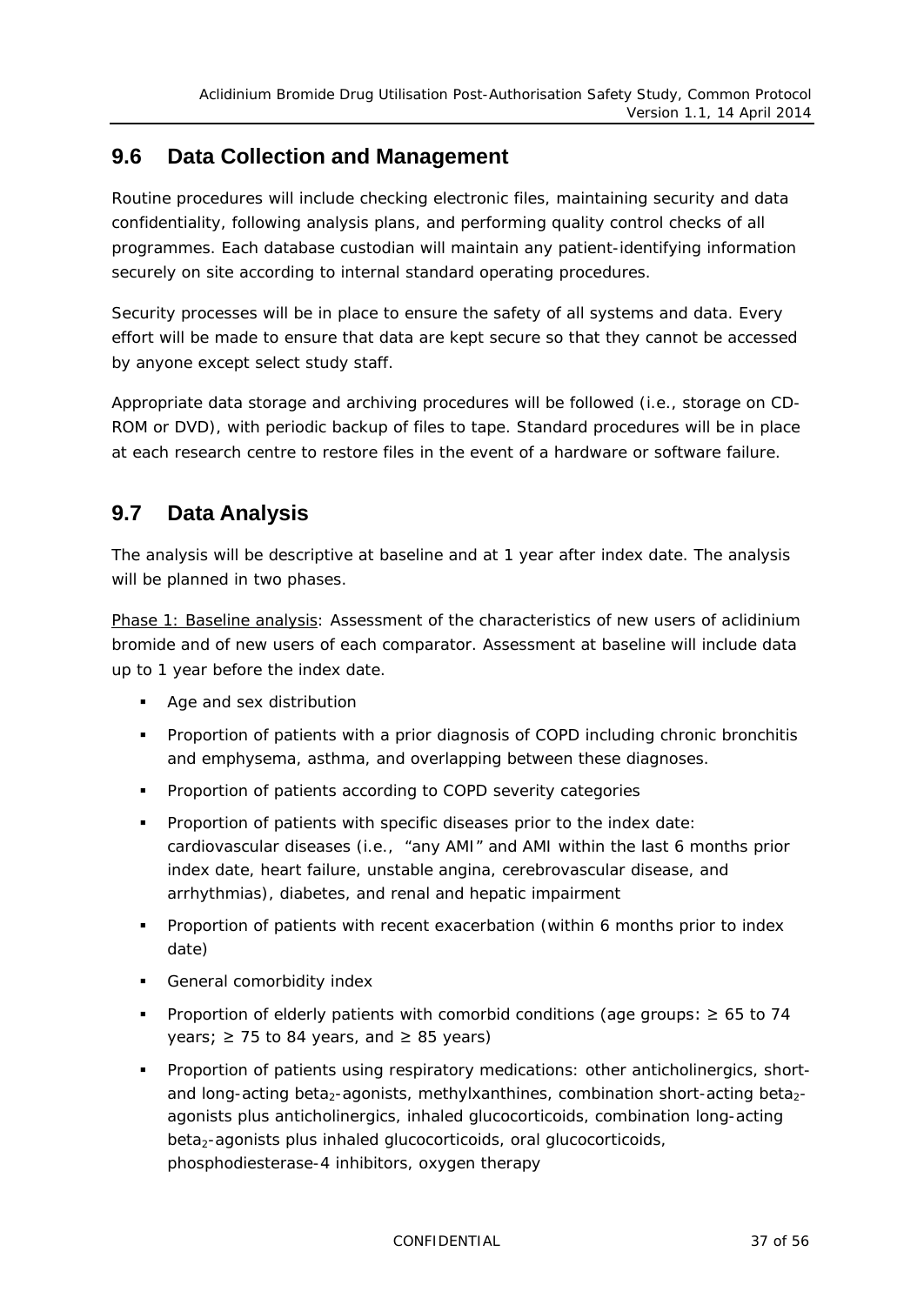## 9.6 Data Collection and Management

Routine procedures will include checking electronic files, maintaining security and data confidentiality, following analysis plans, and performing quality control checks of all programmes. Each database custodian will maintain any patient-identifying information securely on site according to internal standard operating procedures.

Security processes will be in place to ensure the safety of all systems and data. Every effort will be made to ensure that data are kept secure so that they cannot be accessed by anyone except select study staff.

Appropriate data storage and archiving procedures will be followed (i.e., storage on CD-ROM or DVD), with periodic backup of files to tape. Standard procedures will be in place at each research centre to restore files in the event of a hardware or software failure.

## 9.7 Data Analysis

The analysis will be descriptive at baseline and at 1 year after index date. The analysis will be planned in two phases.

Phase 1: Baseline analysis: Assessment of the characteristics of new users of aclidinium bromide and of new users of each comparator. Assessment at baseline will include data up to 1 year before the index date.

- Age and sex distribution
- Proportion of patients with a prior diagnosis of COPD including chronic bronchitis and emphysema, asthma, and overlapping between these diagnoses.
- Proportion of patients according to COPD severity categories
- Proportion of patients with specific diseases prior to the index date: cardiovascular diseases (i.e., "any AMI" and AMI within the last 6 months prior index date, heart failure, unstable angina, cerebrovascular disease, and arrhythmias), diabetes, and renal and hepatic impairment
- Proportion of patients with recent exacerbation (within 6 months prior to index date)
- General comorbidity index
- Proportion of elderly patients with comorbid conditions (age groups: ≥ 65 to 74 years; ≥ 75 to 84 years, and ≥ 85 years)
- Proportion of patients using respiratory medications: other anticholinergics, short- and long-acting beta$_2$-agonists, methylxanthines, combination short-acting beta$_2$-agonists plus anticholinergics, inhaled glucocorticoids, combination long-acting beta$_2$-agonists plus inhaled glucocorticoids, oral glucocorticoids, phosphodiesterase-4 inhibitors, oxygen therapy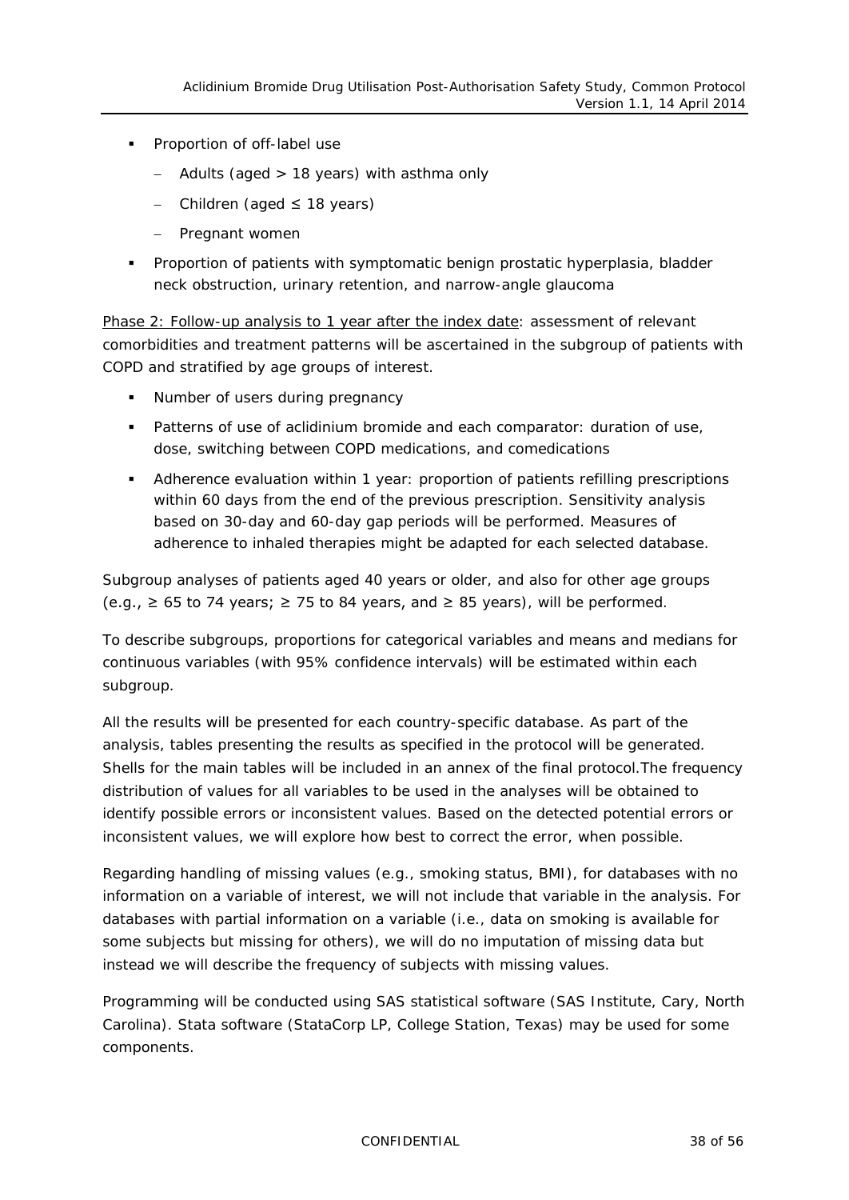- Proportion of off-label use
  - Adults (aged > 18 years) with asthma only
  - Children (aged ≤ 18 years)
  - Pregnant women
- Proportion of patients with symptomatic benign prostatic hyperplasia, bladder neck obstruction, urinary retention, and narrow-angle glaucoma

Phase 2: Follow-up analysis to 1 year after the index date: assessment of relevant comorbidities and treatment patterns will be ascertained in the subgroup of patients with COPD and stratified by age groups of interest.

- Number of users during pregnancy
- Patterns of use of aclidinium bromide and each comparator: duration of use, dose, switching between COPD medications, and comedications
- Adherence evaluation within 1 year: proportion of patients refilling prescriptions within 60 days from the end of the previous prescription. Sensitivity analysis based on 30-day and 60-day gap periods will be performed. Measures of adherence to inhaled therapies might be adapted for each selected database.

Subgroup analyses of patients aged 40 years or older, and also for other age groups (e.g., ≥ 65 to 74 years; ≥ 75 to 84 years, and ≥ 85 years), will be performed.

To describe subgroups, proportions for categorical variables and means and medians for continuous variables (with 95% confidence intervals) will be estimated within each subgroup.

All the results will be presented for each country-specific database. As part of the analysis, tables presenting the results as specified in the protocol will be generated. Shells for the main tables will be included in an annex of the final protocol.The frequency distribution of values for all variables to be used in the analyses will be obtained to identify possible errors or inconsistent values. Based on the detected potential errors or inconsistent values, we will explore how best to correct the error, when possible.

Regarding handling of missing values (e.g., smoking status, BMI), for databases with no information on a variable of interest, we will not include that variable in the analysis. For databases with partial information on a variable (i.e., data on smoking is available for some subjects but missing for others), we will do no imputation of missing data but instead we will describe the frequency of subjects with missing values.

Programming will be conducted using SAS statistical software (SAS Institute, Cary, North Carolina). Stata software (StataCorp LP, College Station, Texas) may be used for some components.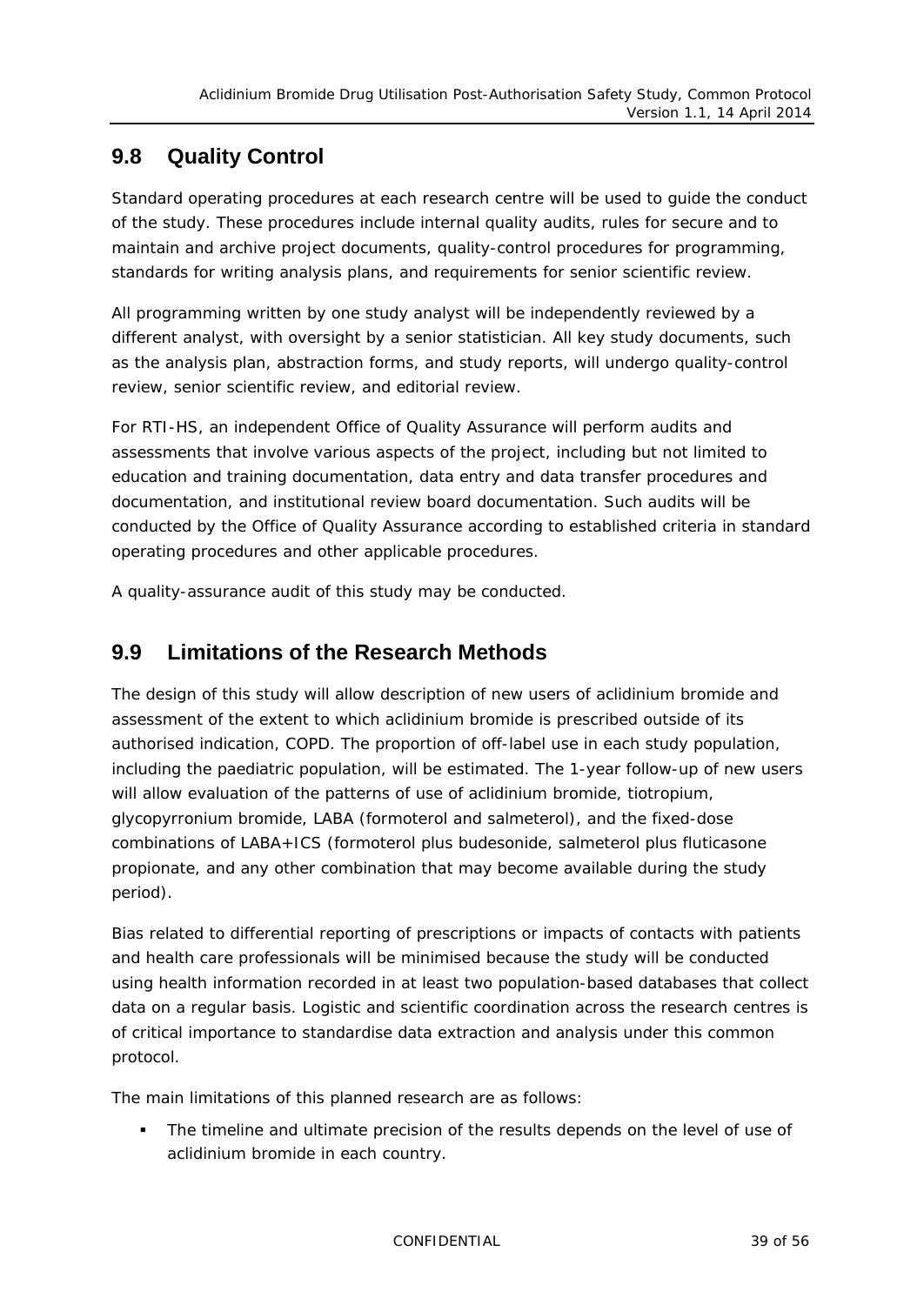## 9.8 Quality Control

Standard operating procedures at each research centre will be used to guide the conduct of the study. These procedures include internal quality audits, rules for secure and to maintain and archive project documents, quality-control procedures for programming, standards for writing analysis plans, and requirements for senior scientific review.

All programming written by one study analyst will be independently reviewed by a different analyst, with oversight by a senior statistician. All key study documents, such as the analysis plan, abstraction forms, and study reports, will undergo quality-control review, senior scientific review, and editorial review.

For RTI-HS, an independent Office of Quality Assurance will perform audits and assessments that involve various aspects of the project, including but not limited to education and training documentation, data entry and data transfer procedures and documentation, and institutional review board documentation. Such audits will be conducted by the Office of Quality Assurance according to established criteria in standard operating procedures and other applicable procedures.

A quality-assurance audit of this study may be conducted.

## 9.9 Limitations of the Research Methods

The design of this study will allow description of new users of aclidinium bromide and assessment of the extent to which aclidinium bromide is prescribed outside of its authorised indication, COPD. The proportion of off-label use in each study population, including the paediatric population, will be estimated. The 1-year follow-up of new users will allow evaluation of the patterns of use of aclidinium bromide, tiotropium, glycopyrronium bromide, LABA (formoterol and salmeterol), and the fixed-dose combinations of LABA+ICS (formoterol plus budesonide, salmeterol plus fluticasone propionate, and any other combination that may become available during the study period).

Bias related to differential reporting of prescriptions or impacts of contacts with patients and health care professionals will be minimised because the study will be conducted using health information recorded in at least two population-based databases that collect data on a regular basis. Logistic and scientific coordination across the research centres is of critical importance to standardise data extraction and analysis under this common protocol.

The main limitations of this planned research are as follows:

- The timeline and ultimate precision of the results depends on the level of use of aclidinium bromide in each country.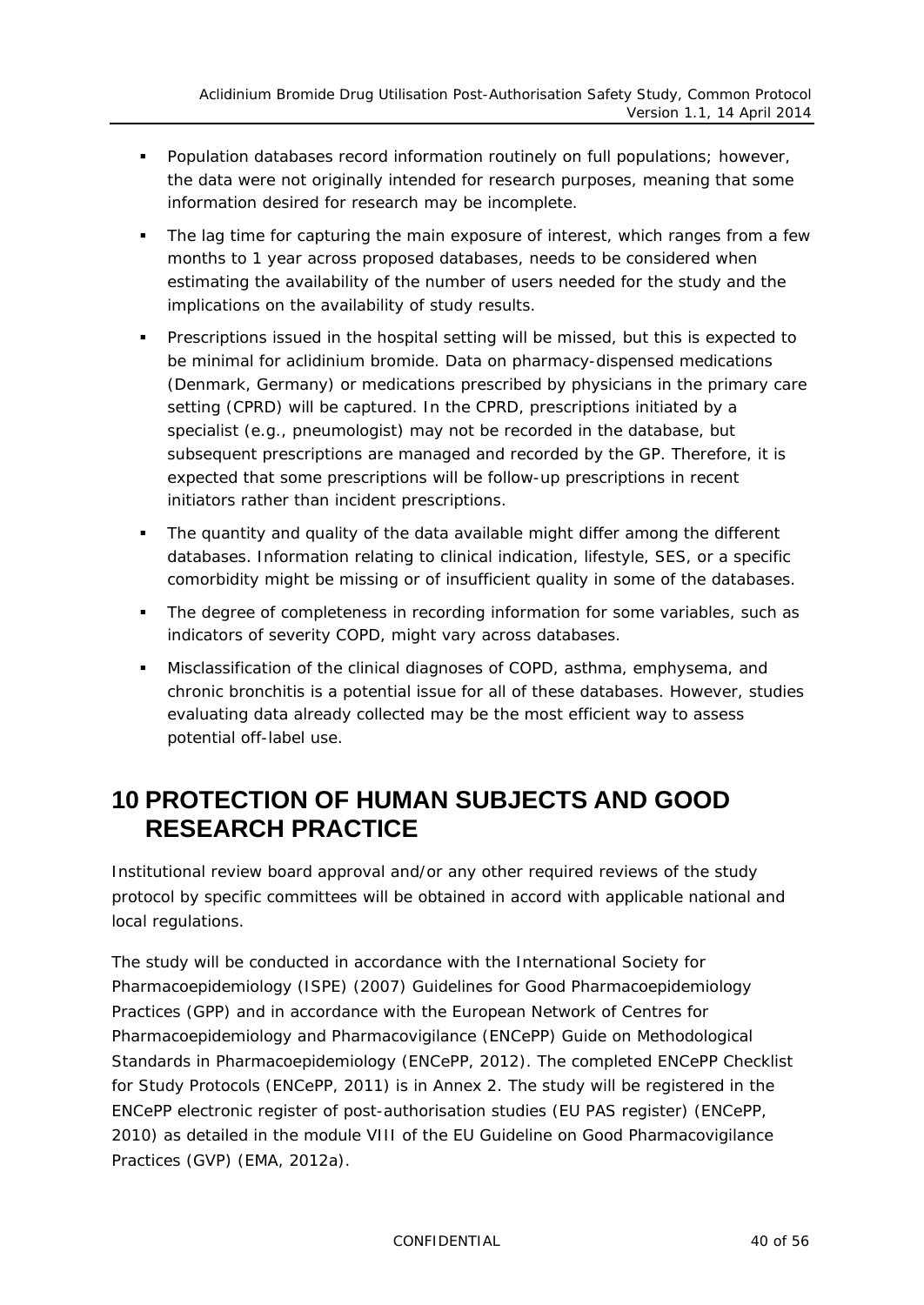- Population databases record information routinely on full populations; however, the data were not originally intended for research purposes, meaning that some information desired for research may be incomplete.
- The lag time for capturing the main exposure of interest, which ranges from a few months to 1 year across proposed databases, needs to be considered when estimating the availability of the number of users needed for the study and the implications on the availability of study results.
- Prescriptions issued in the hospital setting will be missed, but this is expected to be minimal for aclidinium bromide. Data on pharmacy-dispensed medications (Denmark, Germany) or medications prescribed by physicians in the primary care setting (CPRD) will be captured. In the CPRD, prescriptions initiated by a specialist (e.g., pneumologist) may not be recorded in the database, but subsequent prescriptions are managed and recorded by the GP. Therefore, it is expected that some prescriptions will be follow-up prescriptions in recent initiators rather than incident prescriptions.
- The quantity and quality of the data available might differ among the different databases. Information relating to clinical indication, lifestyle, SES, or a specific comorbidity might be missing or of insufficient quality in some of the databases.
- The degree of completeness in recording information for some variables, such as indicators of severity COPD, might vary across databases.
- Misclassification of the clinical diagnoses of COPD, asthma, emphysema, and chronic bronchitis is a potential issue for all of these databases. However, studies evaluating data already collected may be the most efficient way to assess potential off-label use.

# 10 PROTECTION OF HUMAN SUBJECTS AND GOOD RESEARCH PRACTICE

Institutional review board approval and/or any other required reviews of the study protocol by specific committees will be obtained in accord with applicable national and local regulations.

The study will be conducted in accordance with the International Society for Pharmacoepidemiology (ISPE) (2007) Guidelines for Good Pharmacoepidemiology Practices (GPP) and in accordance with the European Network of Centres for Pharmacoepidemiology and Pharmacovigilance (ENCePP) Guide on Methodological Standards in Pharmacoepidemiology (ENCePP, 2012). The completed ENCePP Checklist for Study Protocols (ENCePP, 2011) is in Annex 2. The study will be registered in the ENCePP electronic register of post-authorisation studies (EU PAS register) (ENCePP, 2010) as detailed in the module VIII of the EU Guideline on Good Pharmacovigilance Practices (GVP) (EMA, 2012a).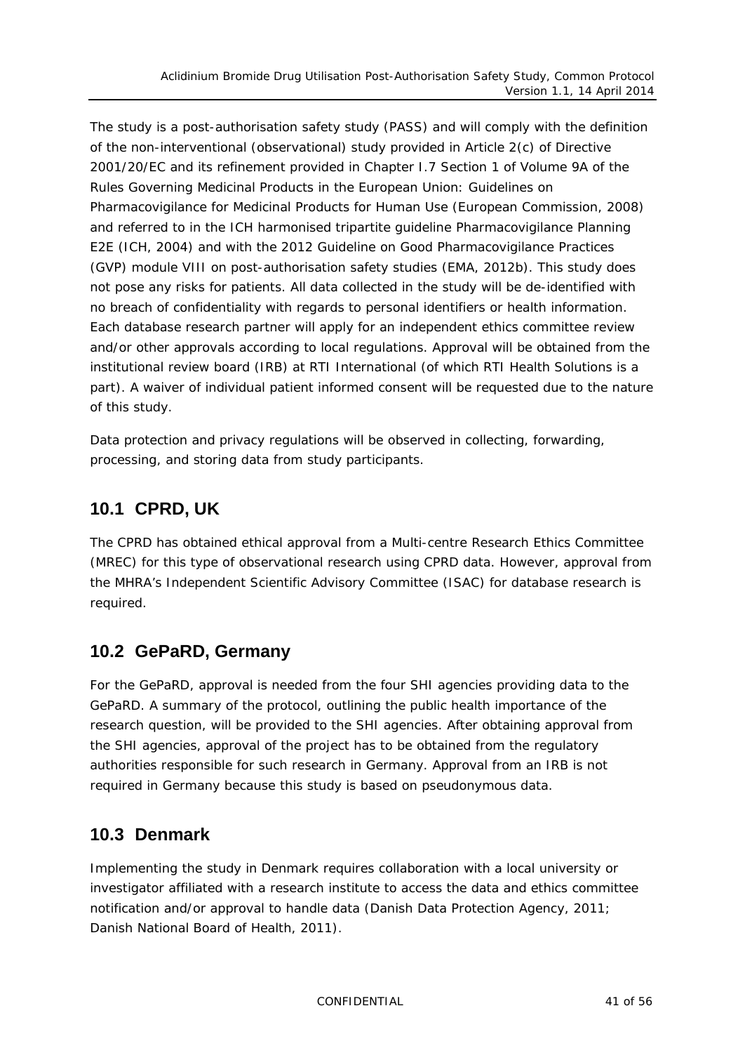The study is a post-authorisation safety study (PASS) and will comply with the definition of the non-interventional (observational) study provided in Article 2(c) of Directive 2001/20/EC and its refinement provided in Chapter I.7 Section 1 of Volume 9A of the Rules Governing Medicinal Products in the European Union: Guidelines on Pharmacovigilance for Medicinal Products for Human Use (European Commission, 2008) and referred to in the ICH harmonised tripartite guideline Pharmacovigilance Planning E2E (ICH, 2004) and with the 2012 Guideline on Good Pharmacovigilance Practices (GVP) module VIII on post-authorisation safety studies (EMA, 2012b). This study does not pose any risks for patients. All data collected in the study will be de-identified with no breach of confidentiality with regards to personal identifiers or health information. Each database research partner will apply for an independent ethics committee review and/or other approvals according to local regulations. Approval will be obtained from the institutional review board (IRB) at RTI International (of which RTI Health Solutions is a part). A waiver of individual patient informed consent will be requested due to the nature of this study.

Data protection and privacy regulations will be observed in collecting, forwarding, processing, and storing data from study participants.

## 10.1 CPRD, UK

The CPRD has obtained ethical approval from a Multi-centre Research Ethics Committee (MREC) for this type of observational research using CPRD data. However, approval from the MHRA's Independent Scientific Advisory Committee (ISAC) for database research is required.

## 10.2 GePaRD, Germany

For the GePaRD, approval is needed from the four SHI agencies providing data to the GePaRD. A summary of the protocol, outlining the public health importance of the research question, will be provided to the SHI agencies. After obtaining approval from the SHI agencies, approval of the project has to be obtained from the regulatory authorities responsible for such research in Germany. Approval from an IRB is not required in Germany because this study is based on pseudonymous data.

## 10.3 Denmark

Implementing the study in Denmark requires collaboration with a local university or investigator affiliated with a research institute to access the data and ethics committee notification and/or approval to handle data (Danish Data Protection Agency, 2011; Danish National Board of Health, 2011).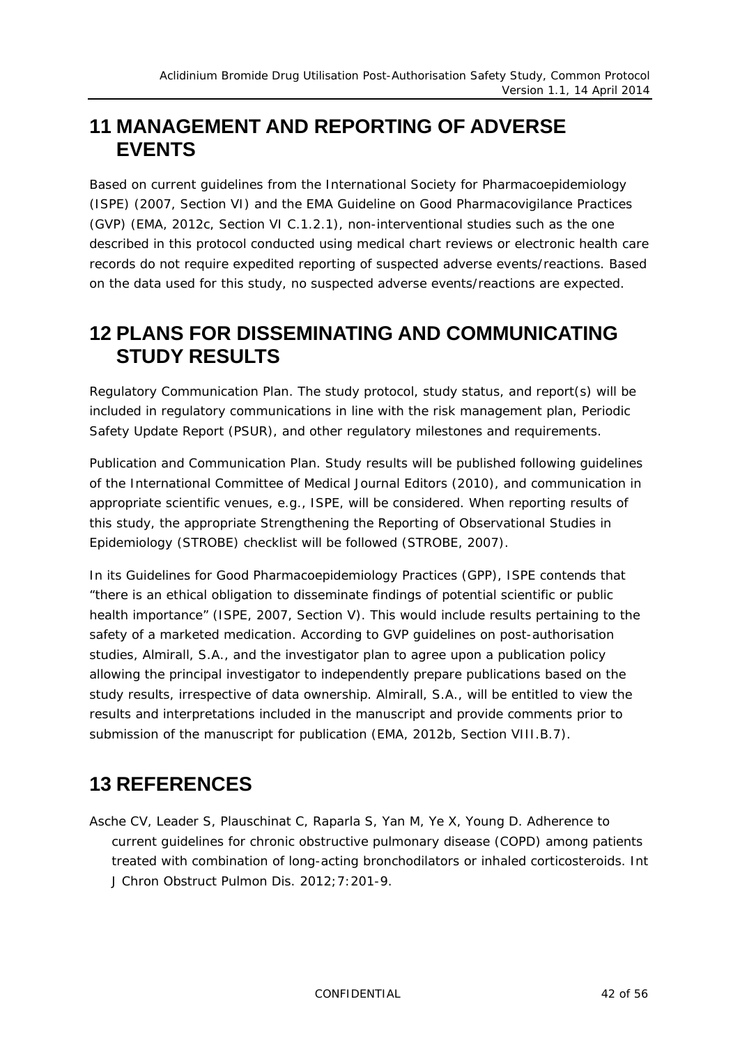# 11 MANAGEMENT AND REPORTING OF ADVERSE EVENTS

Based on current guidelines from the International Society for Pharmacoepidemiology (ISPE) (2007, Section VI) and the EMA Guideline on Good Pharmacovigilance Practices (GVP) (EMA, 2012c, Section VI C.1.2.1), non-interventional studies such as the one described in this protocol conducted using medical chart reviews or electronic health care records do not require expedited reporting of suspected adverse events/reactions. Based on the data used for this study, no suspected adverse events/reactions are expected.

# 12 PLANS FOR DISSEMINATING AND COMMUNICATING STUDY RESULTS

Regulatory Communication Plan. The study protocol, study status, and report(s) will be included in regulatory communications in line with the risk management plan, Periodic Safety Update Report (PSUR), and other regulatory milestones and requirements.

Publication and Communication Plan. Study results will be published following guidelines of the International Committee of Medical Journal Editors (2010), and communication in appropriate scientific venues, e.g., ISPE, will be considered. When reporting results of this study, the appropriate Strengthening the Reporting of Observational Studies in Epidemiology (STROBE) checklist will be followed (STROBE, 2007).

In its Guidelines for Good Pharmacoepidemiology Practices (GPP), ISPE contends that "there is an ethical obligation to disseminate findings of potential scientific or public health importance" (ISPE, 2007, Section V). This would include results pertaining to the safety of a marketed medication. According to GVP guidelines on post-authorisation studies, Almirall, S.A., and the investigator plan to agree upon a publication policy allowing the principal investigator to independently prepare publications based on the study results, irrespective of data ownership. Almirall, S.A., will be entitled to view the results and interpretations included in the manuscript and provide comments prior to submission of the manuscript for publication (EMA, 2012b, Section VIII.B.7).

# 13 REFERENCES

Asche CV, Leader S, Plauschinat C, Raparla S, Yan M, Ye X, Young D. Adherence to current guidelines for chronic obstructive pulmonary disease (COPD) among patients treated with combination of long-acting bronchodilators or inhaled corticosteroids. Int J Chron Obstruct Pulmon Dis. 2012;7:201-9.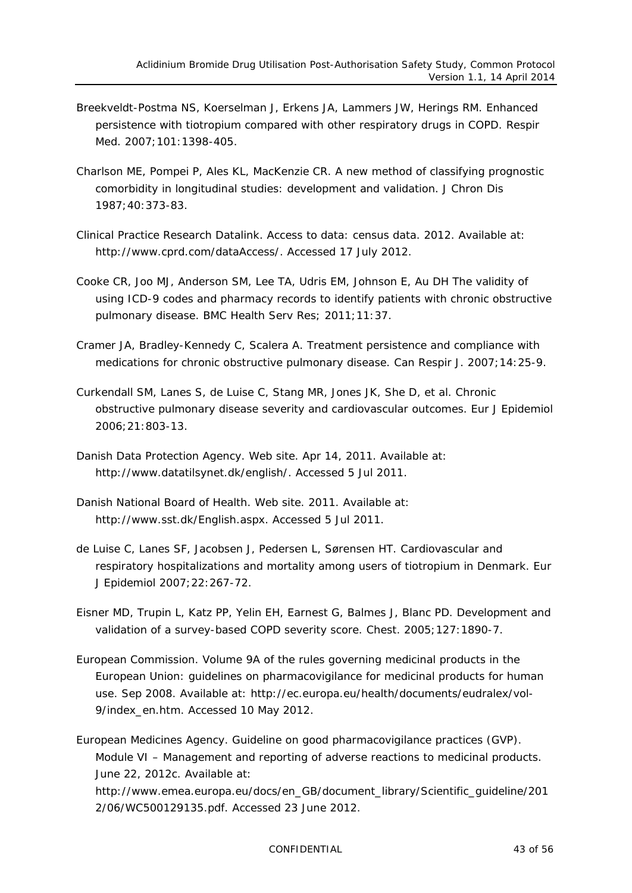Breekveldt-Postma NS, Koerselman J, Erkens JA, Lammers JW, Herings RM. Enhanced persistence with tiotropium compared with other respiratory drugs in COPD. Respir Med. 2007;101:1398-405.

Charlson ME, Pompei P, Ales KL, MacKenzie CR. A new method of classifying prognostic comorbidity in longitudinal studies: development and validation. J Chron Dis 1987;40:373-83.

Clinical Practice Research Datalink. Access to data: census data. 2012. Available at: http://www.cprd.com/dataAccess/. Accessed 17 July 2012.

Cooke CR, Joo MJ, Anderson SM, Lee TA, Udris EM, Johnson E, Au DH The validity of using ICD-9 codes and pharmacy records to identify patients with chronic obstructive pulmonary disease. BMC Health Serv Res; 2011;11:37.

Cramer JA, Bradley-Kennedy C, Scalera A. Treatment persistence and compliance with medications for chronic obstructive pulmonary disease. Can Respir J. 2007;14:25-9.

Curkendall SM, Lanes S, de Luise C, Stang MR, Jones JK, She D, et al. Chronic obstructive pulmonary disease severity and cardiovascular outcomes. Eur J Epidemiol 2006;21:803-13.

Danish Data Protection Agency. Web site. Apr 14, 2011. Available at: http://www.datatilsynet.dk/english/. Accessed 5 Jul 2011.

Danish National Board of Health. Web site. 2011. Available at: http://www.sst.dk/English.aspx. Accessed 5 Jul 2011.

de Luise C, Lanes SF, Jacobsen J, Pedersen L, Sørensen HT. Cardiovascular and respiratory hospitalizations and mortality among users of tiotropium in Denmark. Eur J Epidemiol 2007;22:267-72.

Eisner MD, Trupin L, Katz PP, Yelin EH, Earnest G, Balmes J, Blanc PD. Development and validation of a survey-based COPD severity score. Chest. 2005;127:1890-7.

European Commission. Volume 9A of the rules governing medicinal products in the European Union: guidelines on pharmacovigilance for medicinal products for human use. Sep 2008. Available at: http://ec.europa.eu/health/documents/eudralex/vol-9/index_en.htm. Accessed 10 May 2012.

European Medicines Agency. Guideline on good pharmacovigilance practices (GVP). Module VI – Management and reporting of adverse reactions to medicinal products. June 22, 2012c. Available at: http://www.emea.europa.eu/docs/en_GB/document_library/Scientific_guideline/2012/06/WC500129135.pdf. Accessed 23 June 2012.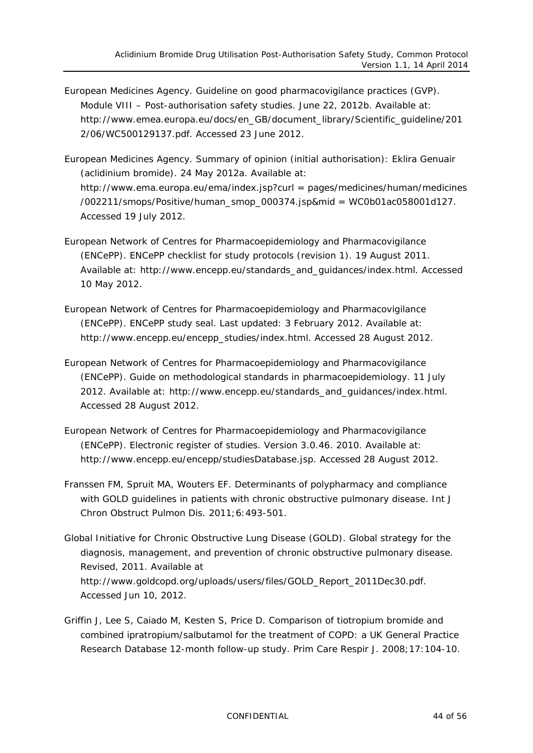European Medicines Agency. Guideline on good pharmacovigilance practices (GVP). Module VIII – Post-authorisation safety studies. June 22, 2012b. Available at: http://www.emea.europa.eu/docs/en_GB/document_library/Scientific_guideline/2012/06/WC500129137.pdf. Accessed 23 June 2012.

European Medicines Agency. Summary of opinion (initial authorisation): Eklira Genuair (aclidinium bromide). 24 May 2012a. Available at: http://www.ema.europa.eu/ema/index.jsp?curl = pages/medicines/human/medicines/002211/smops/Positive/human_smop_000374.jsp&mid = WC0b01ac058001d127. Accessed 19 July 2012.

European Network of Centres for Pharmacoepidemiology and Pharmacovigilance (ENCePP). ENCePP checklist for study protocols (revision 1). 19 August 2011. Available at: http://www.encepp.eu/standards_and_guidances/index.html. Accessed 10 May 2012.

European Network of Centres for Pharmacoepidemiology and Pharmacovigilance (ENCePP). ENCePP study seal. Last updated: 3 February 2012. Available at: http://www.encepp.eu/encepp_studies/index.html. Accessed 28 August 2012.

European Network of Centres for Pharmacoepidemiology and Pharmacovigilance (ENCePP). Guide on methodological standards in pharmacoepidemiology. 11 July 2012. Available at: http://www.encepp.eu/standards_and_guidances/index.html. Accessed 28 August 2012.

European Network of Centres for Pharmacoepidemiology and Pharmacovigilance (ENCePP). Electronic register of studies. Version 3.0.46. 2010. Available at: http://www.encepp.eu/encepp/studiesDatabase.jsp. Accessed 28 August 2012.

Franssen FM, Spruit MA, Wouters EF. Determinants of polypharmacy and compliance with GOLD guidelines in patients with chronic obstructive pulmonary disease. Int J Chron Obstruct Pulmon Dis. 2011;6:493-501.

Global Initiative for Chronic Obstructive Lung Disease (GOLD). Global strategy for the diagnosis, management, and prevention of chronic obstructive pulmonary disease. Revised, 2011. Available at http://www.goldcopd.org/uploads/users/files/GOLD_Report_2011Dec30.pdf. Accessed Jun 10, 2012.

Griffin J, Lee S, Caiado M, Kesten S, Price D. Comparison of tiotropium bromide and combined ipratropium/salbutamol for the treatment of COPD: a UK General Practice Research Database 12-month follow-up study. Prim Care Respir J. 2008;17:104-10.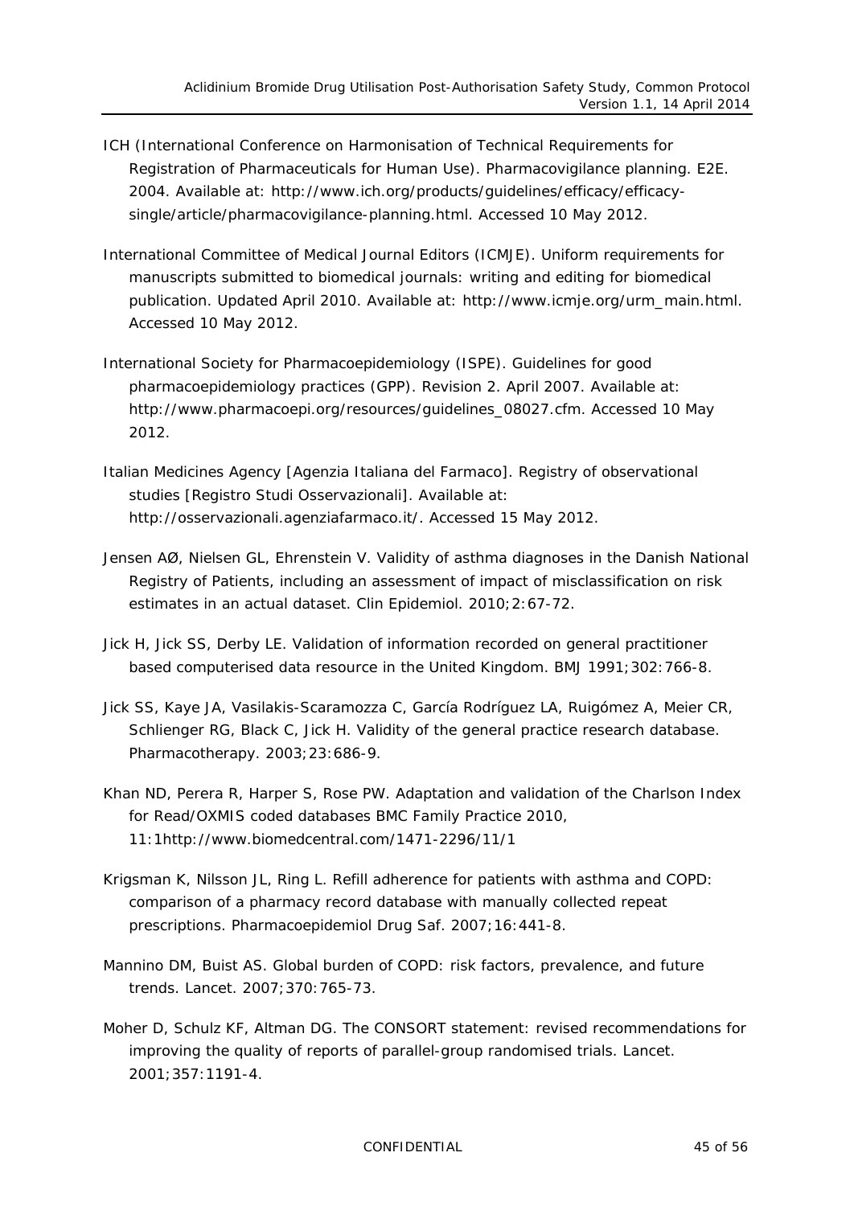ICH (International Conference on Harmonisation of Technical Requirements for Registration of Pharmaceuticals for Human Use). Pharmacovigilance planning. E2E. 2004. Available at: http://www.ich.org/products/guidelines/efficacy/efficacy-single/article/pharmacovigilance-planning.html. Accessed 10 May 2012.

International Committee of Medical Journal Editors (ICMJE). Uniform requirements for manuscripts submitted to biomedical journals: writing and editing for biomedical publication. Updated April 2010. Available at: http://www.icmje.org/urm_main.html. Accessed 10 May 2012.

International Society for Pharmacoepidemiology (ISPE). Guidelines for good pharmacoepidemiology practices (GPP). Revision 2. April 2007. Available at: http://www.pharmacoepi.org/resources/guidelines_08027.cfm. Accessed 10 May 2012.

Italian Medicines Agency [Agenzia Italiana del Farmaco]. Registry of observational studies [Registro Studi Osservazionali]. Available at: http://osservazionali.agenziafarmaco.it/. Accessed 15 May 2012.

Jensen AØ, Nielsen GL, Ehrenstein V. Validity of asthma diagnoses in the Danish National Registry of Patients, including an assessment of impact of misclassification on risk estimates in an actual dataset. Clin Epidemiol. 2010;2:67-72.

Jick H, Jick SS, Derby LE. Validation of information recorded on general practitioner based computerised data resource in the United Kingdom. BMJ 1991;302:766-8.

Jick SS, Kaye JA, Vasilakis-Scaramozza C, García Rodríguez LA, Ruigómez A, Meier CR, Schlienger RG, Black C, Jick H. Validity of the general practice research database. Pharmacotherapy. 2003;23:686-9.

Khan ND, Perera R, Harper S, Rose PW. Adaptation and validation of the Charlson Index for Read/OXMIS coded databases BMC Family Practice 2010, 11:1http://www.biomedcentral.com/1471-2296/11/1

Krigsman K, Nilsson JL, Ring L. Refill adherence for patients with asthma and COPD: comparison of a pharmacy record database with manually collected repeat prescriptions. Pharmacoepidemiol Drug Saf. 2007;16:441-8.

Mannino DM, Buist AS. Global burden of COPD: risk factors, prevalence, and future trends. Lancet. 2007;370:765-73.

Moher D, Schulz KF, Altman DG. The CONSORT statement: revised recommendations for improving the quality of reports of parallel-group randomised trials. Lancet. 2001;357:1191-4.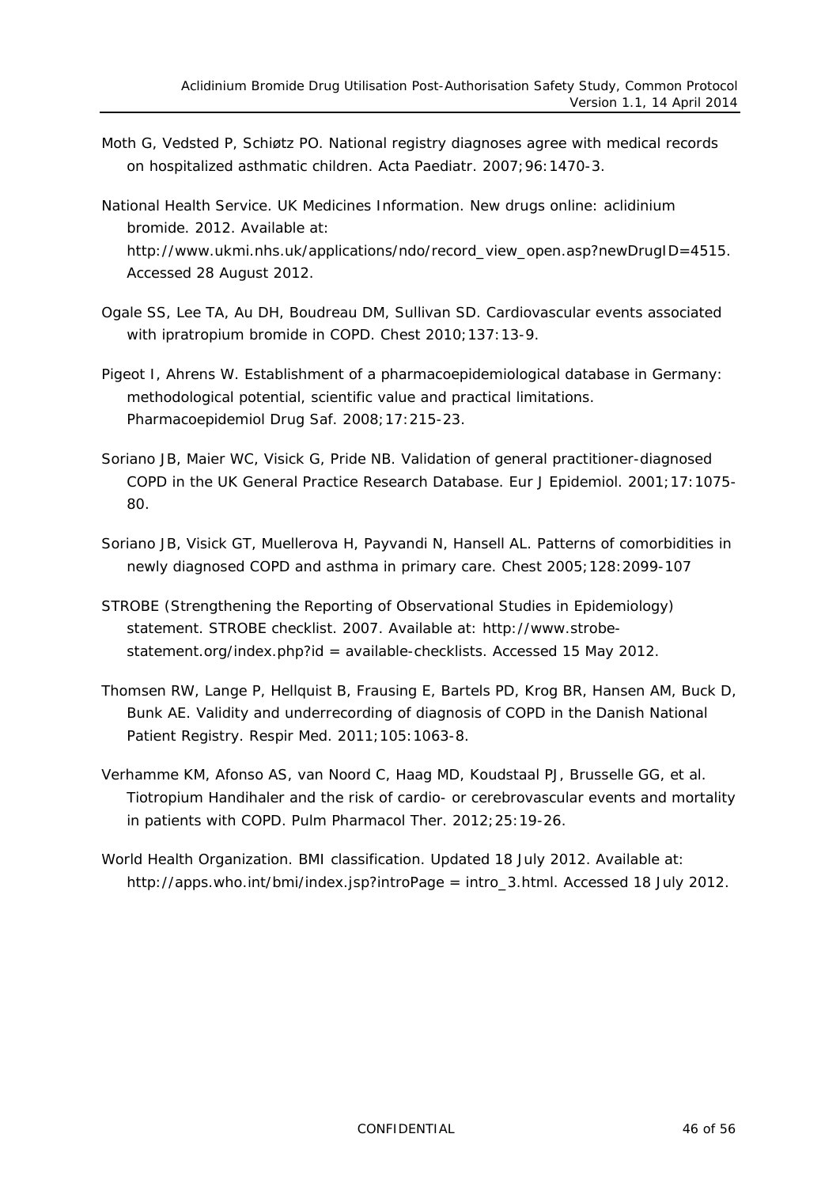Moth G, Vedsted P, Schiøtz PO. National registry diagnoses agree with medical records on hospitalized asthmatic children. Acta Paediatr. 2007;96:1470-3.

National Health Service. UK Medicines Information. New drugs online: aclidinium bromide. 2012. Available at: http://www.ukmi.nhs.uk/applications/ndo/record_view_open.asp?newDrugID=4515. Accessed 28 August 2012.

Ogale SS, Lee TA, Au DH, Boudreau DM, Sullivan SD. Cardiovascular events associated with ipratropium bromide in COPD. Chest 2010;137:13-9.

Pigeot I, Ahrens W. Establishment of a pharmacoepidemiological database in Germany: methodological potential, scientific value and practical limitations. Pharmacoepidemiol Drug Saf. 2008;17:215-23.

Soriano JB, Maier WC, Visick G, Pride NB. Validation of general practitioner-diagnosed COPD in the UK General Practice Research Database. Eur J Epidemiol. 2001;17:1075-80.

Soriano JB, Visick GT, Muellerova H, Payvandi N, Hansell AL. Patterns of comorbidities in newly diagnosed COPD and asthma in primary care. Chest 2005;128:2099-107

STROBE (Strengthening the Reporting of Observational Studies in Epidemiology) statement. STROBE checklist. 2007. Available at: http://www.strobe-statement.org/index.php?id = available-checklists. Accessed 15 May 2012.

Thomsen RW, Lange P, Hellquist B, Frausing E, Bartels PD, Krog BR, Hansen AM, Buck D, Bunk AE. Validity and underrecording of diagnosis of COPD in the Danish National Patient Registry. Respir Med. 2011;105:1063-8.

Verhamme KM, Afonso AS, van Noord C, Haag MD, Koudstaal PJ, Brusselle GG, et al. Tiotropium Handihaler and the risk of cardio- or cerebrovascular events and mortality in patients with COPD. Pulm Pharmacol Ther. 2012;25:19-26.

World Health Organization. BMI classification. Updated 18 July 2012. Available at: http://apps.who.int/bmi/index.jsp?introPage = intro_3.html. Accessed 18 July 2012.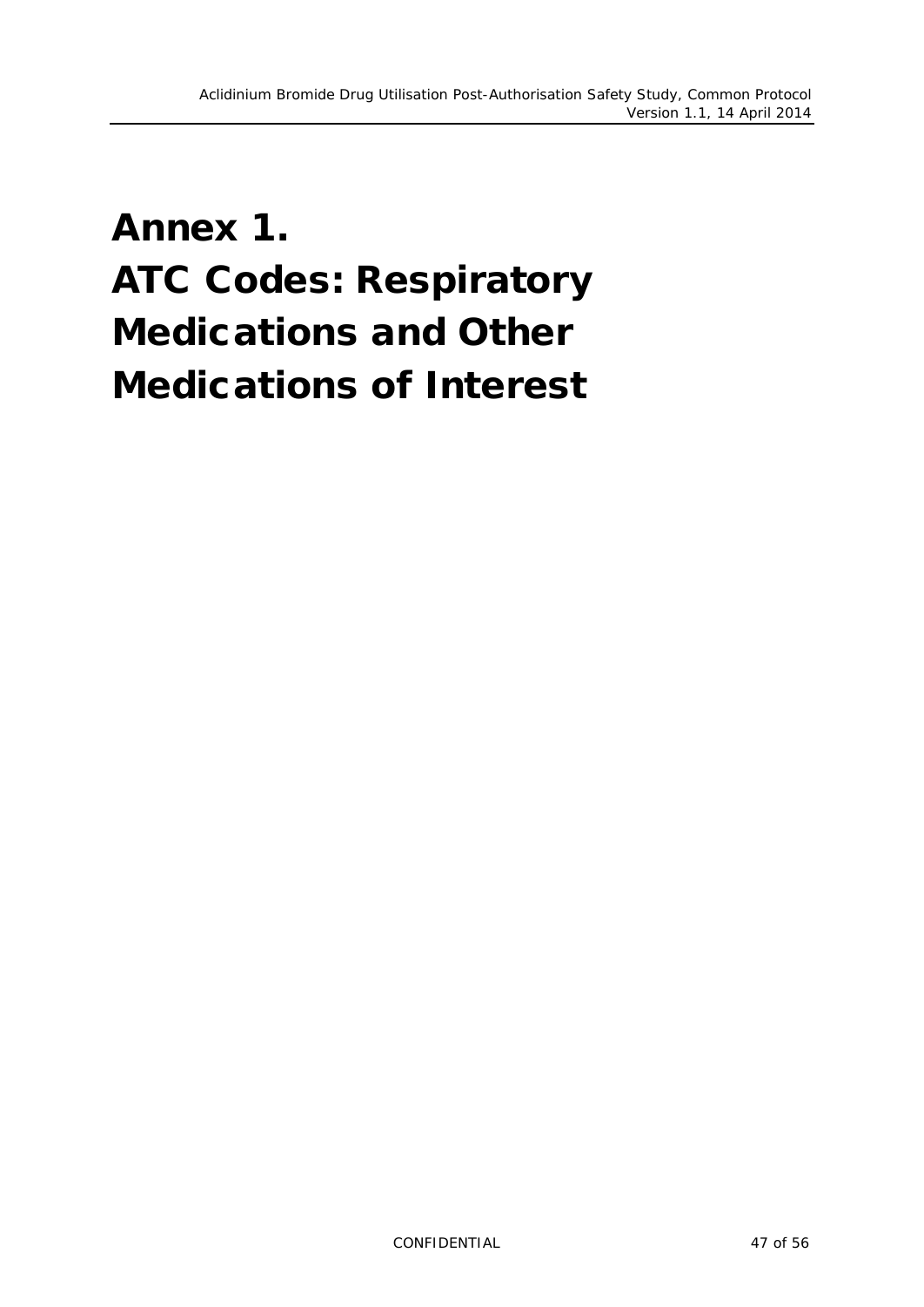# Annex 1. ATC Codes: Respiratory Medications and Other Medications of Interest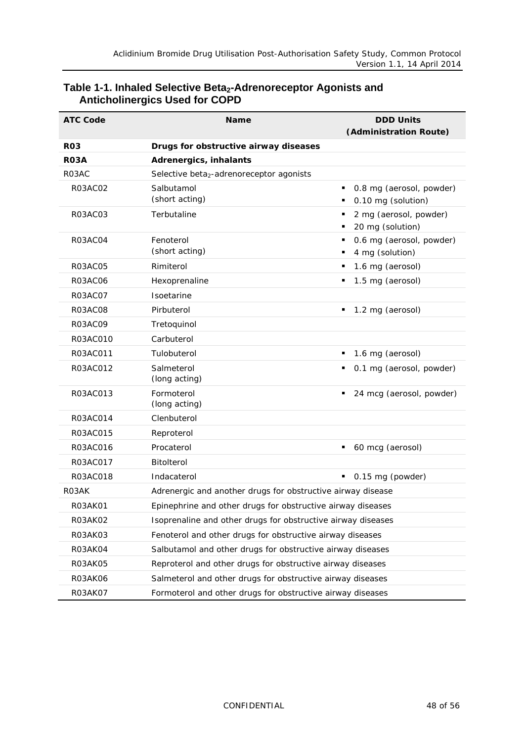## Table 1-1. Inhaled Selective $Beta_2$-Adrenoreceptor Agonists and Anticholinergics Used for COPD

| ATC Code | Name | DDD Units (Administration Route) |
|---|---|---|
| **R03** | **Drugs for obstructive airway diseases** | |
| **R03A** | **Adrenergics, inhalants** | |
| R03AC | Selective $beta_2$-adrenoreceptor agonists | |
| R03AC02 | Salbutamol (short acting) | ▪ 0.8 mg (aerosol, powder)<br>▪ 0.10 mg (solution) |
| R03AC03 | Terbutaline | ▪ 2 mg (aerosol, powder)<br>▪ 20 mg (solution) |
| R03AC04 | Fenoterol (short acting) | ▪ 0.6 mg (aerosol, powder)<br>▪ 4 mg (solution) |
| R03AC05 | Rimiterol | ▪ 1.6 mg (aerosol) |
| R03AC06 | Hexoprenaline | ▪ 1.5 mg (aerosol) |
| R03AC07 | Isoetarine | |
| R03AC08 | Pirbuterol | ▪ 1.2 mg (aerosol) |
| R03AC09 | Tretoquinol | |
| R03AC010 | Carbuterol | |
| R03AC011 | Tulobuterol | ▪ 1.6 mg (aerosol) |
| R03AC012 | Salmeterol (long acting) | ▪ 0.1 mg (aerosol, powder) |
| R03AC013 | Formoterol (long acting) | ▪ 24 mcg (aerosol, powder) |
| R03AC014 | Clenbuterol | |
| R03AC015 | Reproterol | |
| R03AC016 | Procaterol | ▪ 60 mcg (aerosol) |
| R03AC017 | Bitolterol | |
| R03AC018 | Indacaterol | ▪ 0.15 mg (powder) |
| R03AK | Adrenergic and another drugs for obstructive airway disease | |
| R03AK01 | Epinephrine and other drugs for obstructive airway diseases | |
| R03AK02 | Isoprenaline and other drugs for obstructive airway diseases | |
| R03AK03 | Fenoterol and other drugs for obstructive airway diseases | |
| R03AK04 | Salbutamol and other drugs for obstructive airway diseases | |
| R03AK05 | Reproterol and other drugs for obstructive airway diseases | |
| R03AK06 | Salmeterol and other drugs for obstructive airway diseases | |
| R03AK07 | Formoterol and other drugs for obstructive airway diseases | |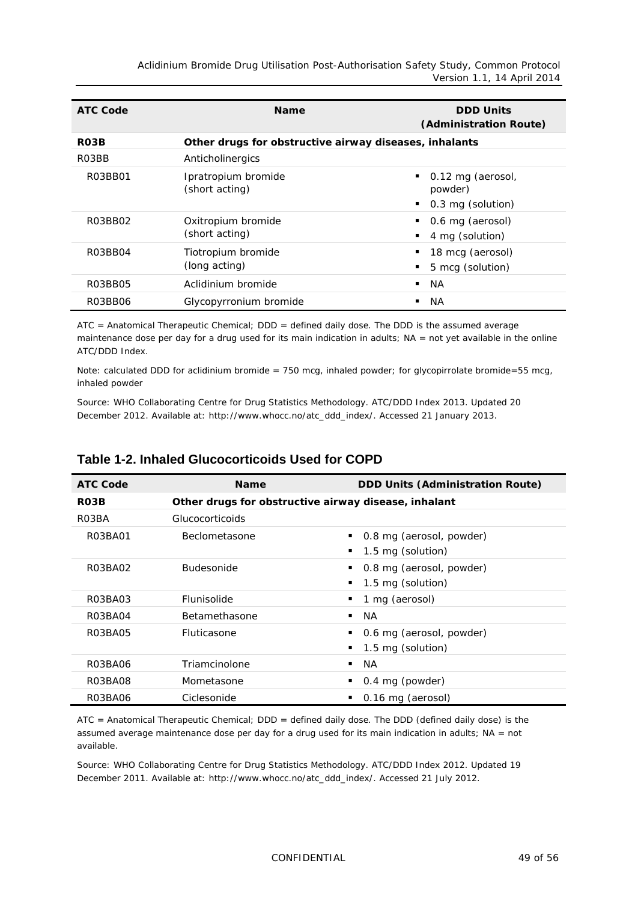| ATC Code | Name | DDD Units (Administration Route) |
|---|---|---|
| **R03B** | **Other drugs for obstructive airway diseases, inhalants** | |
| R03BB | Anticholinergics | |
| R03BB01 | Ipratropium bromide (short acting) | ▪ 0.12 mg (aerosol, powder)<br>▪ 0.3 mg (solution) |
| R03BB02 | Oxitropium bromide (short acting) | ▪ 0.6 mg (aerosol)<br>▪ 4 mg (solution) |
| R03BB04 | Tiotropium bromide (long acting) | ▪ 18 mcg (aerosol)<br>▪ 5 mcg (solution) |
| R03BB05 | Aclidinium bromide | ▪ NA |
| R03BB06 | Glycopyrronium bromide | ▪ NA |

ATC = Anatomical Therapeutic Chemical; DDD = defined daily dose. The DDD is the assumed average maintenance dose per day for a drug used for its main indication in adults; NA = not yet available in the online ATC/DDD Index.

Note: calculated DDD for aclidinium bromide = 750 mcg, inhaled powder; for glycopirrolate bromide=55 mcg, inhaled powder

Source: WHO Collaborating Centre for Drug Statistics Methodology. ATC/DDD Index 2013. Updated 20 December 2012. Available at: http://www.whocc.no/atc_ddd_index/. Accessed 21 January 2013.

## Table 1-2. Inhaled Glucocorticoids Used for COPD

| ATC Code | Name | DDD Units (Administration Route) |
|---|---|---|
| **R03B** | **Other drugs for obstructive airway disease, inhalant** | |
| R03BA | Glucocorticoids | |
| R03BA01 | Beclometasone | ▪ 0.8 mg (aerosol, powder)<br>▪ 1.5 mg (solution) |
| R03BA02 | Budesonide | ▪ 0.8 mg (aerosol, powder)<br>▪ 1.5 mg (solution) |
| R03BA03 | Flunisolide | ▪ 1 mg (aerosol) |
| R03BA04 | Betamethasone | ▪ NA |
| R03BA05 | Fluticasone | ▪ 0.6 mg (aerosol, powder)<br>▪ 1.5 mg (solution) |
| R03BA06 | Triamcinolone | ▪ NA |
| R03BA08 | Mometasone | ▪ 0.4 mg (powder) |
| R03BA06 | Ciclesonide | ▪ 0.16 mg (aerosol) |

ATC = Anatomical Therapeutic Chemical; DDD = defined daily dose. The DDD (defined daily dose) is the assumed average maintenance dose per day for a drug used for its main indication in adults; NA = not available.

Source: WHO Collaborating Centre for Drug Statistics Methodology. ATC/DDD Index 2012. Updated 19 December 2011. Available at: http://www.whocc.no/atc_ddd_index/. Accessed 21 July 2012.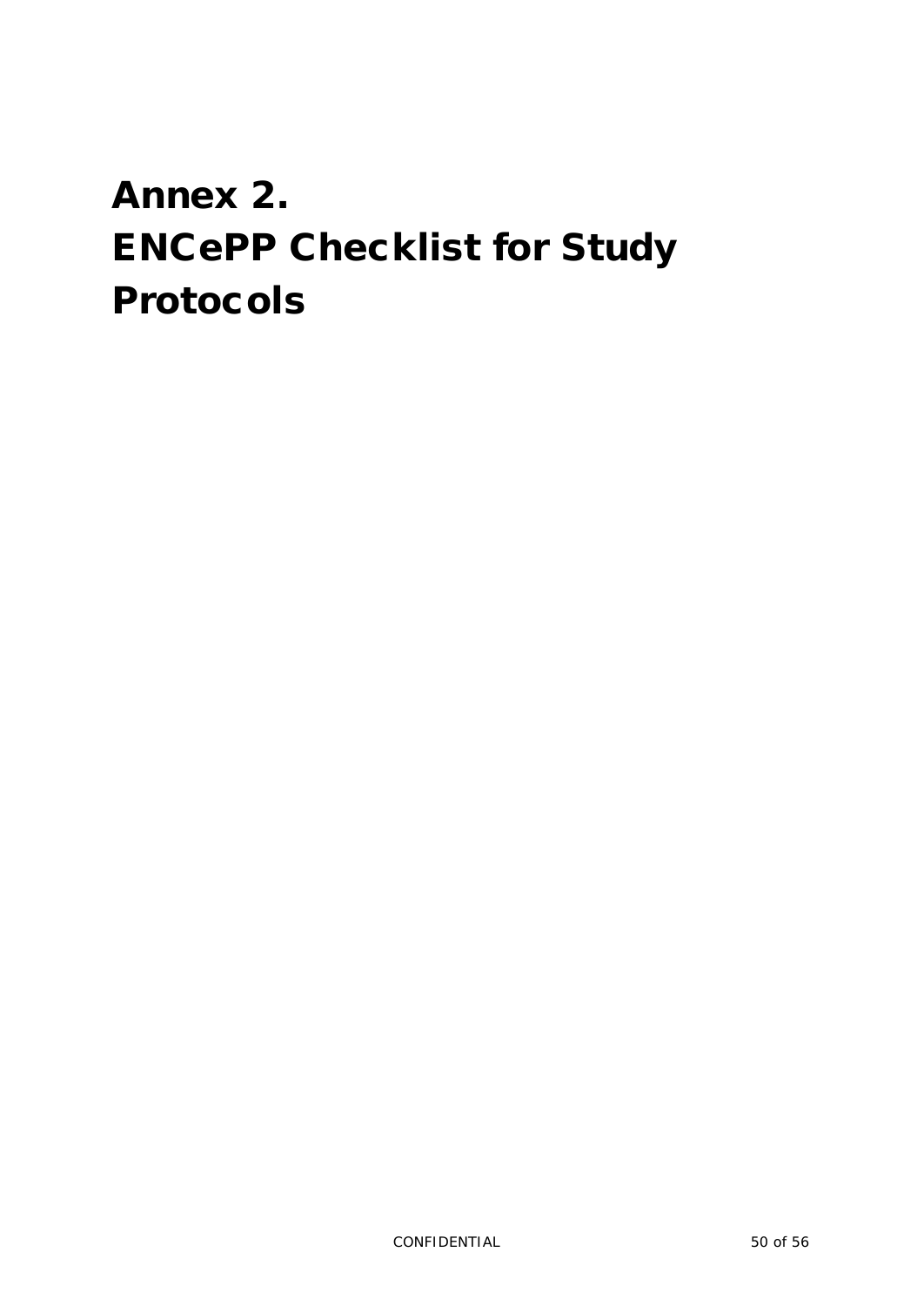# Annex 2.
# ENCePP Checklist for Study Protocols

CONFIDENTIAL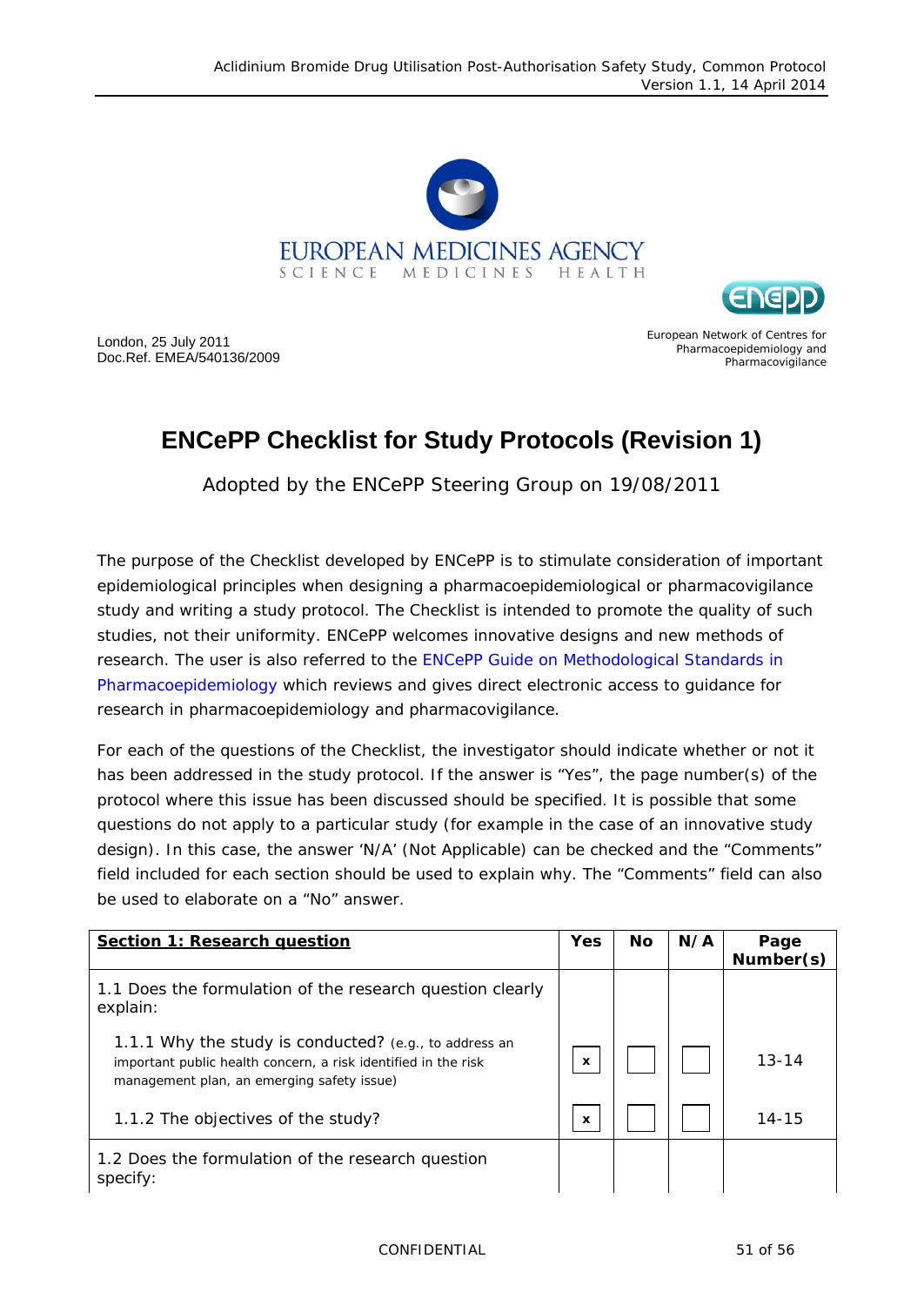EUROPEAN MEDICINES AGENCY
SCIENCE MEDICINES HEALTH

London, 25 July 2011
Doc.Ref. EMEA/540136/2009

European Network of Centres for Pharmacoepidemiology and Pharmacovigilance

# ENCePP Checklist for Study Protocols (Revision 1)

Adopted by the ENCePP Steering Group on 19/08/2011

The purpose of the Checklist developed by ENCePP is to stimulate consideration of important epidemiological principles when designing a pharmacoepidemiological or pharmacovigilance study and writing a study protocol. The Checklist is intended to promote the quality of such studies, not their uniformity. ENCePP welcomes innovative designs and new methods of research. The user is also referred to the ENCePP Guide on Methodological Standards in Pharmacoepidemiology which reviews and gives direct electronic access to guidance for research in pharmacoepidemiology and pharmacovigilance.

For each of the questions of the Checklist, the investigator should indicate whether or not it has been addressed in the study protocol. If the answer is "Yes", the page number(s) of the protocol where this issue has been discussed should be specified. It is possible that some questions do not apply to a particular study (for example in the case of an innovative study design). In this case, the answer 'N/A' (Not Applicable) can be checked and the "Comments" field included for each section should be used to explain why. The "Comments" field can also be used to elaborate on a "No" answer.

| **Section 1: Research question** | Yes | No | N/A | Page Number(s) |
|---|---|---|---|---|
| 1.1 Does the formulation of the research question clearly explain: | | | | |
| 1.1.1 Why the study is conducted? (e.g., to address an important public health concern, a risk identified in the risk management plan, an emerging safety issue) | x | | | 13-14 |
| 1.1.2 The objectives of the study? | x | | | 14-15 |
| 1.2 Does the formulation of the research question specify: | | | | |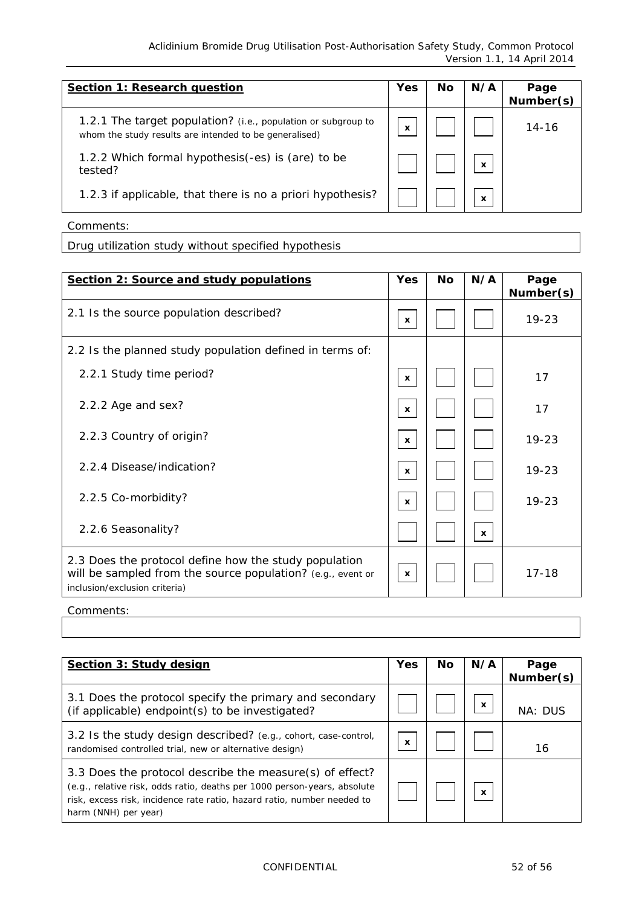| **Section 1: Research question** | Yes | No | N/A | Page Number(s) |
|---|---|---|---|---|
| 1.2.1 The target population? (i.e., population or subgroup to whom the study results are intended to be generalised) | x | | | 14-16 |
| 1.2.2 Which formal hypothesis(-es) is (are) to be tested? | | | x | |
| 1.2.3 if applicable, that there is no a priori hypothesis? | | | x | |

Comments:

Drug utilization study without specified hypothesis

| **Section 2: Source and study populations** | Yes | No | N/A | Page Number(s) |
|---|---|---|---|---|
| 2.1 Is the source population described? | x | | | 19-23 |
| 2.2 Is the planned study population defined in terms of: | | | | |
| 2.2.1 Study time period? | x | | | 17 |
| 2.2.2 Age and sex? | x | | | 17 |
| 2.2.3 Country of origin? | x | | | 19-23 |
| 2.2.4 Disease/indication? | x | | | 19-23 |
| 2.2.5 Co-morbidity? | x | | | 19-23 |
| 2.2.6 Seasonality? | | | x | |
| 2.3 Does the protocol define how the study population will be sampled from the source population? (e.g., event or inclusion/exclusion criteria) | x | | | 17-18 |

Comments:

| **Section 3: Study design** | Yes | No | N/A | Page Number(s) |
|---|---|---|---|---|
| 3.1 Does the protocol specify the primary and secondary (if applicable) endpoint(s) to be investigated? | | | x | NA: DUS |
| 3.2 Is the study design described? (e.g., cohort, case-control, randomised controlled trial, new or alternative design) | x | | | 16 |
| 3.3 Does the protocol describe the measure(s) of effect? (e.g., relative risk, odds ratio, deaths per 1000 person-years, absolute risk, excess risk, incidence rate ratio, hazard ratio, number needed to harm (NNH) per year) | | | x | |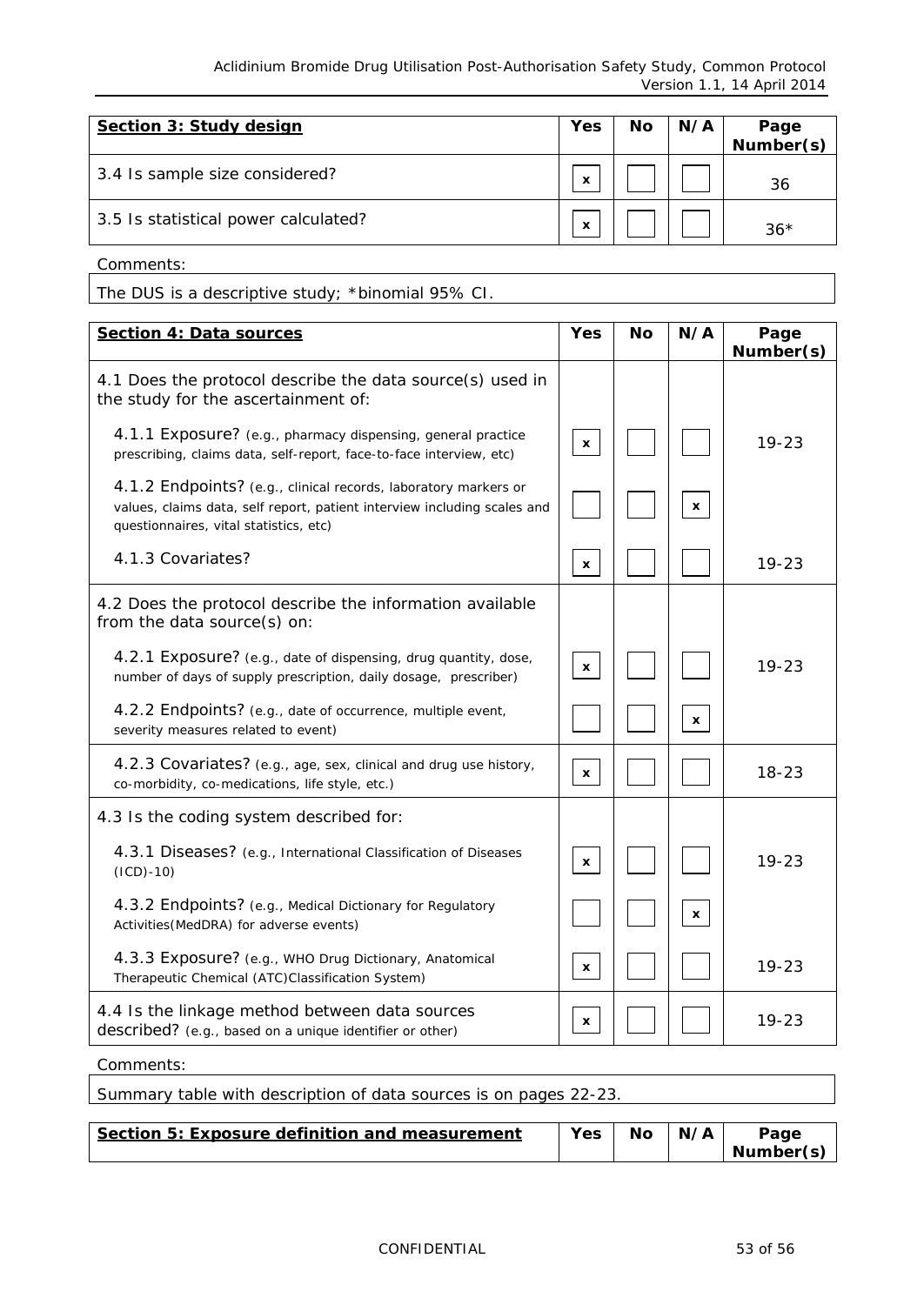| **Section 3: Study design** | **Yes** | **No** | **N/A** | **Page Number(s)** |
|---|---|---|---|---|
| 3.4 Is sample size considered? | x | | | 36 |
| 3.5 Is statistical power calculated? | x | | | 36* |

Comments:

The DUS is a descriptive study; *binomial 95% CI.

| **Section 4: Data sources** | **Yes** | **No** | **N/A** | **Page Number(s)** |
|---|---|---|---|---|
| 4.1 Does the protocol describe the data source(s) used in the study for the ascertainment of: | | | | |
| 4.1.1 Exposure? *(e.g., pharmacy dispensing, general practice prescribing, claims data, self-report, face-to-face interview, etc)* | x | | | 19-23 |
| 4.1.2 Endpoints? *(e.g., clinical records, laboratory markers or values, claims data, self report, patient interview including scales and questionnaires, vital statistics, etc)* | | | x | |
| 4.1.3 Covariates? | x | | | 19-23 |
| 4.2 Does the protocol describe the information available from the data source(s) on: | | | | |
| 4.2.1 Exposure? *(e.g., date of dispensing, drug quantity, dose, number of days of supply prescription, daily dosage, prescriber)* | x | | | 19-23 |
| 4.2.2 Endpoints? *(e.g., date of occurrence, multiple event, severity measures related to event)* | | | x | |
| 4.2.3 Covariates? *(e.g., age, sex, clinical and drug use history, co-morbidity, co-medications, life style, etc.)* | x | | | 18-23 |
| 4.3 Is the coding system described for: | | | | |
| 4.3.1 Diseases? *(e.g., International Classification of Diseases (ICD)-10)* | x | | | 19-23 |
| 4.3.2 Endpoints? *(e.g., Medical Dictionary for Regulatory Activities(MedDRA) for adverse events)* | | | x | |
| 4.3.3 Exposure? *(e.g., WHO Drug Dictionary, Anatomical Therapeutic Chemical (ATC)Classification System)* | x | | | 19-23 |
| 4.4 Is the linkage method between data sources described? *(e.g., based on a unique identifier or other)* | x | | | 19-23 |

Comments:

Summary table with description of data sources is on pages 22-23.

| **Section 5: Exposure definition and measurement** | **Yes** | **No** | **N/A** | **Page Number(s)** |
|---|---|---|---|---|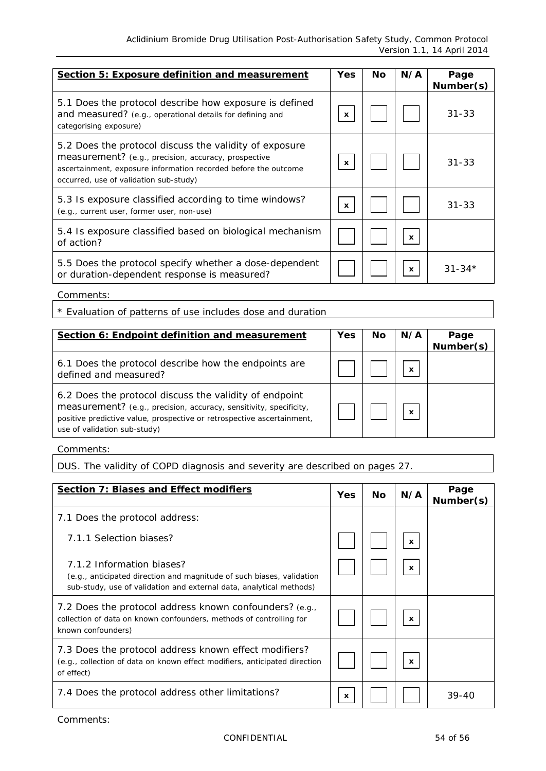| **Section 5: Exposure definition and measurement** | Yes | No | N/A | Page Number(s) |
|---|---|---|---|---|
| 5.1 Does the protocol describe how exposure is defined and measured? (e.g., operational details for defining and categorising exposure) | x | | | 31-33 |
| 5.2 Does the protocol discuss the validity of exposure measurement? (e.g., precision, accuracy, prospective ascertainment, exposure information recorded before the outcome occurred, use of validation sub-study) | x | | | 31-33 |
| 5.3 Is exposure classified according to time windows? (e.g., current user, former user, non-use) | x | | | 31-33 |
| 5.4 Is exposure classified based on biological mechanism of action? | | | x | |
| 5.5 Does the protocol specify whether a dose-dependent or duration-dependent response is measured? | | | x | 31-34* |

Comments:

* Evaluation of patterns of use includes dose and duration

| **Section 6: Endpoint definition and measurement** | Yes | No | N/A | Page Number(s) |
|---|---|---|---|---|
| 6.1 Does the protocol describe how the endpoints are defined and measured? | | | x | |
| 6.2 Does the protocol discuss the validity of endpoint measurement? (e.g., precision, accuracy, sensitivity, specificity, positive predictive value, prospective or retrospective ascertainment, use of validation sub-study) | | | x | |

Comments:

DUS. The validity of COPD diagnosis and severity are described on pages 27.

| **Section 7: Biases and Effect modifiers** | Yes | No | N/A | Page Number(s) |
|---|---|---|---|---|
| 7.1 Does the protocol address: | | | | |
| 7.1.1 Selection biases? | | | x | |
| 7.1.2 Information biases? (e.g., anticipated direction and magnitude of such biases, validation sub-study, use of validation and external data, analytical methods) | | | x | |
| 7.2 Does the protocol address known confounders? (e.g., collection of data on known confounders, methods of controlling for known confounders) | | | x | |
| 7.3 Does the protocol address known effect modifiers? (e.g., collection of data on known effect modifiers, anticipated direction of effect) | | | x | |
| 7.4 Does the protocol address other limitations? | x | | | 39-40 |

Comments: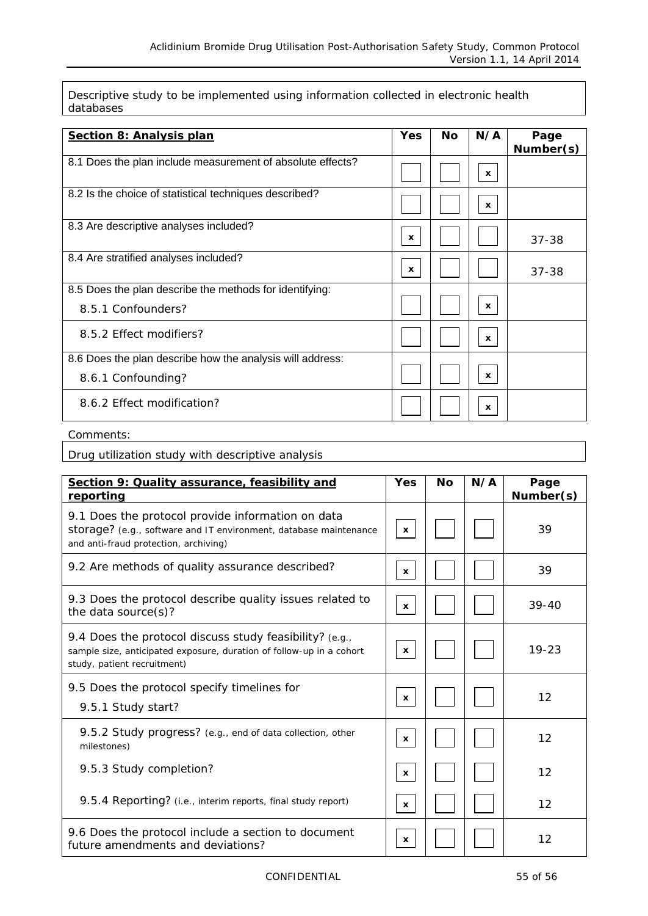Descriptive study to be implemented using information collected in electronic health databases

| Section 8: Analysis plan | Yes | No | N/A | Page Number(s) |
|---|---|---|---|---|
| 8.1 Does the plan include measurement of absolute effects? | | | x | |
| 8.2 Is the choice of statistical techniques described? | | | x | |
| 8.3 Are descriptive analyses included? | x | | | 37-38 |
| 8.4 Are stratified analyses included? | x | | | 37-38 |
| 8.5 Does the plan describe the methods for identifying: 8.5.1 Confounders? | | | x | |
| 8.5.2 Effect modifiers? | | | x | |
| 8.6 Does the plan describe how the analysis will address: 8.6.1 Confounding? | | | x | |
| 8.6.2 Effect modification? | | | x | |

Comments:

Drug utilization study with descriptive analysis

| Section 9: Quality assurance, feasibility and reporting | Yes | No | N/A | Page Number(s) |
|---|---|---|---|---|
| 9.1 Does the protocol provide information on data storage? (e.g., software and IT environment, database maintenance and anti-fraud protection, archiving) | x | | | 39 |
| 9.2 Are methods of quality assurance described? | x | | | 39 |
| 9.3 Does the protocol describe quality issues related to the data source(s)? | x | | | 39-40 |
| 9.4 Does the protocol discuss study feasibility? (e.g., sample size, anticipated exposure, duration of follow-up in a cohort study, patient recruitment) | x | | | 19-23 |
| 9.5 Does the protocol specify timelines for 9.5.1 Study start? | x | | | 12 |
| 9.5.2 Study progress? (e.g., end of data collection, other milestones) | x | | | 12 |
| 9.5.3 Study completion? | x | | | 12 |
| 9.5.4 Reporting? (i.e., interim reports, final study report) | x | | | 12 |
| 9.6 Does the protocol include a section to document future amendments and deviations? | x | | | 12 |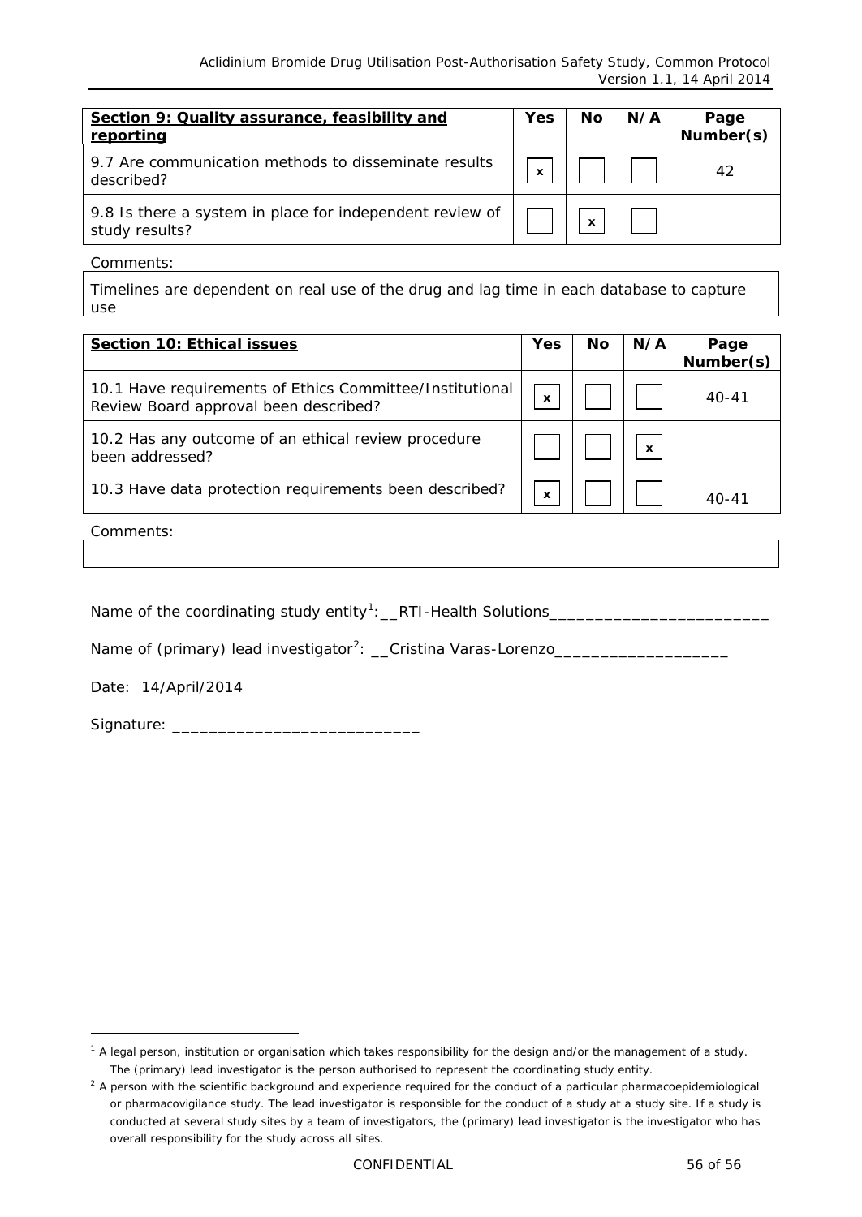| **Section 9: Quality assurance, feasibility and reporting** | **Yes** | **No** | **N/A** | **Page Number(s)** |
|---|---|---|---|---|
| 9.7 Are communication methods to disseminate results described? | x | | | 42 |
| 9.8 Is there a system in place for independent review of study results? | | x | | |

Comments:

Timelines are dependent on real use of the drug and lag time in each database to capture use

| **Section 10: Ethical issues** | **Yes** | **No** | **N/A** | **Page Number(s)** |
|---|---|---|---|---|
| 10.1 Have requirements of Ethics Committee/Institutional Review Board approval been described? | x | | | 40-41 |
| 10.2 Has any outcome of an ethical review procedure been addressed? | | | x | |
| 10.3 Have data protection requirements been described? | x | | | 40-41 |

Comments:

Name of the coordinating study entity[1]: __RTI-Health Solutions________________________

Name of (primary) lead investigator[2]: __Cristina Varas-Lorenzo___________________

Date: 14/April/2014

Signature: ___________________________

[1] A legal person, institution or organisation which takes responsibility for the design and/or the management of a study. The (primary) lead investigator is the person authorised to represent the coordinating study entity.

[2] A person with the scientific background and experience required for the conduct of a particular pharmacoepidemiological or pharmacovigilance study. The lead investigator is responsible for the conduct of a study at a study site. If a study is conducted at several study sites by a team of investigators, the (primary) lead investigator is the investigator who has overall responsibility for the study across all sites.